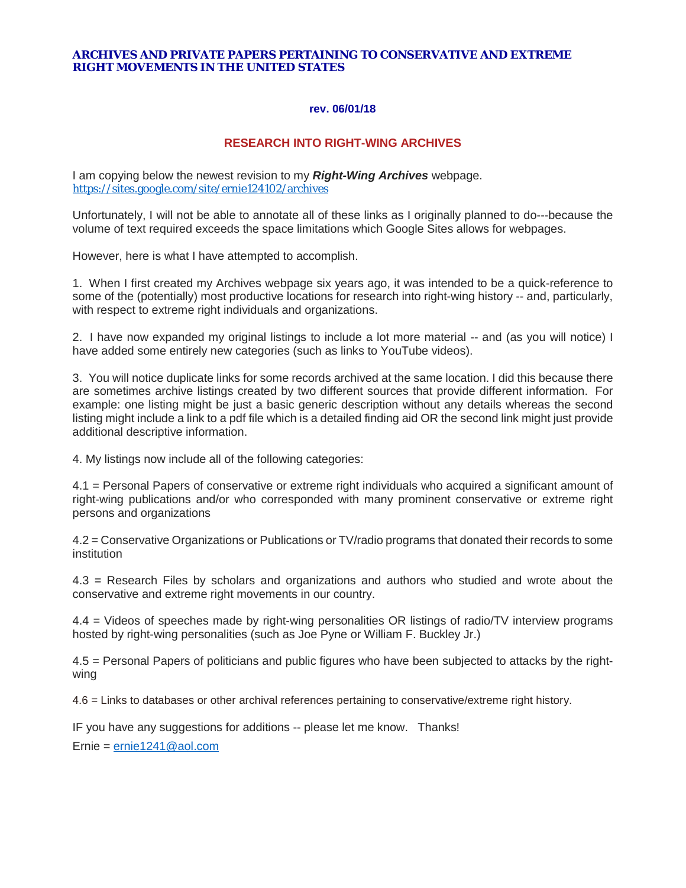# ARCHIVES AND PRIVATE PAPERS PERTAINING TO CONSERVATIVE AND EXTREME RIGHT MOVEMENTS IN THE UNITED STATES

**rev. 06/01/18**

## RESEARCH INTO RIGHT-WING ARCHIVES

I am copying below the newest revision to my ***Right-Wing Archives*** webpage.
https://sites.google.com/site/ernie124102/archives

Unfortunately, I will not be able to annotate all of these links as I originally planned to do---because the volume of text required exceeds the space limitations which Google Sites allows for webpages.

However, here is what I have attempted to accomplish.

1. When I first created my Archives webpage six years ago, it was intended to be a quick-reference to some of the (potentially) most productive locations for research into right-wing history -- and, particularly, with respect to extreme right individuals and organizations.

2. I have now expanded my original listings to include a lot more material -- and (as you will notice) I have added some entirely new categories (such as links to YouTube videos).

3. You will notice duplicate links for some records archived at the same location. I did this because there are sometimes archive listings created by two different sources that provide different information. For example: one listing might be just a basic generic description without any details whereas the second listing might include a link to a pdf file which is a detailed finding aid OR the second link might just provide additional descriptive information.

4. My listings now include all of the following categories:

4.1 = Personal Papers of conservative or extreme right individuals who acquired a significant amount of right-wing publications and/or who corresponded with many prominent conservative or extreme right persons and organizations

4.2 = Conservative Organizations or Publications or TV/radio programs that donated their records to some institution

4.3 = Research Files by scholars and organizations and authors who studied and wrote about the conservative and extreme right movements in our country.

4.4 = Videos of speeches made by right-wing personalities OR listings of radio/TV interview programs hosted by right-wing personalities (such as Joe Pyne or William F. Buckley Jr.)

4.5 = Personal Papers of politicians and public figures who have been subjected to attacks by the right-wing

4.6 = Links to databases or other archival references pertaining to conservative/extreme right history.

IF you have any suggestions for additions -- please let me know. Thanks!

Ernie = ernie1241@aol.com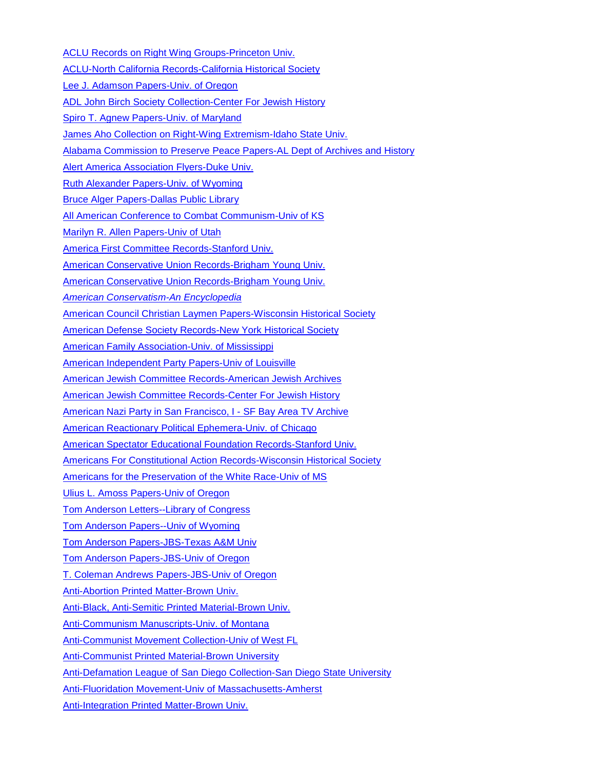ACLU Records on Right Wing Groups-Princeton Univ.

ACLU-North California Records-California Historical Society

Lee J. Adamson Papers-Univ. of Oregon

ADL John Birch Society Collection-Center For Jewish History

Spiro T. Agnew Papers-Univ. of Maryland

James Aho Collection on Right-Wing Extremism-Idaho State Univ.

Alabama Commission to Preserve Peace Papers-AL Dept of Archives and History

Alert America Association Flyers-Duke Univ.

Ruth Alexander Papers-Univ. of Wyoming

Bruce Alger Papers-Dallas Public Library

All American Conference to Combat Communism-Univ of KS

Marilyn R. Allen Papers-Univ of Utah

America First Committee Records-Stanford Univ.

American Conservative Union Records-Brigham Young Univ.

American Conservative Union Records-Brigham Young Univ.

*American Conservatism-An Encyclopedia*

American Council Christian Laymen Papers-Wisconsin Historical Society

American Defense Society Records-New York Historical Society

American Family Association-Univ. of Mississippi

American Independent Party Papers-Univ of Louisville

American Jewish Committee Records-American Jewish Archives

American Jewish Committee Records-Center For Jewish History

American Nazi Party in San Francisco, I - SF Bay Area TV Archive

American Reactionary Political Ephemera-Univ. of Chicago

American Spectator Educational Foundation Records-Stanford Univ.

Americans For Constitutional Action Records-Wisconsin Historical Society

Americans for the Preservation of the White Race-Univ of MS

Ulius L. Amoss Papers-Univ of Oregon

Tom Anderson Letters--Library of Congress

Tom Anderson Papers--Univ of Wyoming

Tom Anderson Papers-JBS-Texas A&M Univ

Tom Anderson Papers-JBS-Univ of Oregon

T. Coleman Andrews Papers-JBS-Univ of Oregon

Anti-Abortion Printed Matter-Brown Univ.

Anti-Black, Anti-Semitic Printed Material-Brown Univ.

Anti-Communism Manuscripts-Univ. of Montana

Anti-Communist Movement Collection-Univ of West FL

Anti-Communist Printed Material-Brown University

Anti-Defamation League of San Diego Collection-San Diego State University

Anti-Fluoridation Movement-Univ of Massachusetts-Amherst

Anti-Integration Printed Matter-Brown Univ.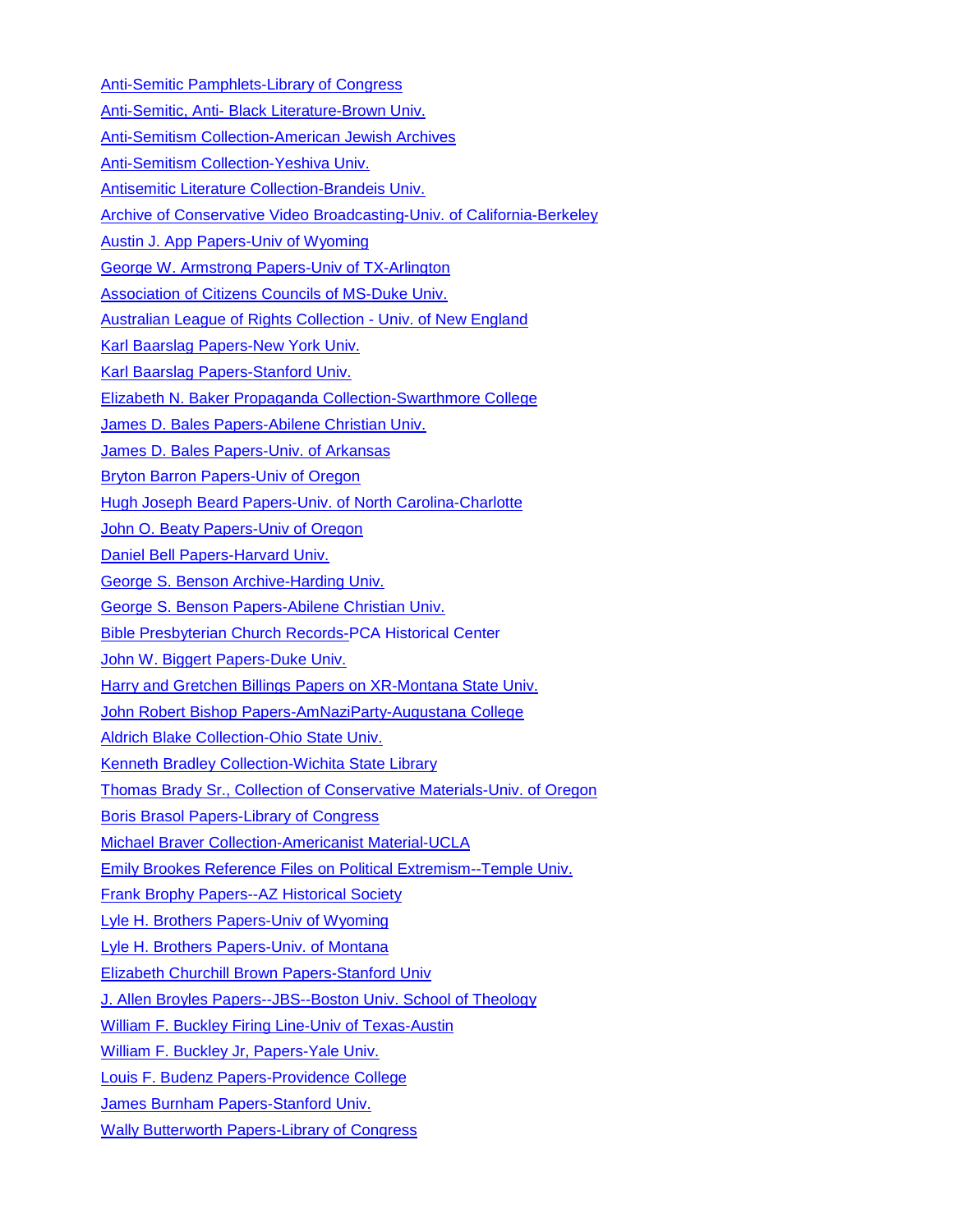Anti-Semitic Pamphlets-Library of Congress

Anti-Semitic, Anti- Black Literature-Brown Univ.

Anti-Semitism Collection-American Jewish Archives

Anti-Semitism Collection-Yeshiva Univ.

Antisemitic Literature Collection-Brandeis Univ.

Archive of Conservative Video Broadcasting-Univ. of California-Berkeley

Austin J. App Papers-Univ of Wyoming

George W. Armstrong Papers-Univ of TX-Arlington

Association of Citizens Councils of MS-Duke Univ.

Australian League of Rights Collection - Univ. of New England

Karl Baarslag Papers-New York Univ.

Karl Baarslag Papers-Stanford Univ.

Elizabeth N. Baker Propaganda Collection-Swarthmore College

James D. Bales Papers-Abilene Christian Univ.

James D. Bales Papers-Univ. of Arkansas

Bryton Barron Papers-Univ of Oregon

Hugh Joseph Beard Papers-Univ. of North Carolina-Charlotte

John O. Beaty Papers-Univ of Oregon

Daniel Bell Papers-Harvard Univ.

George S. Benson Archive-Harding Univ.

George S. Benson Papers-Abilene Christian Univ.

Bible Presbyterian Church Records-PCA Historical Center

John W. Biggert Papers-Duke Univ.

Harry and Gretchen Billings Papers on XR-Montana State Univ.

John Robert Bishop Papers-AmNaziParty-Augustana College

Aldrich Blake Collection-Ohio State Univ.

Kenneth Bradley Collection-Wichita State Library

Thomas Brady Sr., Collection of Conservative Materials-Univ. of Oregon

Boris Brasol Papers-Library of Congress

Michael Braver Collection-Americanist Material-UCLA

Emily Brookes Reference Files on Political Extremism--Temple Univ.

Frank Brophy Papers--AZ Historical Society

Lyle H. Brothers Papers-Univ of Wyoming

Lyle H. Brothers Papers-Univ. of Montana

Elizabeth Churchill Brown Papers-Stanford Univ

J. Allen Broyles Papers--JBS--Boston Univ. School of Theology

William F. Buckley Firing Line-Univ of Texas-Austin

William F. Buckley Jr, Papers-Yale Univ.

Louis F. Budenz Papers-Providence College

James Burnham Papers-Stanford Univ.

Wally Butterworth Papers-Library of Congress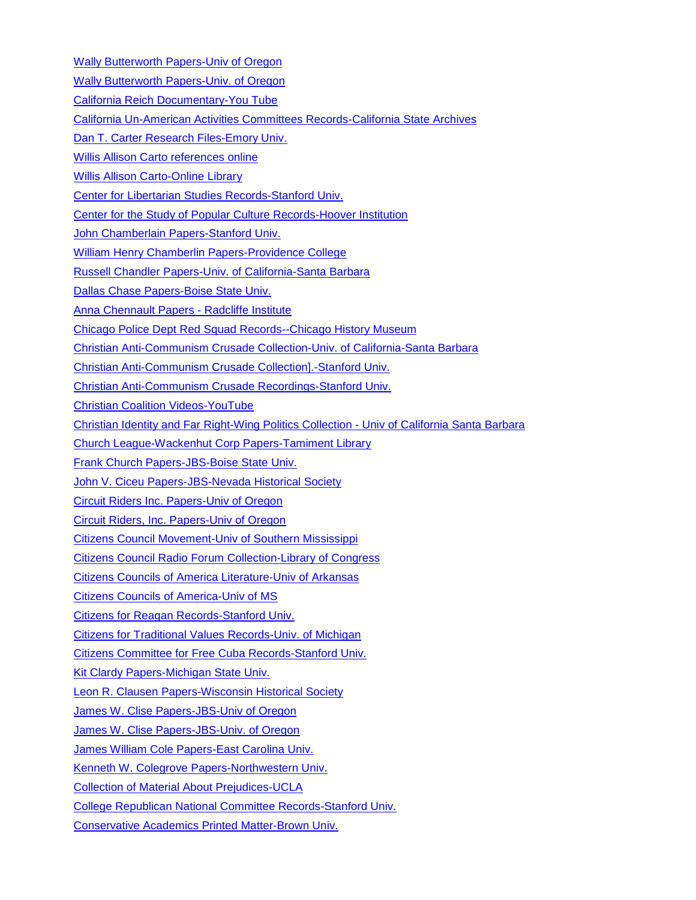Wally Butterworth Papers-Univ of Oregon

Wally Butterworth Papers-Univ. of Oregon

California Reich Documentary-You Tube

California Un-American Activities Committees Records-California State Archives

Dan T. Carter Research Files-Emory Univ.

Willis Allison Carto references online

Willis Allison Carto-Online Library

Center for Libertarian Studies Records-Stanford Univ.

Center for the Study of Popular Culture Records-Hoover Institution

John Chamberlain Papers-Stanford Univ.

William Henry Chamberlin Papers-Providence College

Russell Chandler Papers-Univ. of California-Santa Barbara

Dallas Chase Papers-Boise State Univ.

Anna Chennault Papers - Radcliffe Institute

Chicago Police Dept Red Squad Records--Chicago History Museum

Christian Anti-Communism Crusade Collection-Univ. of California-Santa Barbara

Christian Anti-Communism Crusade Collection].-Stanford Univ.

Christian Anti-Communism Crusade Recordings-Stanford Univ.

Christian Coalition Videos-YouTube

Christian Identity and Far Right-Wing Politics Collection - Univ of California Santa Barbara

Church League-Wackenhut Corp Papers-Tamiment Library

Frank Church Papers-JBS-Boise State Univ.

John V. Ciceu Papers-JBS-Nevada Historical Society

Circuit Riders Inc. Papers-Univ of Oregon

Circuit Riders, Inc. Papers-Univ of Oregon

Citizens Council Movement-Univ of Southern Mississippi

Citizens Council Radio Forum Collection-Library of Congress

Citizens Councils of America Literature-Univ of Arkansas

Citizens Councils of America-Univ of MS

Citizens for Reagan Records-Stanford Univ.

Citizens for Traditional Values Records-Univ. of Michigan

Citizens Committee for Free Cuba Records-Stanford Univ.

Kit Clardy Papers-Michigan State Univ.

Leon R. Clausen Papers-Wisconsin Historical Society

James W. Clise Papers-JBS-Univ of Oregon

James W. Clise Papers-JBS-Univ. of Oregon

James William Cole Papers-East Carolina Univ.

Kenneth W. Colegrove Papers-Northwestern Univ.

Collection of Material About Prejudices-UCLA

College Republican National Committee Records-Stanford Univ.

Conservative Academics Printed Matter-Brown Univ.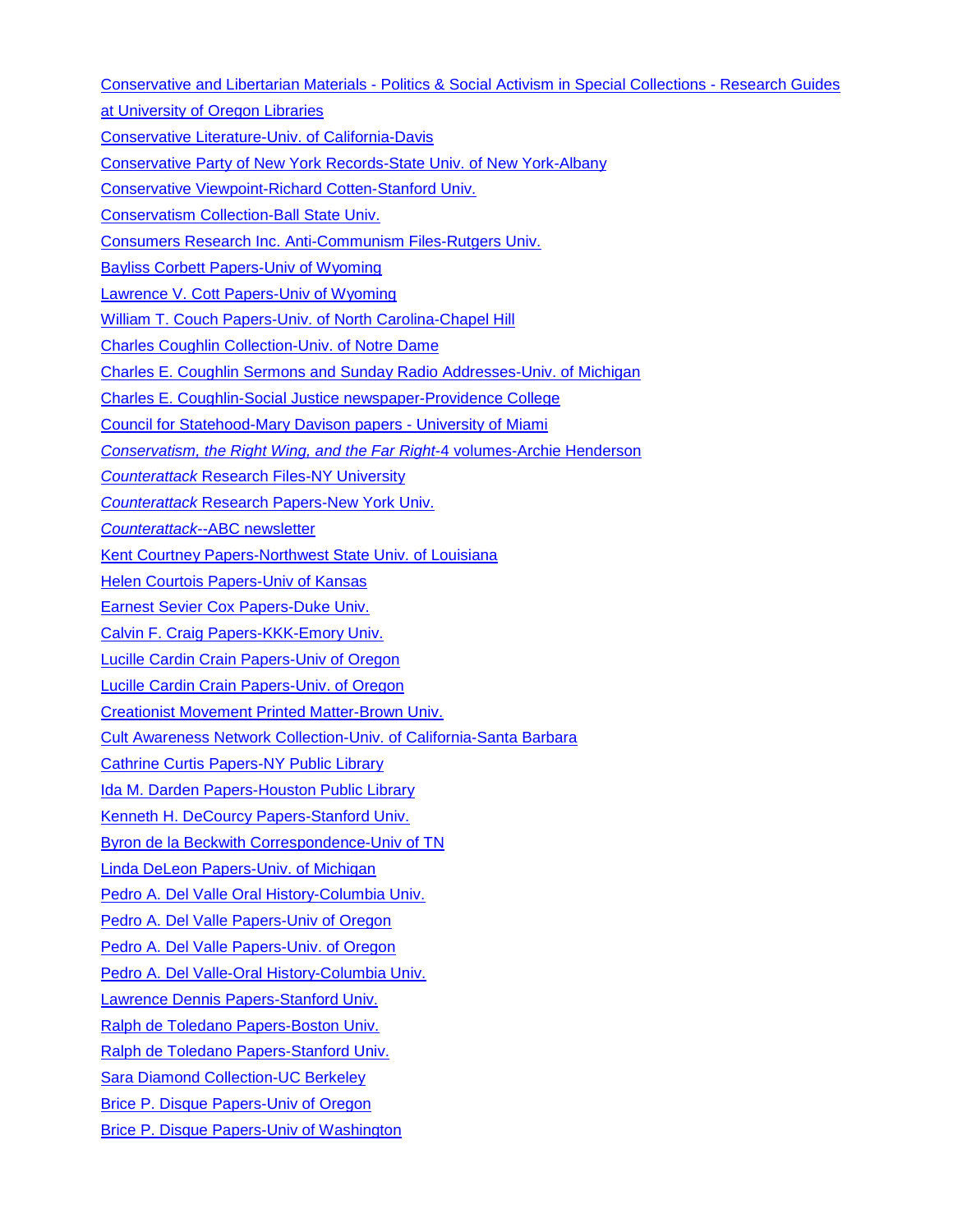Conservative and Libertarian Materials - Politics & Social Activism in Special Collections - Research Guides at University of Oregon Libraries

Conservative Literature-Univ. of California-Davis

Conservative Party of New York Records-State Univ. of New York-Albany

Conservative Viewpoint-Richard Cotten-Stanford Univ.

Conservatism Collection-Ball State Univ.

Consumers Research Inc. Anti-Communism Files-Rutgers Univ.

Bayliss Corbett Papers-Univ of Wyoming

Lawrence V. Cott Papers-Univ of Wyoming

William T. Couch Papers-Univ. of North Carolina-Chapel Hill

Charles Coughlin Collection-Univ. of Notre Dame

Charles E. Coughlin Sermons and Sunday Radio Addresses-Univ. of Michigan

Charles E. Coughlin-Social Justice newspaper-Providence College

Council for Statehood-Mary Davison papers - University of Miami

*Conservatism, the Right Wing, and the Far Right*-4 volumes-Archie Henderson

*Counterattack* Research Files-NY University

*Counterattack* Research Papers-New York Univ.

*Counterattack*--ABC newsletter

Kent Courtney Papers-Northwest State Univ. of Louisiana

Helen Courtois Papers-Univ of Kansas

Earnest Sevier Cox Papers-Duke Univ.

Calvin F. Craig Papers-KKK-Emory Univ.

Lucille Cardin Crain Papers-Univ of Oregon

Lucille Cardin Crain Papers-Univ. of Oregon

Creationist Movement Printed Matter-Brown Univ.

Cult Awareness Network Collection-Univ. of California-Santa Barbara

Cathrine Curtis Papers-NY Public Library

Ida M. Darden Papers-Houston Public Library

Kenneth H. DeCourcy Papers-Stanford Univ.

Byron de la Beckwith Correspondence-Univ of TN

Linda DeLeon Papers-Univ. of Michigan

Pedro A. Del Valle Oral History-Columbia Univ.

Pedro A. Del Valle Papers-Univ of Oregon

Pedro A. Del Valle Papers-Univ. of Oregon

Pedro A. Del Valle-Oral History-Columbia Univ.

Lawrence Dennis Papers-Stanford Univ.

Ralph de Toledano Papers-Boston Univ.

Ralph de Toledano Papers-Stanford Univ.

Sara Diamond Collection-UC Berkeley

Brice P. Disque Papers-Univ of Oregon

Brice P. Disque Papers-Univ of Washington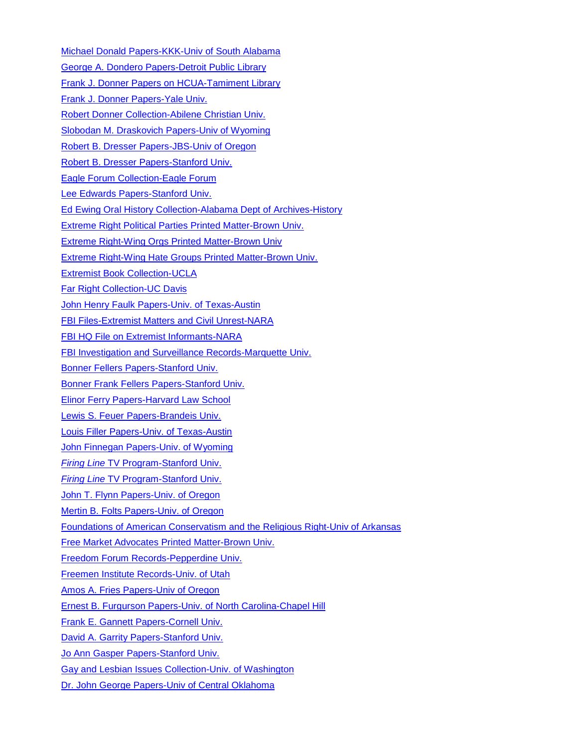Michael Donald Papers-KKK-Univ of South Alabama

George A. Dondero Papers-Detroit Public Library

Frank J. Donner Papers on HCUA-Tamiment Library

Frank J. Donner Papers-Yale Univ.

Robert Donner Collection-Abilene Christian Univ.

Slobodan M. Draskovich Papers-Univ of Wyoming

Robert B. Dresser Papers-JBS-Univ of Oregon

Robert B. Dresser Papers-Stanford Univ.

Eagle Forum Collection-Eagle Forum

Lee Edwards Papers-Stanford Univ.

Ed Ewing Oral History Collection-Alabama Dept of Archives-History

Extreme Right Political Parties Printed Matter-Brown Univ.

Extreme Right-Wing Orgs Printed Matter-Brown Univ

Extreme Right-Wing Hate Groups Printed Matter-Brown Univ.

Extremist Book Collection-UCLA

Far Right Collection-UC Davis

John Henry Faulk Papers-Univ. of Texas-Austin

FBI Files-Extremist Matters and Civil Unrest-NARA

FBI HQ File on Extremist Informants-NARA

FBI Investigation and Surveillance Records-Marquette Univ.

Bonner Fellers Papers-Stanford Univ.

Bonner Frank Fellers Papers-Stanford Univ.

Elinor Ferry Papers-Harvard Law School

Lewis S. Feuer Papers-Brandeis Univ.

Louis Filler Papers-Univ. of Texas-Austin

John Finnegan Papers-Univ. of Wyoming

*Firing Line* TV Program-Stanford Univ.

*Firing Line* TV Program-Stanford Univ.

John T. Flynn Papers-Univ. of Oregon

Mertin B. Folts Papers-Univ. of Oregon

Foundations of American Conservatism and the Religious Right-Univ of Arkansas

Free Market Advocates Printed Matter-Brown Univ.

Freedom Forum Records-Pepperdine Univ.

Freemen Institute Records-Univ. of Utah

Amos A. Fries Papers-Univ of Oregon

Ernest B. Furgurson Papers-Univ. of North Carolina-Chapel Hill

Frank E. Gannett Papers-Cornell Univ.

David A. Garrity Papers-Stanford Univ.

Jo Ann Gasper Papers-Stanford Univ.

Gay and Lesbian Issues Collection-Univ. of Washington

Dr. John George Papers-Univ of Central Oklahoma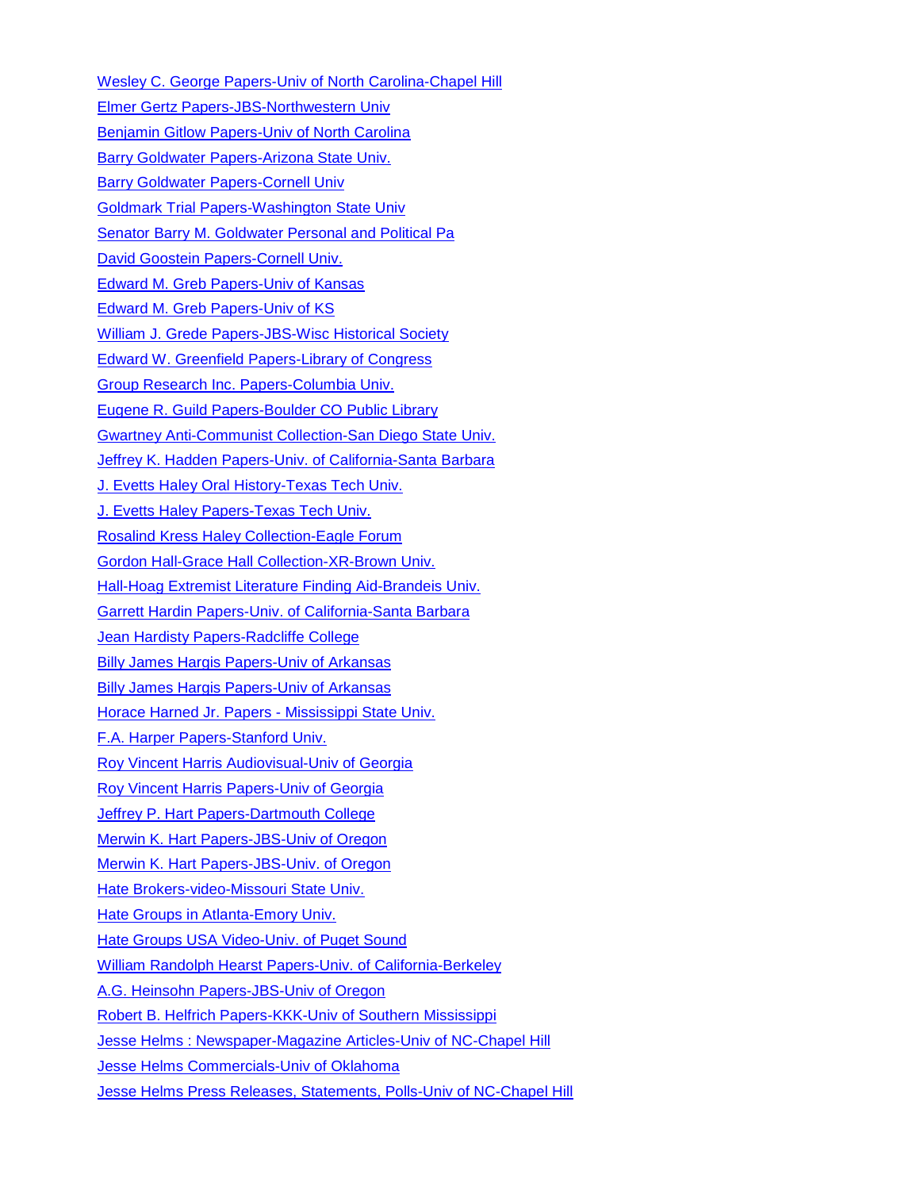Wesley C. George Papers-Univ of North Carolina-Chapel Hill

Elmer Gertz Papers-JBS-Northwestern Univ

Benjamin Gitlow Papers-Univ of North Carolina

Barry Goldwater Papers-Arizona State Univ.

Barry Goldwater Papers-Cornell Univ

Goldmark Trial Papers-Washington State Univ

Senator Barry M. Goldwater Personal and Political Pa

David Goostein Papers-Cornell Univ.

Edward M. Greb Papers-Univ of Kansas

Edward M. Greb Papers-Univ of KS

William J. Grede Papers-JBS-Wisc Historical Society

Edward W. Greenfield Papers-Library of Congress

Group Research Inc. Papers-Columbia Univ.

Eugene R. Guild Papers-Boulder CO Public Library

Gwartney Anti-Communist Collection-San Diego State Univ.

Jeffrey K. Hadden Papers-Univ. of California-Santa Barbara

J. Evetts Haley Oral History-Texas Tech Univ.

J. Evetts Haley Papers-Texas Tech Univ.

Rosalind Kress Haley Collection-Eagle Forum

Gordon Hall-Grace Hall Collection-XR-Brown Univ.

Hall-Hoag Extremist Literature Finding Aid-Brandeis Univ.

Garrett Hardin Papers-Univ. of California-Santa Barbara

Jean Hardisty Papers-Radcliffe College

Billy James Hargis Papers-Univ of Arkansas

Billy James Hargis Papers-Univ of Arkansas

Horace Harned Jr. Papers - Mississippi State Univ.

F.A. Harper Papers-Stanford Univ.

Roy Vincent Harris Audiovisual-Univ of Georgia

Roy Vincent Harris Papers-Univ of Georgia

Jeffrey P. Hart Papers-Dartmouth College

Merwin K. Hart Papers-JBS-Univ of Oregon

Merwin K. Hart Papers-JBS-Univ. of Oregon

Hate Brokers-video-Missouri State Univ.

Hate Groups in Atlanta-Emory Univ.

Hate Groups USA Video-Univ. of Puget Sound

William Randolph Hearst Papers-Univ. of California-Berkeley

A.G. Heinsohn Papers-JBS-Univ of Oregon

Robert B. Helfrich Papers-KKK-Univ of Southern Mississippi

Jesse Helms : Newspaper-Magazine Articles-Univ of NC-Chapel Hill

Jesse Helms Commercials-Univ of Oklahoma

Jesse Helms Press Releases, Statements, Polls-Univ of NC-Chapel Hill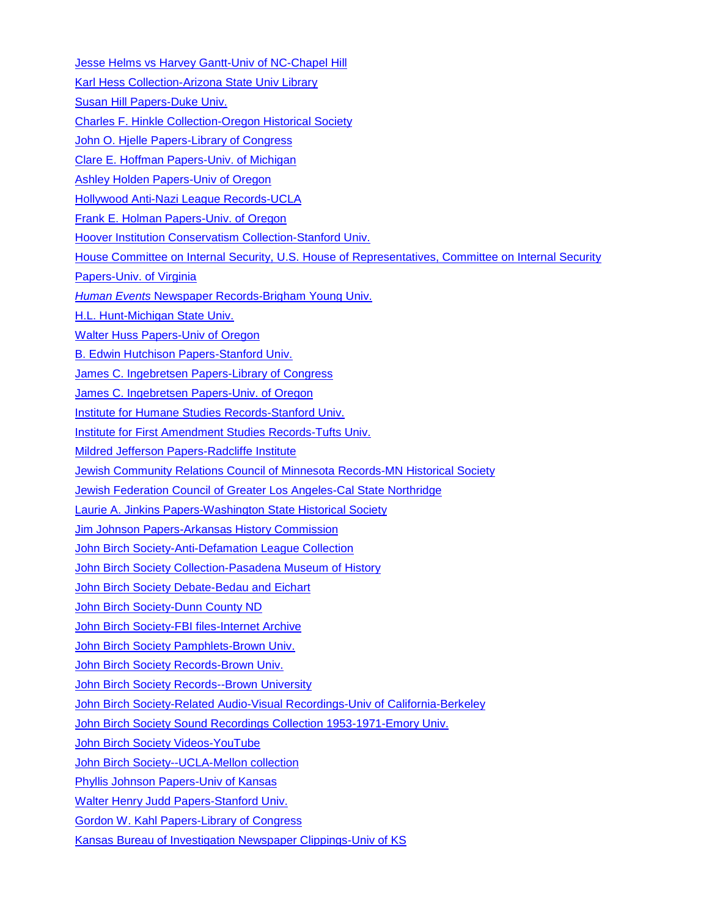Jesse Helms vs Harvey Gantt-Univ of NC-Chapel Hill

Karl Hess Collection-Arizona State Univ Library

Susan Hill Papers-Duke Univ.

Charles F. Hinkle Collection-Oregon Historical Society

John O. Hjelle Papers-Library of Congress

Clare E. Hoffman Papers-Univ. of Michigan

Ashley Holden Papers-Univ of Oregon

Hollywood Anti-Nazi League Records-UCLA

Frank E. Holman Papers-Univ. of Oregon

Hoover Institution Conservatism Collection-Stanford Univ.

House Committee on Internal Security, U.S. House of Representatives, Committee on Internal Security Papers-Univ. of Virginia

*Human Events* Newspaper Records-Brigham Young Univ.

H.L. Hunt-Michigan State Univ.

Walter Huss Papers-Univ of Oregon

B. Edwin Hutchison Papers-Stanford Univ.

James C. Ingebretsen Papers-Library of Congress

James C. Ingebretsen Papers-Univ. of Oregon

Institute for Humane Studies Records-Stanford Univ.

Institute for First Amendment Studies Records-Tufts Univ.

Mildred Jefferson Papers-Radcliffe Institute

Jewish Community Relations Council of Minnesota Records-MN Historical Society

Jewish Federation Council of Greater Los Angeles-Cal State Northridge

Laurie A. Jinkins Papers-Washington State Historical Society

Jim Johnson Papers-Arkansas History Commission

John Birch Society-Anti-Defamation League Collection

John Birch Society Collection-Pasadena Museum of History

John Birch Society Debate-Bedau and Eichart

John Birch Society-Dunn County ND

John Birch Society-FBI files-Internet Archive

John Birch Society Pamphlets-Brown Univ.

John Birch Society Records-Brown Univ.

John Birch Society Records--Brown University

John Birch Society-Related Audio-Visual Recordings-Univ of California-Berkeley

John Birch Society Sound Recordings Collection 1953-1971-Emory Univ.

John Birch Society Videos-YouTube

John Birch Society--UCLA-Mellon collection

Phyllis Johnson Papers-Univ of Kansas

Walter Henry Judd Papers-Stanford Univ.

Gordon W. Kahl Papers-Library of Congress

Kansas Bureau of Investigation Newspaper Clippings-Univ of KS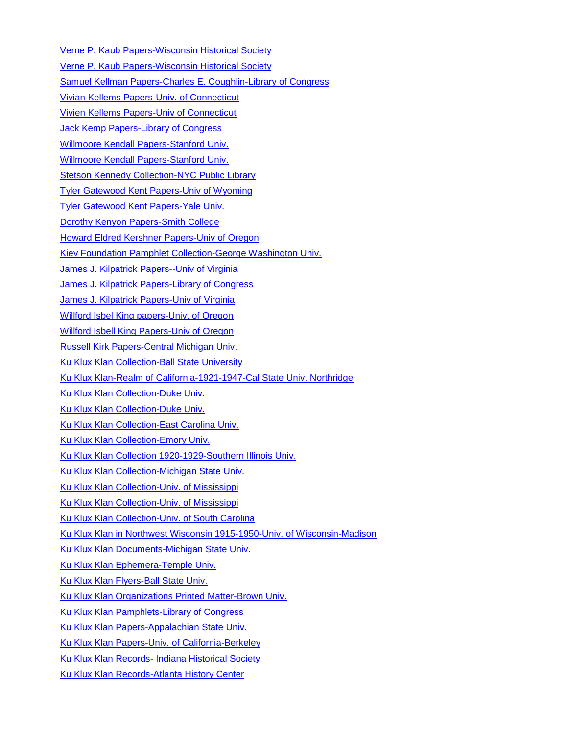Verne P. Kaub Papers-Wisconsin Historical Society

Verne P. Kaub Papers-Wisconsin Historical Society

Samuel Kellman Papers-Charles E. Coughlin-Library of Congress

Vivian Kellems Papers-Univ. of Connecticut

Vivien Kellems Papers-Univ of Connecticut

Jack Kemp Papers-Library of Congress

Willmoore Kendall Papers-Stanford Univ.

Willmoore Kendall Papers-Stanford Univ.

Stetson Kennedy Collection-NYC Public Library

Tyler Gatewood Kent Papers-Univ of Wyoming

Tyler Gatewood Kent Papers-Yale Univ.

Dorothy Kenyon Papers-Smith College

Howard Eldred Kershner Papers-Univ of Oregon

Kiev Foundation Pamphlet Collection-George Washington Univ.

James J. Kilpatrick Papers--Univ of Virginia

James J. Kilpatrick Papers-Library of Congress

James J. Kilpatrick Papers-Univ of Virginia

Willford Isbel King papers-Univ. of Oregon

Willford Isbell King Papers-Univ of Oregon

Russell Kirk Papers-Central Michigan Univ.

Ku Klux Klan Collection-Ball State University

Ku Klux Klan-Realm of California-1921-1947-Cal State Univ. Northridge

Ku Klux Klan Collection-Duke Univ.

Ku Klux Klan Collection-Duke Univ.

Ku Klux Klan Collection-East Carolina Univ.

Ku Klux Klan Collection-Emory Univ.

Ku Klux Klan Collection 1920-1929-Southern Illinois Univ.

Ku Klux Klan Collection-Michigan State Univ.

Ku Klux Klan Collection-Univ. of Mississippi

Ku Klux Klan Collection-Univ. of Mississippi

Ku Klux Klan Collection-Univ. of South Carolina

Ku Klux Klan in Northwest Wisconsin 1915-1950-Univ. of Wisconsin-Madison

Ku Klux Klan Documents-Michigan State Univ.

Ku Klux Klan Ephemera-Temple Univ.

Ku Klux Klan Flyers-Ball State Univ.

Ku Klux Klan Organizations Printed Matter-Brown Univ.

Ku Klux Klan Pamphlets-Library of Congress

Ku Klux Klan Papers-Appalachian State Univ.

Ku Klux Klan Papers-Univ. of California-Berkeley

Ku Klux Klan Records- Indiana Historical Society

Ku Klux Klan Records-Atlanta History Center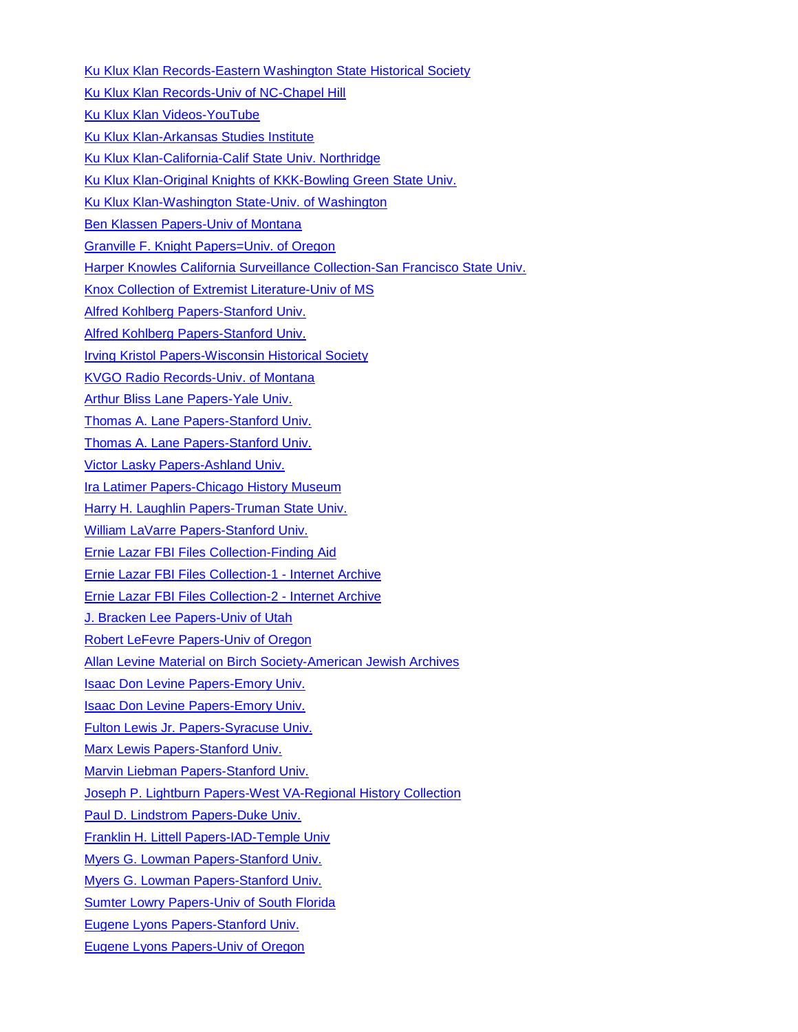Ku Klux Klan Records-Eastern Washington State Historical Society

Ku Klux Klan Records-Univ of NC-Chapel Hill

Ku Klux Klan Videos-YouTube

Ku Klux Klan-Arkansas Studies Institute

Ku Klux Klan-California-Calif State Univ. Northridge

Ku Klux Klan-Original Knights of KKK-Bowling Green State Univ.

Ku Klux Klan-Washington State-Univ. of Washington

Ben Klassen Papers-Univ of Montana

Granville F. Knight Papers=Univ. of Oregon

Harper Knowles California Surveillance Collection-San Francisco State Univ.

Knox Collection of Extremist Literature-Univ of MS

Alfred Kohlberg Papers-Stanford Univ.

Alfred Kohlberg Papers-Stanford Univ.

Irving Kristol Papers-Wisconsin Historical Society

KVGO Radio Records-Univ. of Montana

Arthur Bliss Lane Papers-Yale Univ.

Thomas A. Lane Papers-Stanford Univ.

Thomas A. Lane Papers-Stanford Univ.

Victor Lasky Papers-Ashland Univ.

Ira Latimer Papers-Chicago History Museum

Harry H. Laughlin Papers-Truman State Univ.

William LaVarre Papers-Stanford Univ.

Ernie Lazar FBI Files Collection-Finding Aid

Ernie Lazar FBI Files Collection-1 - Internet Archive

Ernie Lazar FBI Files Collection-2 - Internet Archive

J. Bracken Lee Papers-Univ of Utah

Robert LeFevre Papers-Univ of Oregon

Allan Levine Material on Birch Society-American Jewish Archives

Isaac Don Levine Papers-Emory Univ.

Isaac Don Levine Papers-Emory Univ.

Fulton Lewis Jr. Papers-Syracuse Univ.

Marx Lewis Papers-Stanford Univ.

Marvin Liebman Papers-Stanford Univ.

Joseph P. Lightburn Papers-West VA-Regional History Collection

Paul D. Lindstrom Papers-Duke Univ.

Franklin H. Littell Papers-IAD-Temple Univ

Myers G. Lowman Papers-Stanford Univ.

Myers G. Lowman Papers-Stanford Univ.

Sumter Lowry Papers-Univ of South Florida

Eugene Lyons Papers-Stanford Univ.

Eugene Lyons Papers-Univ of Oregon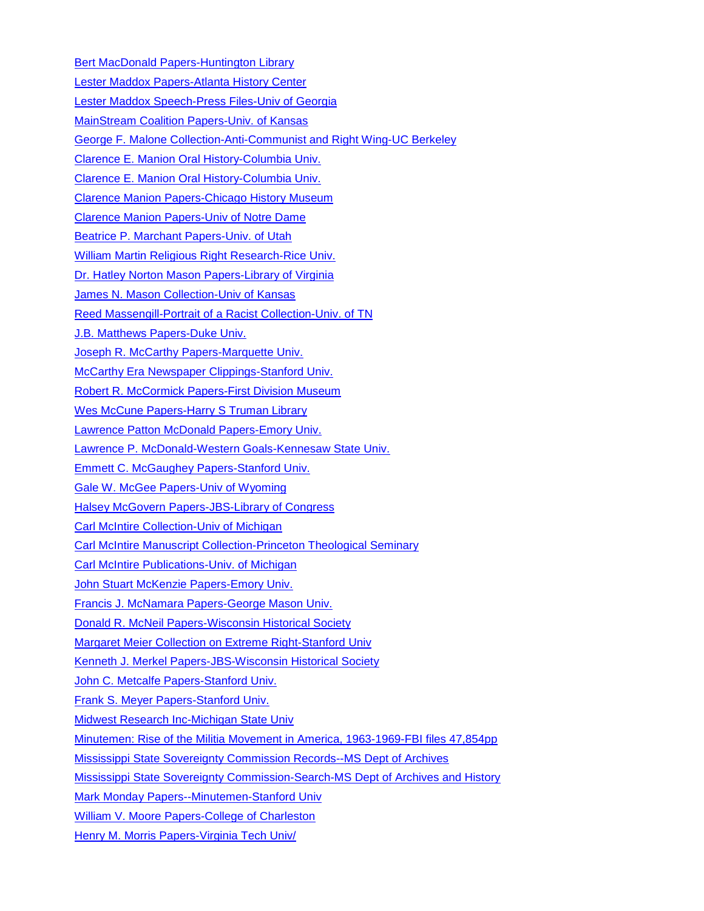Bert MacDonald Papers-Huntington Library

Lester Maddox Papers-Atlanta History Center

Lester Maddox Speech-Press Files-Univ of Georgia

MainStream Coalition Papers-Univ. of Kansas

George F. Malone Collection-Anti-Communist and Right Wing-UC Berkeley

Clarence E. Manion Oral History-Columbia Univ.

Clarence E. Manion Oral History-Columbia Univ.

Clarence Manion Papers-Chicago History Museum

Clarence Manion Papers-Univ of Notre Dame

Beatrice P. Marchant Papers-Univ. of Utah

William Martin Religious Right Research-Rice Univ.

Dr. Hatley Norton Mason Papers-Library of Virginia

James N. Mason Collection-Univ of Kansas

Reed Massengill-Portrait of a Racist Collection-Univ. of TN

J.B. Matthews Papers-Duke Univ.

Joseph R. McCarthy Papers-Marquette Univ.

McCarthy Era Newspaper Clippings-Stanford Univ.

Robert R. McCormick Papers-First Division Museum

Wes McCune Papers-Harry S Truman Library

Lawrence Patton McDonald Papers-Emory Univ.

Lawrence P. McDonald-Western Goals-Kennesaw State Univ.

Emmett C. McGaughey Papers-Stanford Univ.

Gale W. McGee Papers-Univ of Wyoming

Halsey McGovern Papers-JBS-Library of Congress

Carl McIntire Collection-Univ of Michigan

Carl McIntire Manuscript Collection-Princeton Theological Seminary

Carl McIntire Publications-Univ. of Michigan

John Stuart McKenzie Papers-Emory Univ.

Francis J. McNamara Papers-George Mason Univ.

Donald R. McNeil Papers-Wisconsin Historical Society

Margaret Meier Collection on Extreme Right-Stanford Univ

Kenneth J. Merkel Papers-JBS-Wisconsin Historical Society

John C. Metcalfe Papers-Stanford Univ.

Frank S. Meyer Papers-Stanford Univ.

Midwest Research Inc-Michigan State Univ

Minutemen: Rise of the Militia Movement in America, 1963-1969-FBI files 47,854pp

Mississippi State Sovereignty Commission Records--MS Dept of Archives

Mississippi State Sovereignty Commission-Search-MS Dept of Archives and History

Mark Monday Papers--Minutemen-Stanford Univ

William V. Moore Papers-College of Charleston

Henry M. Morris Papers-Virginia Tech Univ/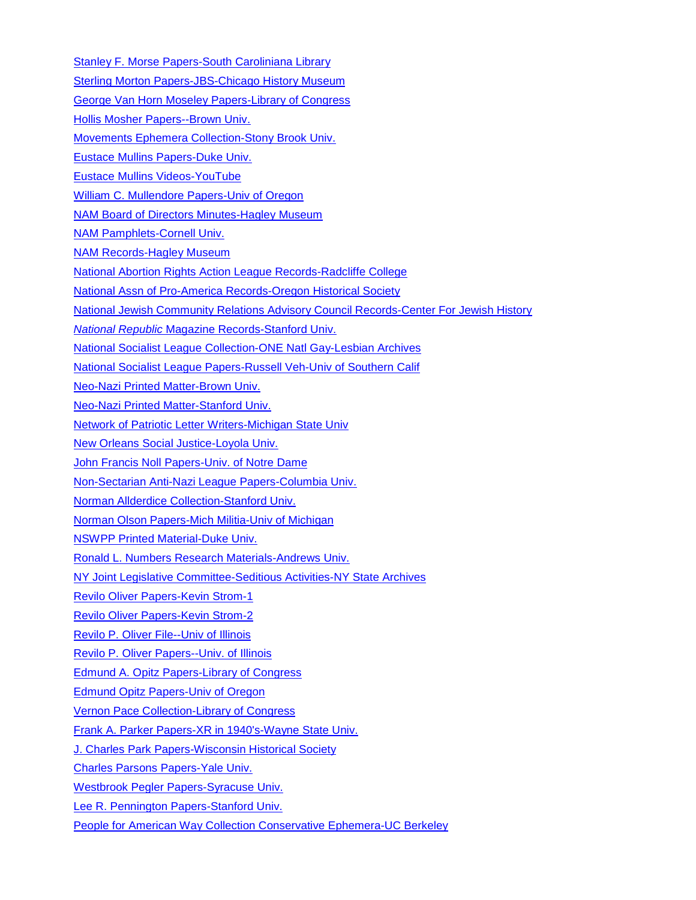Stanley F. Morse Papers-South Caroliniana Library

Sterling Morton Papers-JBS-Chicago History Museum

George Van Horn Moseley Papers-Library of Congress

Hollis Mosher Papers--Brown Univ.

Movements Ephemera Collection-Stony Brook Univ.

Eustace Mullins Papers-Duke Univ.

Eustace Mullins Videos-YouTube

William C. Mullendore Papers-Univ of Oregon

NAM Board of Directors Minutes-Hagley Museum

NAM Pamphlets-Cornell Univ.

NAM Records-Hagley Museum

National Abortion Rights Action League Records-Radcliffe College

National Assn of Pro-America Records-Oregon Historical Society

National Jewish Community Relations Advisory Council Records-Center For Jewish History

*National Republic* Magazine Records-Stanford Univ.

National Socialist League Collection-ONE Natl Gay-Lesbian Archives

National Socialist League Papers-Russell Veh-Univ of Southern Calif

Neo-Nazi Printed Matter-Brown Univ.

Neo-Nazi Printed Matter-Stanford Univ.

Network of Patriotic Letter Writers-Michigan State Univ

New Orleans Social Justice-Loyola Univ.

John Francis Noll Papers-Univ. of Notre Dame

Non-Sectarian Anti-Nazi League Papers-Columbia Univ.

Norman Allderdice Collection-Stanford Univ.

Norman Olson Papers-Mich Militia-Univ of Michigan

NSWPP Printed Material-Duke Univ.

Ronald L. Numbers Research Materials-Andrews Univ.

NY Joint Legislative Committee-Seditious Activities-NY State Archives

Revilo Oliver Papers-Kevin Strom-1

Revilo Oliver Papers-Kevin Strom-2

Revilo P. Oliver File--Univ of Illinois

Revilo P. Oliver Papers--Univ. of Illinois

Edmund A. Opitz Papers-Library of Congress

Edmund Opitz Papers-Univ of Oregon

Vernon Pace Collection-Library of Congress

Frank A. Parker Papers-XR in 1940's-Wayne State Univ.

J. Charles Park Papers-Wisconsin Historical Society

Charles Parsons Papers-Yale Univ.

Westbrook Pegler Papers-Syracuse Univ.

Lee R. Pennington Papers-Stanford Univ.

People for American Way Collection Conservative Ephemera-UC Berkeley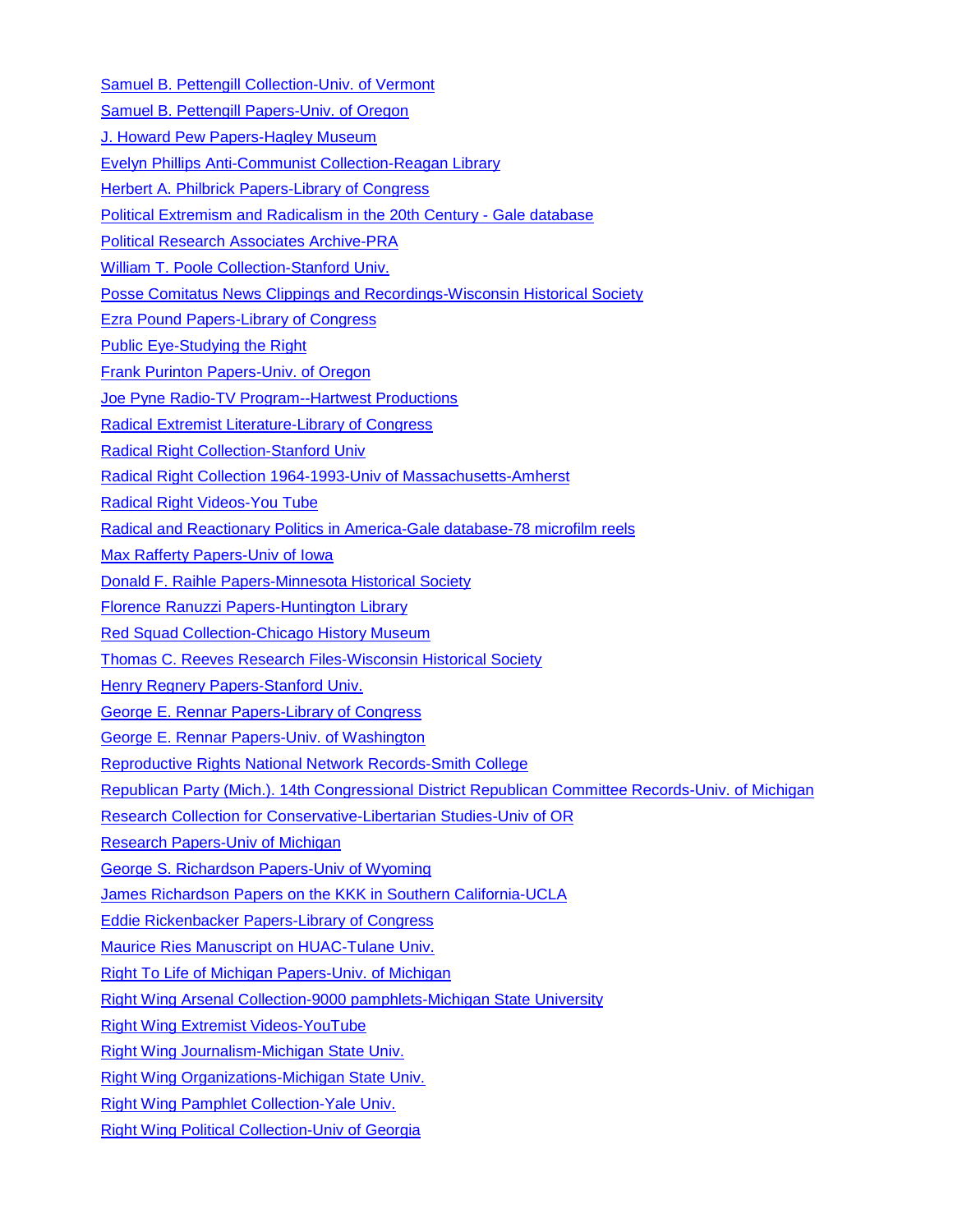Samuel B. Pettengill Collection-Univ. of Vermont

Samuel B. Pettengill Papers-Univ. of Oregon

J. Howard Pew Papers-Hagley Museum

Evelyn Phillips Anti-Communist Collection-Reagan Library

Herbert A. Philbrick Papers-Library of Congress

Political Extremism and Radicalism in the 20th Century - Gale database

Political Research Associates Archive-PRA

William T. Poole Collection-Stanford Univ.

Posse Comitatus News Clippings and Recordings-Wisconsin Historical Society

Ezra Pound Papers-Library of Congress

Public Eye-Studying the Right

Frank Purinton Papers-Univ. of Oregon

Joe Pyne Radio-TV Program--Hartwest Productions

Radical Extremist Literature-Library of Congress

Radical Right Collection-Stanford Univ

Radical Right Collection 1964-1993-Univ of Massachusetts-Amherst

Radical Right Videos-You Tube

Radical and Reactionary Politics in America-Gale database-78 microfilm reels

Max Rafferty Papers-Univ of Iowa

Donald F. Raihle Papers-Minnesota Historical Society

Florence Ranuzzi Papers-Huntington Library

Red Squad Collection-Chicago History Museum

Thomas C. Reeves Research Files-Wisconsin Historical Society

Henry Regnery Papers-Stanford Univ.

George E. Rennar Papers-Library of Congress

George E. Rennar Papers-Univ. of Washington

Reproductive Rights National Network Records-Smith College

Republican Party (Mich.). 14th Congressional District Republican Committee Records-Univ. of Michigan

Research Collection for Conservative-Libertarian Studies-Univ of OR

Research Papers-Univ of Michigan

George S. Richardson Papers-Univ of Wyoming

James Richardson Papers on the KKK in Southern California-UCLA

Eddie Rickenbacker Papers-Library of Congress

Maurice Ries Manuscript on HUAC-Tulane Univ.

Right To Life of Michigan Papers-Univ. of Michigan

Right Wing Arsenal Collection-9000 pamphlets-Michigan State University

Right Wing Extremist Videos-YouTube

Right Wing Journalism-Michigan State Univ.

Right Wing Organizations-Michigan State Univ.

Right Wing Pamphlet Collection-Yale Univ.

Right Wing Political Collection-Univ of Georgia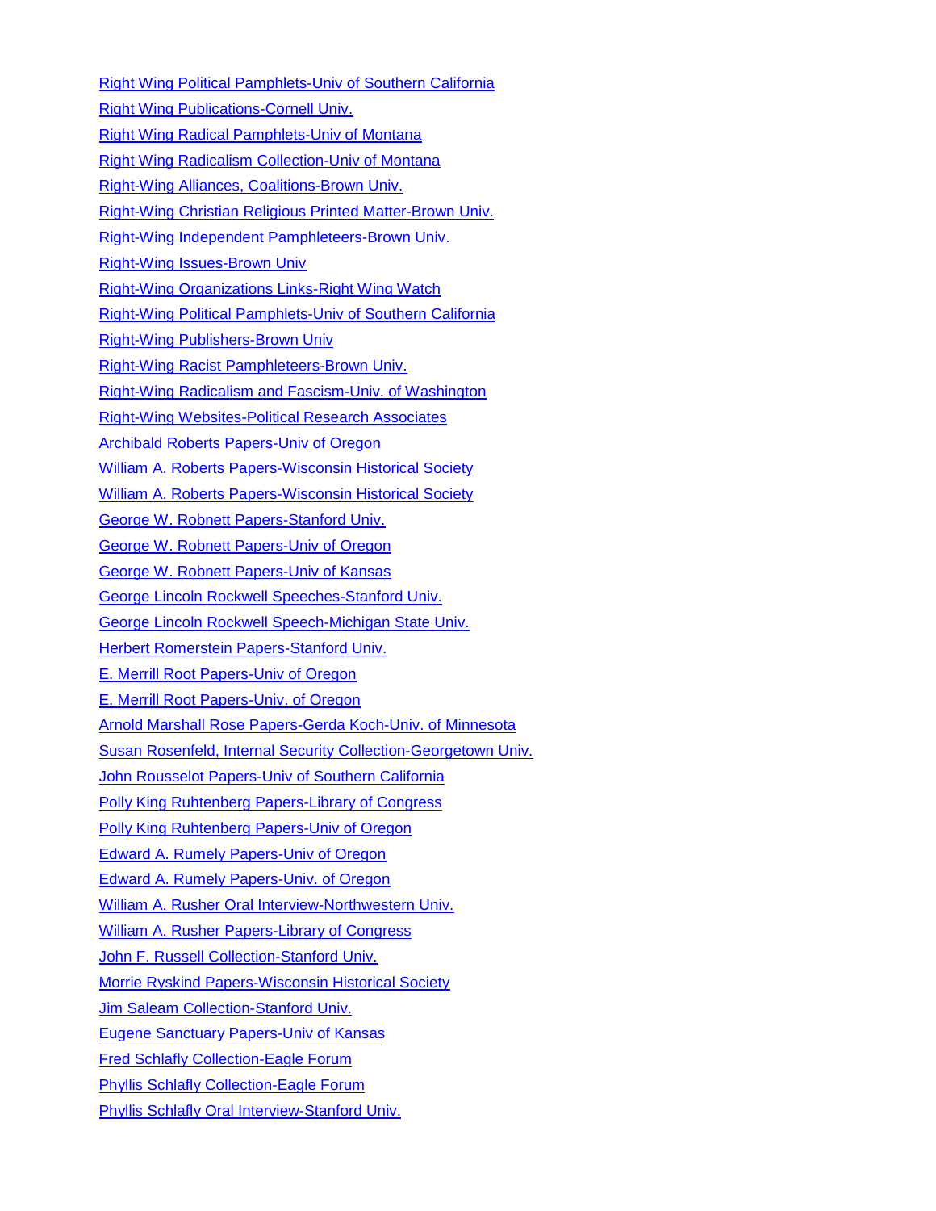Right Wing Political Pamphlets-Univ of Southern California

Right Wing Publications-Cornell Univ.

Right Wing Radical Pamphlets-Univ of Montana

Right Wing Radicalism Collection-Univ of Montana

Right-Wing Alliances, Coalitions-Brown Univ.

Right-Wing Christian Religious Printed Matter-Brown Univ.

Right-Wing Independent Pamphleteers-Brown Univ.

Right-Wing Issues-Brown Univ

Right-Wing Organizations Links-Right Wing Watch

Right-Wing Political Pamphlets-Univ of Southern California

Right-Wing Publishers-Brown Univ

Right-Wing Racist Pamphleteers-Brown Univ.

Right-Wing Radicalism and Fascism-Univ. of Washington

Right-Wing Websites-Political Research Associates

Archibald Roberts Papers-Univ of Oregon

William A. Roberts Papers-Wisconsin Historical Society

William A. Roberts Papers-Wisconsin Historical Society

George W. Robnett Papers-Stanford Univ.

George W. Robnett Papers-Univ of Oregon

George W. Robnett Papers-Univ of Kansas

George Lincoln Rockwell Speeches-Stanford Univ.

George Lincoln Rockwell Speech-Michigan State Univ.

Herbert Romerstein Papers-Stanford Univ.

E. Merrill Root Papers-Univ of Oregon

E. Merrill Root Papers-Univ. of Oregon

Arnold Marshall Rose Papers-Gerda Koch-Univ. of Minnesota

Susan Rosenfeld, Internal Security Collection-Georgetown Univ.

John Rousselot Papers-Univ of Southern California

Polly King Ruhtenberg Papers-Library of Congress

Polly King Ruhtenberg Papers-Univ of Oregon

Edward A. Rumely Papers-Univ of Oregon

Edward A. Rumely Papers-Univ. of Oregon

William A. Rusher Oral Interview-Northwestern Univ.

William A. Rusher Papers-Library of Congress

John F. Russell Collection-Stanford Univ.

Morrie Ryskind Papers-Wisconsin Historical Society

Jim Saleam Collection-Stanford Univ.

Eugene Sanctuary Papers-Univ of Kansas

Fred Schlafly Collection-Eagle Forum

Phyllis Schlafly Collection-Eagle Forum

Phyllis Schlafly Oral Interview-Stanford Univ.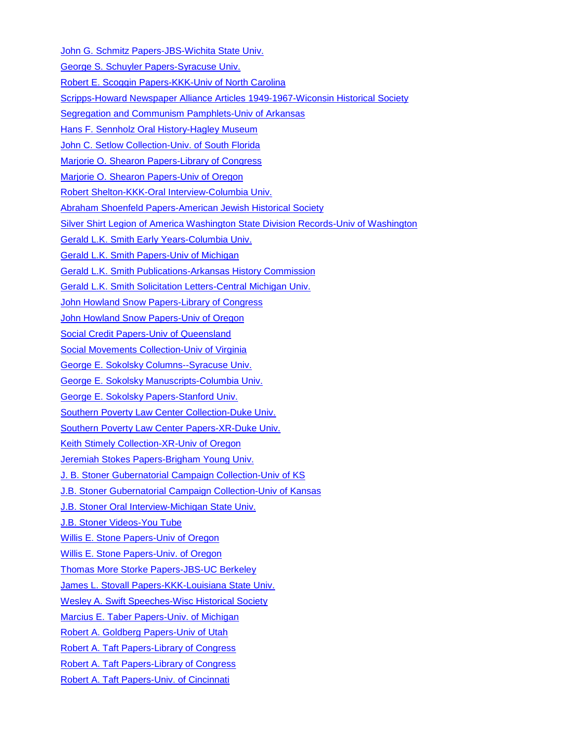John G. Schmitz Papers-JBS-Wichita State Univ.

George S. Schuyler Papers-Syracuse Univ.

Robert E. Scoggin Papers-KKK-Univ of North Carolina

Scripps-Howard Newspaper Alliance Articles 1949-1967-Wiconsin Historical Society

Segregation and Communism Pamphlets-Univ of Arkansas

Hans F. Sennholz Oral History-Hagley Museum

John C. Setlow Collection-Univ. of South Florida

Marjorie O. Shearon Papers-Library of Congress

Marjorie O. Shearon Papers-Univ of Oregon

Robert Shelton-KKK-Oral Interview-Columbia Univ.

Abraham Shoenfeld Papers-American Jewish Historical Society

Silver Shirt Legion of America Washington State Division Records-Univ of Washington

Gerald L.K. Smith Early Years-Columbia Univ.

Gerald L.K. Smith Papers-Univ of Michigan

Gerald L.K. Smith Publications-Arkansas History Commission

Gerald L.K. Smith Solicitation Letters-Central Michigan Univ.

John Howland Snow Papers-Library of Congress

John Howland Snow Papers-Univ of Oregon

Social Credit Papers-Univ of Queensland

Social Movements Collection-Univ of Virginia

George E. Sokolsky Columns--Syracuse Univ.

George E. Sokolsky Manuscripts-Columbia Univ.

George E. Sokolsky Papers-Stanford Univ.

Southern Poverty Law Center Collection-Duke Univ.

Southern Poverty Law Center Papers-XR-Duke Univ.

Keith Stimely Collection-XR-Univ of Oregon

Jeremiah Stokes Papers-Brigham Young Univ.

J. B. Stoner Gubernatorial Campaign Collection-Univ of KS

J.B. Stoner Gubernatorial Campaign Collection-Univ of Kansas

J.B. Stoner Oral Interview-Michigan State Univ.

J.B. Stoner Videos-You Tube

Willis E. Stone Papers-Univ of Oregon

Willis E. Stone Papers-Univ. of Oregon

Thomas More Storke Papers-JBS-UC Berkeley

James L. Stovall Papers-KKK-Louisiana State Univ.

Wesley A. Swift Speeches-Wisc Historical Society

Marcius E. Taber Papers-Univ. of Michigan

Robert A. Goldberg Papers-Univ of Utah

Robert A. Taft Papers-Library of Congress

Robert A. Taft Papers-Library of Congress

Robert A. Taft Papers-Univ. of Cincinnati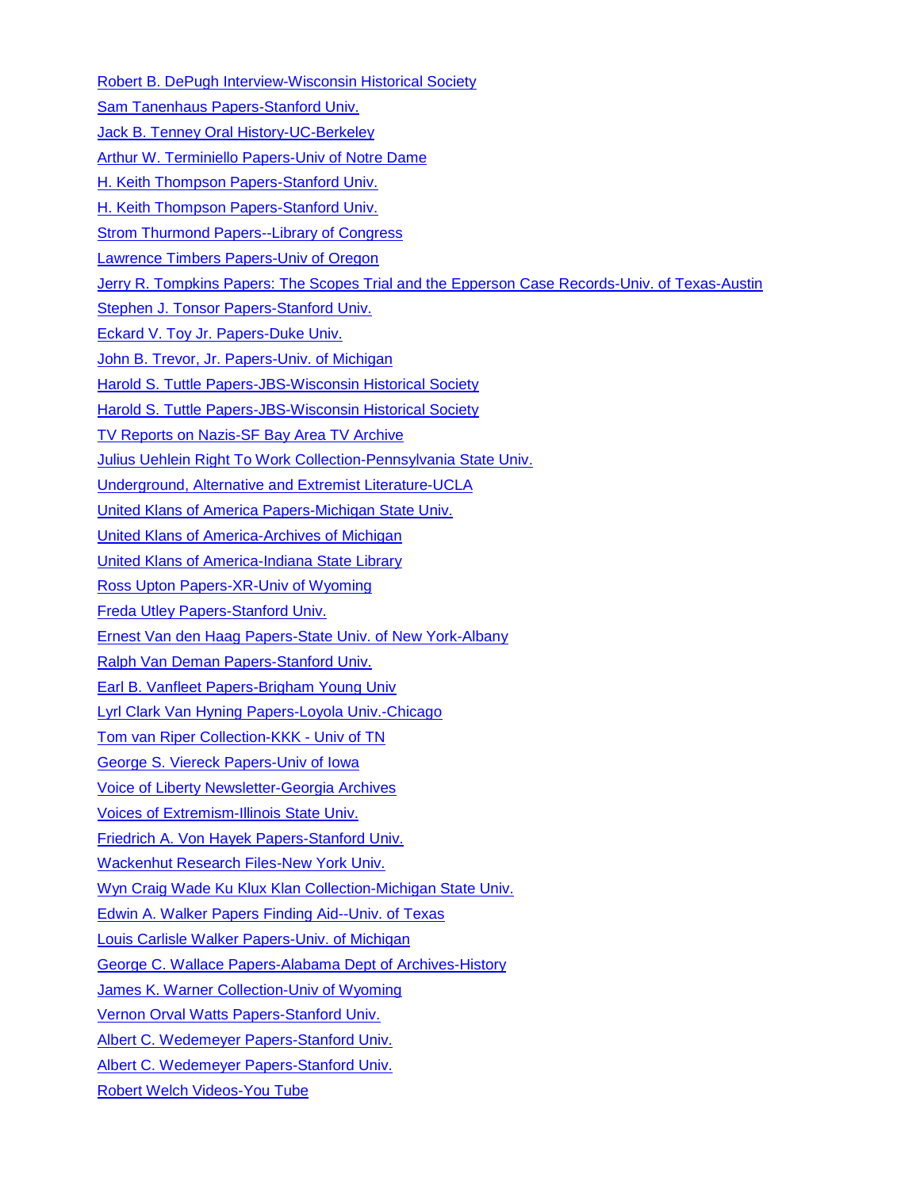Robert B. DePugh Interview-Wisconsin Historical Society

Sam Tanenhaus Papers-Stanford Univ.

Jack B. Tenney Oral History-UC-Berkeley

Arthur W. Terminiello Papers-Univ of Notre Dame

H. Keith Thompson Papers-Stanford Univ.

H. Keith Thompson Papers-Stanford Univ.

Strom Thurmond Papers--Library of Congress

Lawrence Timbers Papers-Univ of Oregon

Jerry R. Tompkins Papers: The Scopes Trial and the Epperson Case Records-Univ. of Texas-Austin

Stephen J. Tonsor Papers-Stanford Univ.

Eckard V. Toy Jr. Papers-Duke Univ.

John B. Trevor, Jr. Papers-Univ. of Michigan

Harold S. Tuttle Papers-JBS-Wisconsin Historical Society

Harold S. Tuttle Papers-JBS-Wisconsin Historical Society

TV Reports on Nazis-SF Bay Area TV Archive

Julius Uehlein Right To Work Collection-Pennsylvania State Univ.

Underground, Alternative and Extremist Literature-UCLA

United Klans of America Papers-Michigan State Univ.

United Klans of America-Archives of Michigan

United Klans of America-Indiana State Library

Ross Upton Papers-XR-Univ of Wyoming

Freda Utley Papers-Stanford Univ.

Ernest Van den Haag Papers-State Univ. of New York-Albany

Ralph Van Deman Papers-Stanford Univ.

Earl B. Vanfleet Papers-Brigham Young Univ

Lyrl Clark Van Hyning Papers-Loyola Univ.-Chicago

Tom van Riper Collection-KKK - Univ of TN

George S. Viereck Papers-Univ of Iowa

Voice of Liberty Newsletter-Georgia Archives

Voices of Extremism-Illinois State Univ.

Friedrich A. Von Hayek Papers-Stanford Univ.

Wackenhut Research Files-New York Univ.

Wyn Craig Wade Ku Klux Klan Collection-Michigan State Univ.

Edwin A. Walker Papers Finding Aid--Univ. of Texas

Louis Carlisle Walker Papers-Univ. of Michigan

George C. Wallace Papers-Alabama Dept of Archives-History

James K. Warner Collection-Univ of Wyoming

Vernon Orval Watts Papers-Stanford Univ.

Albert C. Wedemeyer Papers-Stanford Univ.

Albert C. Wedemeyer Papers-Stanford Univ.

Robert Welch Videos-You Tube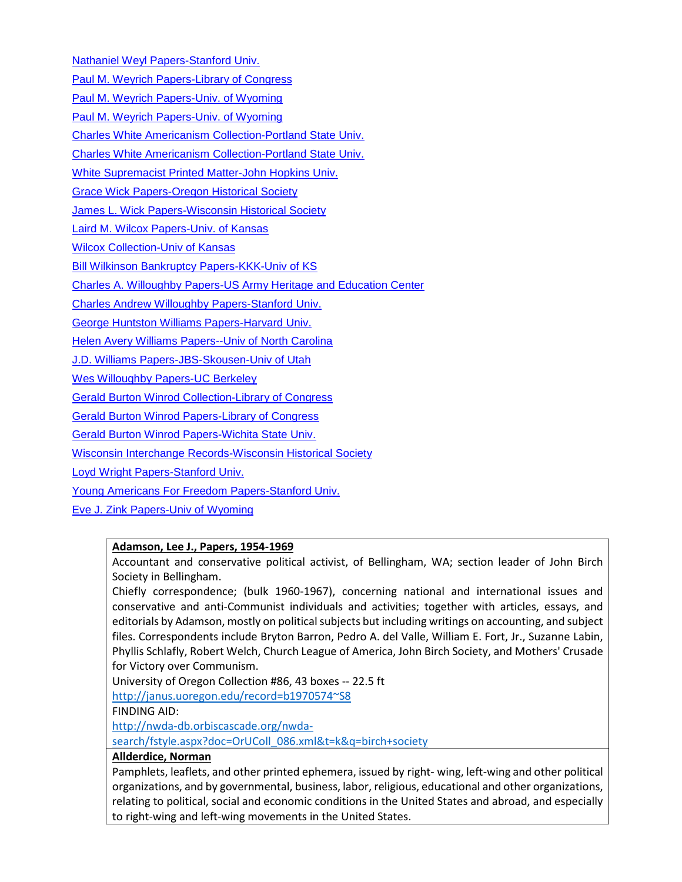Nathaniel Weyl Papers-Stanford Univ.

Paul M. Weyrich Papers-Library of Congress

Paul M. Weyrich Papers-Univ. of Wyoming

Paul M. Weyrich Papers-Univ. of Wyoming

Charles White Americanism Collection-Portland State Univ.

Charles White Americanism Collection-Portland State Univ.

White Supremacist Printed Matter-John Hopkins Univ.

Grace Wick Papers-Oregon Historical Society

James L. Wick Papers-Wisconsin Historical Society

Laird M. Wilcox Papers-Univ. of Kansas

Wilcox Collection-Univ of Kansas

Bill Wilkinson Bankruptcy Papers-KKK-Univ of KS

Charles A. Willoughby Papers-US Army Heritage and Education Center

Charles Andrew Willoughby Papers-Stanford Univ.

George Huntston Williams Papers-Harvard Univ.

Helen Avery Williams Papers--Univ of North Carolina

J.D. Williams Papers-JBS-Skousen-Univ of Utah

Wes Willoughby Papers-UC Berkeley

Gerald Burton Winrod Collection-Library of Congress

Gerald Burton Winrod Papers-Library of Congress

Gerald Burton Winrod Papers-Wichita State Univ.

Wisconsin Interchange Records-Wisconsin Historical Society

Loyd Wright Papers-Stanford Univ.

Young Americans For Freedom Papers-Stanford Univ.

Eve J. Zink Papers-Univ of Wyoming

| |
|---|
| **Adamson, Lee J., Papers, 1954-1969**<br>Accountant and conservative political activist, of Bellingham, WA; section leader of John Birch Society in Bellingham.<br>Chiefly correspondence; (bulk 1960-1967), concerning national and international issues and conservative and anti-Communist individuals and activities; together with articles, essays, and editorials by Adamson, mostly on political subjects but including writings on accounting, and subject files. Correspondents include Bryton Barron, Pedro A. del Valle, William E. Fort, Jr., Suzanne Labin, Phyllis Schlafly, Robert Welch, Church League of America, John Birch Society, and Mothers' Crusade for Victory over Communism.<br>University of Oregon Collection #86, 43 boxes -- 22.5 ft<br>http://janus.uoregon.edu/record=b1970574~S8<br>FINDING AID:<br>http://nwda-db.orbiscascade.org/nwda-search/fstyle.aspx?doc=OrUColl_086.xml&t=k&q=birch+society |
| **Allderdice, Norman**<br>Pamphlets, leaflets, and other printed ephemera, issued by right- wing, left-wing and other political organizations, and by governmental, business, labor, religious, educational and other organizations, relating to political, social and economic conditions in the United States and abroad, and especially to right-wing and left-wing movements in the United States. |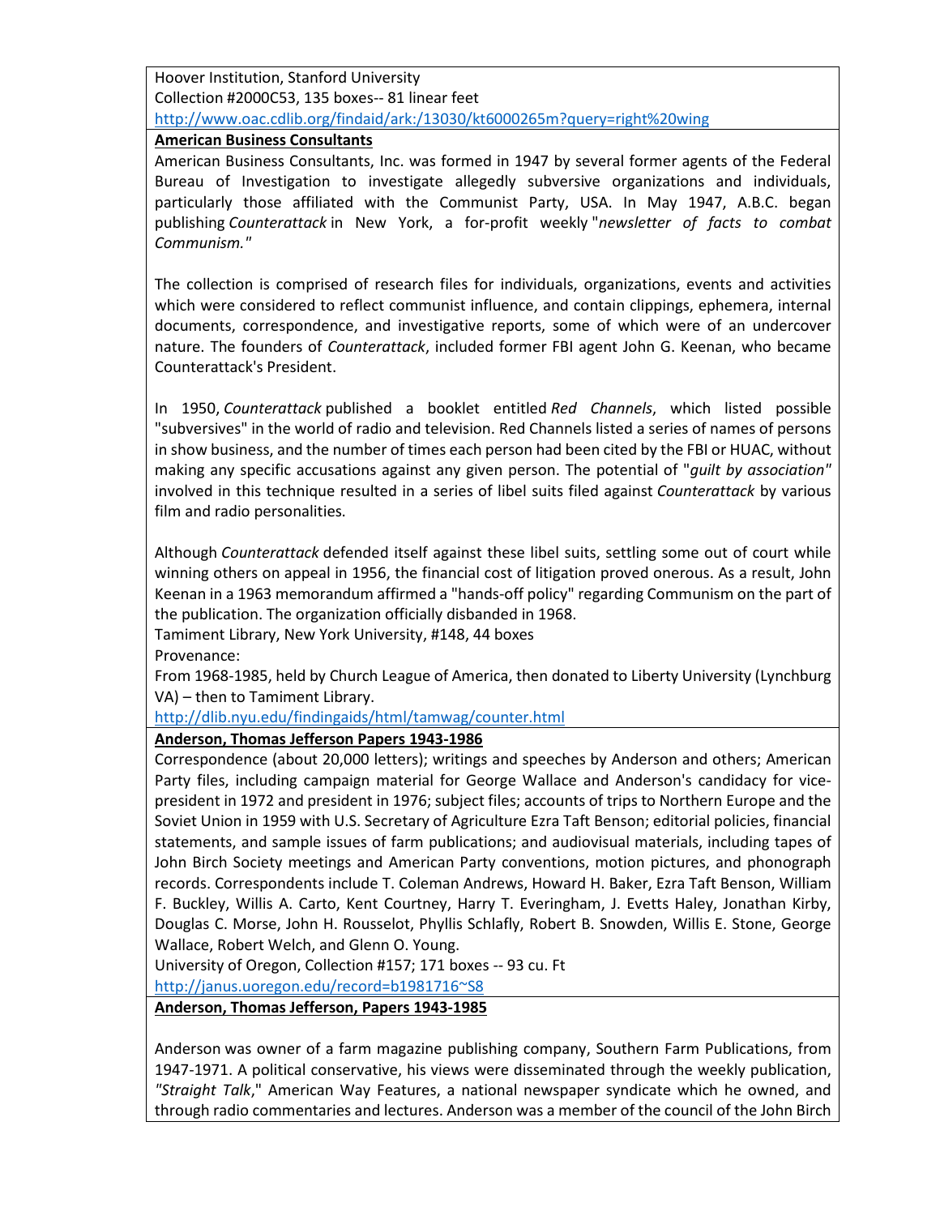Hoover Institution, Stanford University
Collection #2000C53, 135 boxes-- 81 linear feet
http://www.oac.cdlib.org/findaid/ark:/13030/kt6000265m?query=right%20wing

**American Business Consultants**

American Business Consultants, Inc. was formed in 1947 by several former agents of the Federal Bureau of Investigation to investigate allegedly subversive organizations and individuals, particularly those affiliated with the Communist Party, USA. In May 1947, A.B.C. began publishing *Counterattack* in New York, a for-profit weekly "*newsletter of facts to combat Communism."*

The collection is comprised of research files for individuals, organizations, events and activities which were considered to reflect communist influence, and contain clippings, ephemera, internal documents, correspondence, and investigative reports, some of which were of an undercover nature. The founders of *Counterattack*, included former FBI agent John G. Keenan, who became Counterattack's President.

In 1950, *Counterattack* published a booklet entitled *Red Channels*, which listed possible "subversives" in the world of radio and television. Red Channels listed a series of names of persons in show business, and the number of times each person had been cited by the FBI or HUAC, without making any specific accusations against any given person. The potential of "*guilt by association"* involved in this technique resulted in a series of libel suits filed against *Counterattack* by various film and radio personalities.

Although *Counterattack* defended itself against these libel suits, settling some out of court while winning others on appeal in 1956, the financial cost of litigation proved onerous. As a result, John Keenan in a 1963 memorandum affirmed a "hands-off policy" regarding Communism on the part of the publication. The organization officially disbanded in 1968.
Tamiment Library, New York University, #148, 44 boxes
Provenance:
From 1968-1985, held by Church League of America, then donated to Liberty University (Lynchburg VA) – then to Tamiment Library.
http://dlib.nyu.edu/findingaids/html/tamwag/counter.html

**Anderson, Thomas Jefferson Papers 1943-1986**

Correspondence (about 20,000 letters); writings and speeches by Anderson and others; American Party files, including campaign material for George Wallace and Anderson's candidacy for vice-president in 1972 and president in 1976; subject files; accounts of trips to Northern Europe and the Soviet Union in 1959 with U.S. Secretary of Agriculture Ezra Taft Benson; editorial policies, financial statements, and sample issues of farm publications; and audiovisual materials, including tapes of John Birch Society meetings and American Party conventions, motion pictures, and phonograph records. Correspondents include T. Coleman Andrews, Howard H. Baker, Ezra Taft Benson, William F. Buckley, Willis A. Carto, Kent Courtney, Harry T. Everingham, J. Evetts Haley, Jonathan Kirby, Douglas C. Morse, John H. Rousselot, Phyllis Schlafly, Robert B. Snowden, Willis E. Stone, George Wallace, Robert Welch, and Glenn O. Young.
University of Oregon, Collection #157; 171 boxes -- 93 cu. Ft
http://janus.uoregon.edu/record=b1981716~S8

**Anderson, Thomas Jefferson, Papers 1943-1985**

Anderson was owner of a farm magazine publishing company, Southern Farm Publications, from 1947-1971. A political conservative, his views were disseminated through the weekly publication, *"Straight Talk*," American Way Features, a national newspaper syndicate which he owned, and through radio commentaries and lectures. Anderson was a member of the council of the John Birch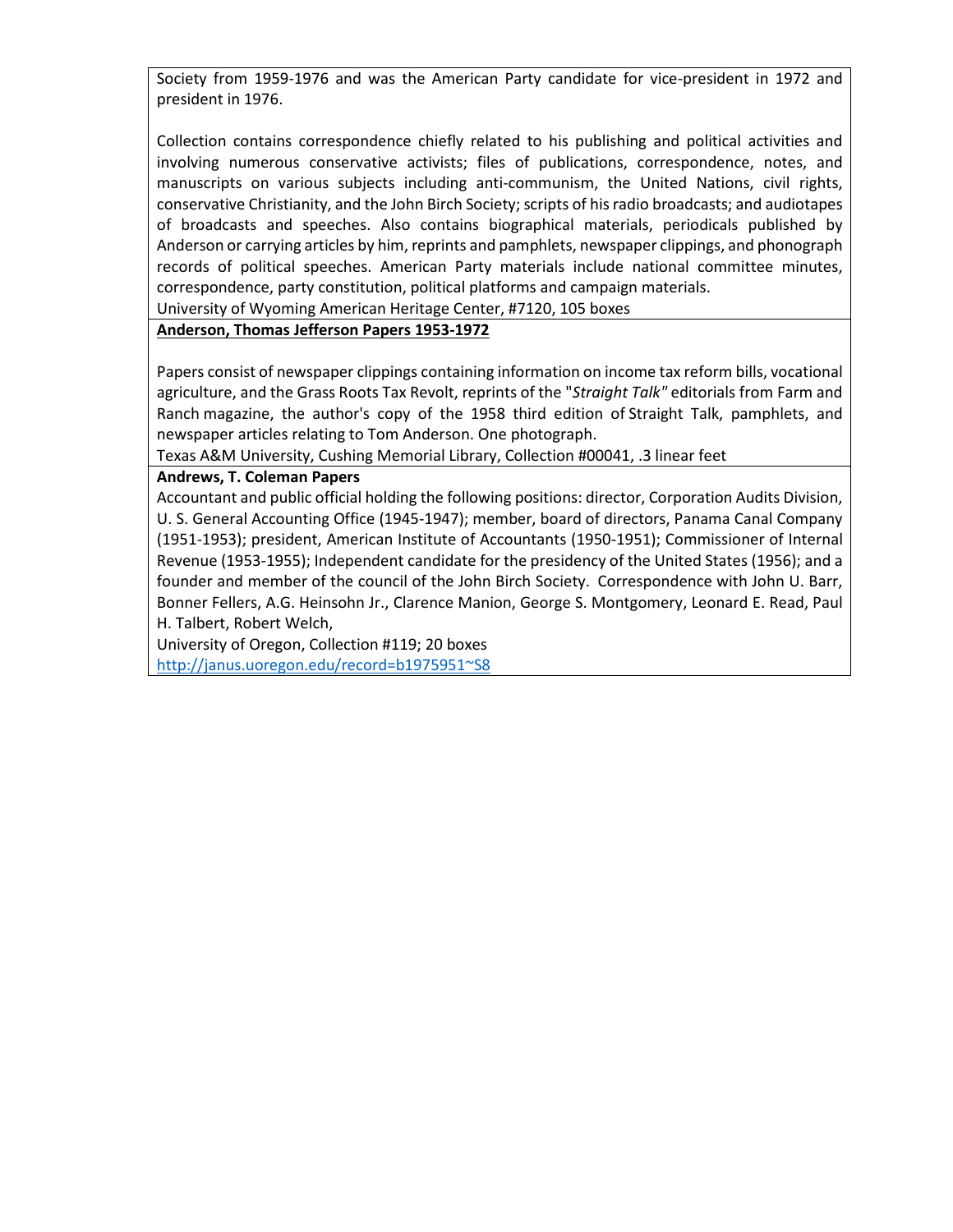Society from 1959-1976 and was the American Party candidate for vice-president in 1972 and president in 1976.

Collection contains correspondence chiefly related to his publishing and political activities and involving numerous conservative activists; files of publications, correspondence, notes, and manuscripts on various subjects including anti-communism, the United Nations, civil rights, conservative Christianity, and the John Birch Society; scripts of his radio broadcasts; and audiotapes of broadcasts and speeches. Also contains biographical materials, periodicals published by Anderson or carrying articles by him, reprints and pamphlets, newspaper clippings, and phonograph records of political speeches. American Party materials include national committee minutes, correspondence, party constitution, political platforms and campaign materials.
University of Wyoming American Heritage Center, #7120, 105 boxes

**Anderson, Thomas Jefferson Papers 1953-1972**

Papers consist of newspaper clippings containing information on income tax reform bills, vocational agriculture, and the Grass Roots Tax Revolt, reprints of the "*Straight Talk"* editorials from Farm and Ranch magazine, the author's copy of the 1958 third edition of Straight Talk, pamphlets, and newspaper articles relating to Tom Anderson. One photograph.
Texas A&M University, Cushing Memorial Library, Collection #00041, .3 linear feet

**Andrews, T. Coleman Papers**
Accountant and public official holding the following positions: director, Corporation Audits Division, U. S. General Accounting Office (1945-1947); member, board of directors, Panama Canal Company (1951-1953); president, American Institute of Accountants (1950-1951); Commissioner of Internal Revenue (1953-1955); Independent candidate for the presidency of the United States (1956); and a founder and member of the council of the John Birch Society. Correspondence with John U. Barr, Bonner Fellers, A.G. Heinsohn Jr., Clarence Manion, George S. Montgomery, Leonard E. Read, Paul H. Talbert, Robert Welch,
University of Oregon, Collection #119; 20 boxes
http://janus.uoregon.edu/record=b1975951~S8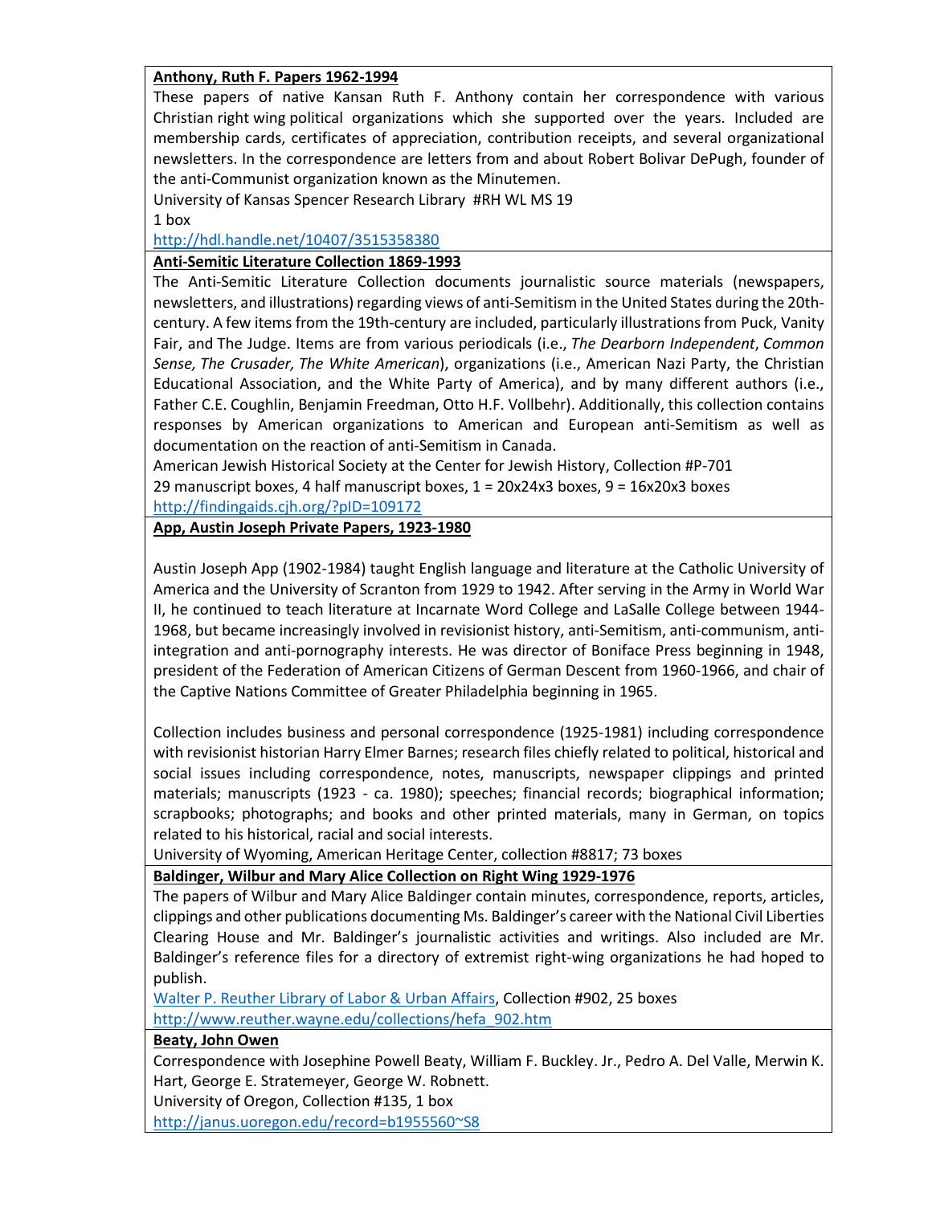**Anthony, Ruth F. Papers 1962-1994**

These papers of native Kansan Ruth F. Anthony contain her correspondence with various Christian right wing political organizations which she supported over the years. Included are membership cards, certificates of appreciation, contribution receipts, and several organizational newsletters. In the correspondence are letters from and about Robert Bolivar DePugh, founder of the anti-Communist organization known as the Minutemen.

University of Kansas Spencer Research Library #RH WL MS 19

1 box

http://hdl.handle.net/10407/3515358380

**Anti-Semitic Literature Collection 1869-1993**

The Anti-Semitic Literature Collection documents journalistic source materials (newspapers, newsletters, and illustrations) regarding views of anti-Semitism in the United States during the 20th-century. A few items from the 19th-century are included, particularly illustrations from Puck, Vanity Fair, and The Judge. Items are from various periodicals (i.e., *The Dearborn Independent*, *Common Sense, The Crusader, The White American*), organizations (i.e., American Nazi Party, the Christian Educational Association, and the White Party of America), and by many different authors (i.e., Father C.E. Coughlin, Benjamin Freedman, Otto H.F. Vollbehr). Additionally, this collection contains responses by American organizations to American and European anti-Semitism as well as documentation on the reaction of anti-Semitism in Canada.

American Jewish Historical Society at the Center for Jewish History, Collection #P-701

29 manuscript boxes, 4 half manuscript boxes, 1 = 20x24x3 boxes, 9 = 16x20x3 boxes

http://findingaids.cjh.org/?pID=109172

**App, Austin Joseph Private Papers, 1923-1980**

Austin Joseph App (1902-1984) taught English language and literature at the Catholic University of America and the University of Scranton from 1929 to 1942. After serving in the Army in World War II, he continued to teach literature at Incarnate Word College and LaSalle College between 1944-1968, but became increasingly involved in revisionist history, anti-Semitism, anti-communism, anti-integration and anti-pornography interests. He was director of Boniface Press beginning in 1948, president of the Federation of American Citizens of German Descent from 1960-1966, and chair of the Captive Nations Committee of Greater Philadelphia beginning in 1965.

Collection includes business and personal correspondence (1925-1981) including correspondence with revisionist historian Harry Elmer Barnes; research files chiefly related to political, historical and social issues including correspondence, notes, manuscripts, newspaper clippings and printed materials; manuscripts (1923 - ca. 1980); speeches; financial records; biographical information; scrapbooks; photographs; and books and other printed materials, many in German, on topics related to his historical, racial and social interests.

University of Wyoming, American Heritage Center, collection #8817; 73 boxes

**Baldinger, Wilbur and Mary Alice Collection on Right Wing 1929-1976**

The papers of Wilbur and Mary Alice Baldinger contain minutes, correspondence, reports, articles, clippings and other publications documenting Ms. Baldinger's career with the National Civil Liberties Clearing House and Mr. Baldinger's journalistic activities and writings. Also included are Mr. Baldinger's reference files for a directory of extremist right-wing organizations he had hoped to publish.

Walter P. Reuther Library of Labor & Urban Affairs, Collection #902, 25 boxes

http://www.reuther.wayne.edu/collections/hefa_902.htm

**Beaty, John Owen**

Correspondence with Josephine Powell Beaty, William F. Buckley. Jr., Pedro A. Del Valle, Merwin K. Hart, George E. Stratemeyer, George W. Robnett.

University of Oregon, Collection #135, 1 box

http://janus.uoregon.edu/record=b1955560~S8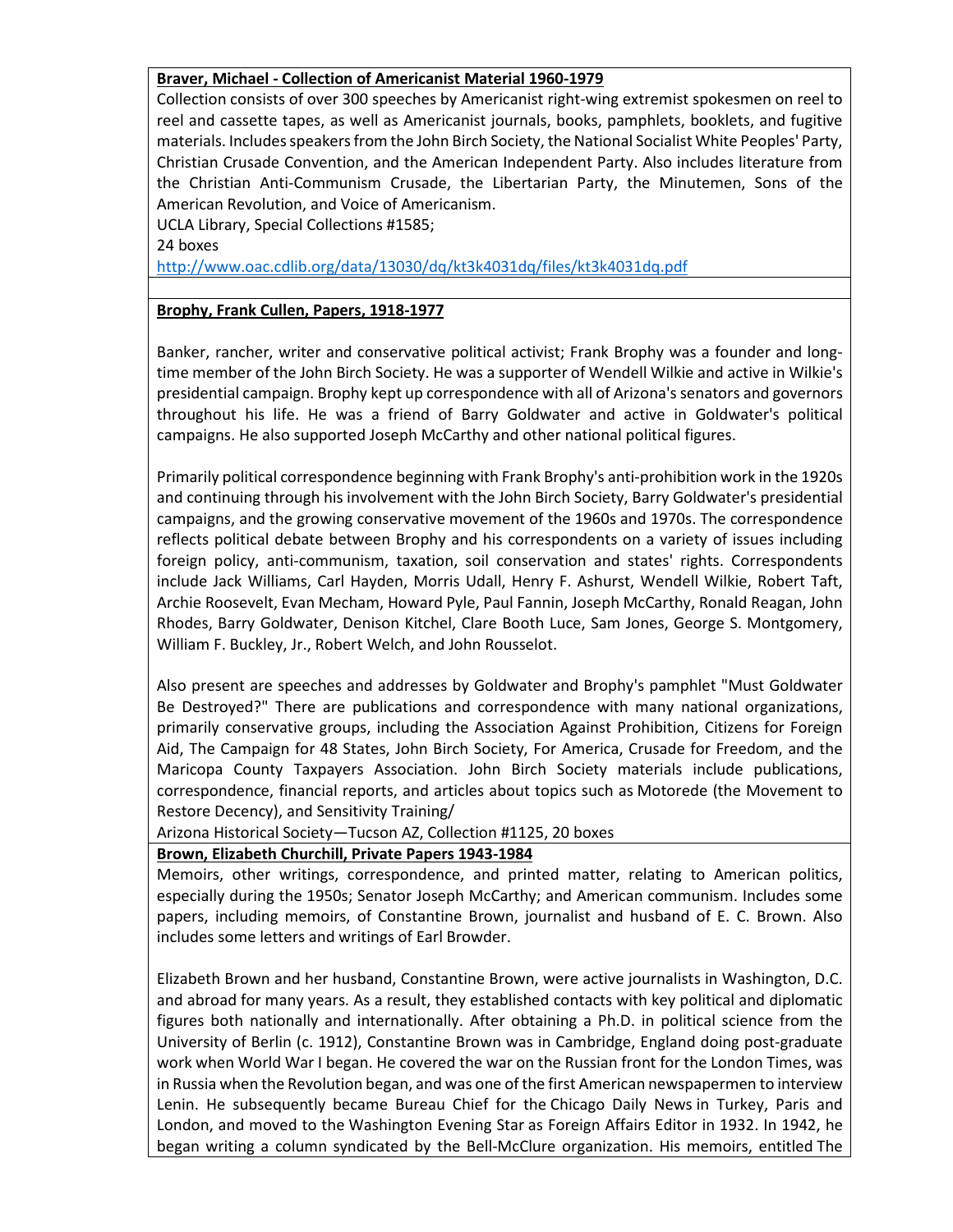**Braver, Michael - Collection of Americanist Material 1960-1979**

Collection consists of over 300 speeches by Americanist right-wing extremist spokesmen on reel to reel and cassette tapes, as well as Americanist journals, books, pamphlets, booklets, and fugitive materials. Includes speakers from the John Birch Society, the National Socialist White Peoples' Party, Christian Crusade Convention, and the American Independent Party. Also includes literature from the Christian Anti-Communism Crusade, the Libertarian Party, the Minutemen, Sons of the American Revolution, and Voice of Americanism.

UCLA Library, Special Collections #1585;

24 boxes

http://www.oac.cdlib.org/data/13030/dq/kt3k4031dq/files/kt3k4031dq.pdf

**Brophy, Frank Cullen, Papers, 1918-1977**

Banker, rancher, writer and conservative political activist; Frank Brophy was a founder and long-time member of the John Birch Society. He was a supporter of Wendell Wilkie and active in Wilkie's presidential campaign. Brophy kept up correspondence with all of Arizona's senators and governors throughout his life. He was a friend of Barry Goldwater and active in Goldwater's political campaigns. He also supported Joseph McCarthy and other national political figures.

Primarily political correspondence beginning with Frank Brophy's anti-prohibition work in the 1920s and continuing through his involvement with the John Birch Society, Barry Goldwater's presidential campaigns, and the growing conservative movement of the 1960s and 1970s. The correspondence reflects political debate between Brophy and his correspondents on a variety of issues including foreign policy, anti-communism, taxation, soil conservation and states' rights. Correspondents include Jack Williams, Carl Hayden, Morris Udall, Henry F. Ashurst, Wendell Wilkie, Robert Taft, Archie Roosevelt, Evan Mecham, Howard Pyle, Paul Fannin, Joseph McCarthy, Ronald Reagan, John Rhodes, Barry Goldwater, Denison Kitchel, Clare Booth Luce, Sam Jones, George S. Montgomery, William F. Buckley, Jr., Robert Welch, and John Rousselot.

Also present are speeches and addresses by Goldwater and Brophy's pamphlet "Must Goldwater Be Destroyed?" There are publications and correspondence with many national organizations, primarily conservative groups, including the Association Against Prohibition, Citizens for Foreign Aid, The Campaign for 48 States, John Birch Society, For America, Crusade for Freedom, and the Maricopa County Taxpayers Association. John Birch Society materials include publications, correspondence, financial reports, and articles about topics such as Motorede (the Movement to Restore Decency), and Sensitivity Training/

Arizona Historical Society—Tucson AZ, Collection #1125, 20 boxes

**Brown, Elizabeth Churchill, Private Papers 1943-1984**

Memoirs, other writings, correspondence, and printed matter, relating to American politics, especially during the 1950s; Senator Joseph McCarthy; and American communism. Includes some papers, including memoirs, of Constantine Brown, journalist and husband of E. C. Brown. Also includes some letters and writings of Earl Browder.

Elizabeth Brown and her husband, Constantine Brown, were active journalists in Washington, D.C. and abroad for many years. As a result, they established contacts with key political and diplomatic figures both nationally and internationally. After obtaining a Ph.D. in political science from the University of Berlin (c. 1912), Constantine Brown was in Cambridge, England doing post-graduate work when World War I began. He covered the war on the Russian front for the London Times, was in Russia when the Revolution began, and was one of the first American newspapermen to interview Lenin. He subsequently became Bureau Chief for the Chicago Daily News in Turkey, Paris and London, and moved to the Washington Evening Star as Foreign Affairs Editor in 1932. In 1942, he began writing a column syndicated by the Bell-McClure organization. His memoirs, entitled The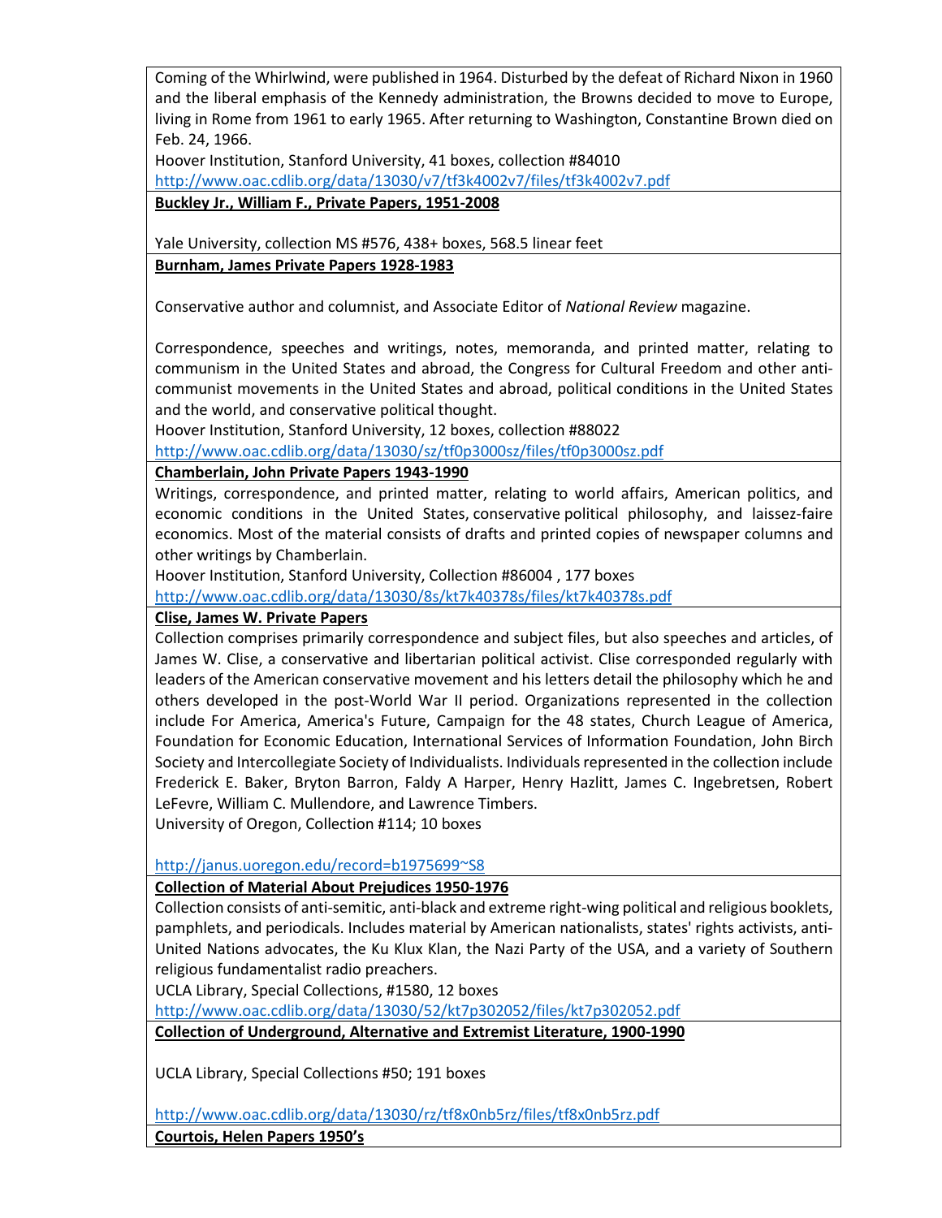Coming of the Whirlwind, were published in 1964. Disturbed by the defeat of Richard Nixon in 1960 and the liberal emphasis of the Kennedy administration, the Browns decided to move to Europe, living in Rome from 1961 to early 1965. After returning to Washington, Constantine Brown died on Feb. 24, 1966.
Hoover Institution, Stanford University, 41 boxes, collection #84010
http://www.oac.cdlib.org/data/13030/v7/tf3k4002v7/files/tf3k4002v7.pdf

**Buckley Jr., William F., Private Papers, 1951-2008**

Yale University, collection MS #576, 438+ boxes, 568.5 linear feet

**Burnham, James Private Papers 1928-1983**

Conservative author and columnist, and Associate Editor of *National Review* magazine.

Correspondence, speeches and writings, notes, memoranda, and printed matter, relating to communism in the United States and abroad, the Congress for Cultural Freedom and other anti-communist movements in the United States and abroad, political conditions in the United States and the world, and conservative political thought.
Hoover Institution, Stanford University, 12 boxes, collection #88022
http://www.oac.cdlib.org/data/13030/sz/tf0p3000sz/files/tf0p3000sz.pdf

**Chamberlain, John Private Papers 1943-1990**

Writings, correspondence, and printed matter, relating to world affairs, American politics, and economic conditions in the United States, conservative political philosophy, and laissez-faire economics. Most of the material consists of drafts and printed copies of newspaper columns and other writings by Chamberlain.
Hoover Institution, Stanford University, Collection #86004 , 177 boxes
http://www.oac.cdlib.org/data/13030/8s/kt7k40378s/files/kt7k40378s.pdf

**Clise, James W. Private Papers**

Collection comprises primarily correspondence and subject files, but also speeches and articles, of James W. Clise, a conservative and libertarian political activist. Clise corresponded regularly with leaders of the American conservative movement and his letters detail the philosophy which he and others developed in the post-World War II period. Organizations represented in the collection include For America, America's Future, Campaign for the 48 states, Church League of America, Foundation for Economic Education, International Services of Information Foundation, John Birch Society and Intercollegiate Society of Individualists. Individuals represented in the collection include Frederick E. Baker, Bryton Barron, Faldy A Harper, Henry Hazlitt, James C. Ingebretsen, Robert LeFevre, William C. Mullendore, and Lawrence Timbers.
University of Oregon, Collection #114; 10 boxes

http://janus.uoregon.edu/record=b1975699~S8

**Collection of Material About Prejudices 1950-1976**

Collection consists of anti-semitic, anti-black and extreme right-wing political and religious booklets, pamphlets, and periodicals. Includes material by American nationalists, states' rights activists, anti-United Nations advocates, the Ku Klux Klan, the Nazi Party of the USA, and a variety of Southern religious fundamentalist radio preachers.
UCLA Library, Special Collections, #1580, 12 boxes
http://www.oac.cdlib.org/data/13030/52/kt7p302052/files/kt7p302052.pdf

**Collection of Underground, Alternative and Extremist Literature, 1900-1990**

UCLA Library, Special Collections #50; 191 boxes

http://www.oac.cdlib.org/data/13030/rz/tf8x0nb5rz/files/tf8x0nb5rz.pdf

**Courtois, Helen Papers 1950's**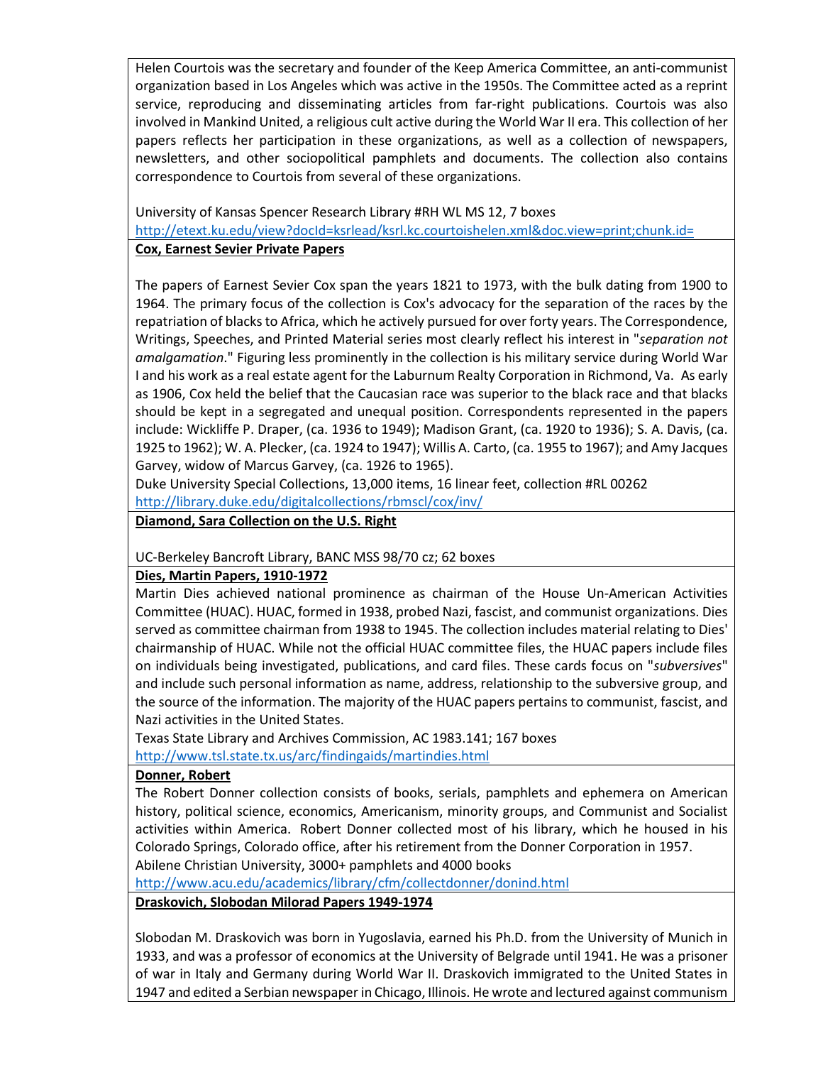Helen Courtois was the secretary and founder of the Keep America Committee, an anti-communist organization based in Los Angeles which was active in the 1950s. The Committee acted as a reprint service, reproducing and disseminating articles from far-right publications. Courtois was also involved in Mankind United, a religious cult active during the World War II era. This collection of her papers reflects her participation in these organizations, as well as a collection of newspapers, newsletters, and other sociopolitical pamphlets and documents. The collection also contains correspondence to Courtois from several of these organizations.

University of Kansas Spencer Research Library #RH WL MS 12, 7 boxes
http://etext.ku.edu/view?docId=ksrlead/ksrl.kc.courtoishelen.xml&doc.view=print;chunk.id=

**Cox, Earnest Sevier Private Papers**

The papers of Earnest Sevier Cox span the years 1821 to 1973, with the bulk dating from 1900 to 1964. The primary focus of the collection is Cox's advocacy for the separation of the races by the repatriation of blacks to Africa, which he actively pursued for over forty years. The Correspondence, Writings, Speeches, and Printed Material series most clearly reflect his interest in "*separation not amalgamation*." Figuring less prominently in the collection is his military service during World War I and his work as a real estate agent for the Laburnum Realty Corporation in Richmond, Va. As early as 1906, Cox held the belief that the Caucasian race was superior to the black race and that blacks should be kept in a segregated and unequal position. Correspondents represented in the papers include: Wickliffe P. Draper, (ca. 1936 to 1949); Madison Grant, (ca. 1920 to 1936); S. A. Davis, (ca. 1925 to 1962); W. A. Plecker, (ca. 1924 to 1947); Willis A. Carto, (ca. 1955 to 1967); and Amy Jacques Garvey, widow of Marcus Garvey, (ca. 1926 to 1965).
Duke University Special Collections, 13,000 items, 16 linear feet, collection #RL 00262
http://library.duke.edu/digitalcollections/rbmscl/cox/inv/

**Diamond, Sara Collection on the U.S. Right**

UC-Berkeley Bancroft Library, BANC MSS 98/70 cz; 62 boxes

**Dies, Martin Papers, 1910-1972**

Martin Dies achieved national prominence as chairman of the House Un-American Activities Committee (HUAC). HUAC, formed in 1938, probed Nazi, fascist, and communist organizations. Dies served as committee chairman from 1938 to 1945. The collection includes material relating to Dies' chairmanship of HUAC. While not the official HUAC committee files, the HUAC papers include files on individuals being investigated, publications, and card files. These cards focus on "*subversives*" and include such personal information as name, address, relationship to the subversive group, and the source of the information. The majority of the HUAC papers pertains to communist, fascist, and Nazi activities in the United States.
Texas State Library and Archives Commission, AC 1983.141; 167 boxes
http://www.tsl.state.tx.us/arc/findingaids/martindies.html

**Donner, Robert**

The Robert Donner collection consists of books, serials, pamphlets and ephemera on American history, political science, economics, Americanism, minority groups, and Communist and Socialist activities within America. Robert Donner collected most of his library, which he housed in his Colorado Springs, Colorado office, after his retirement from the Donner Corporation in 1957.
Abilene Christian University, 3000+ pamphlets and 4000 books
http://www.acu.edu/academics/library/cfm/collectdonner/donind.html

**Draskovich, Slobodan Milorad Papers 1949-1974**

Slobodan M. Draskovich was born in Yugoslavia, earned his Ph.D. from the University of Munich in 1933, and was a professor of economics at the University of Belgrade until 1941. He was a prisoner of war in Italy and Germany during World War II. Draskovich immigrated to the United States in 1947 and edited a Serbian newspaper in Chicago, Illinois. He wrote and lectured against communism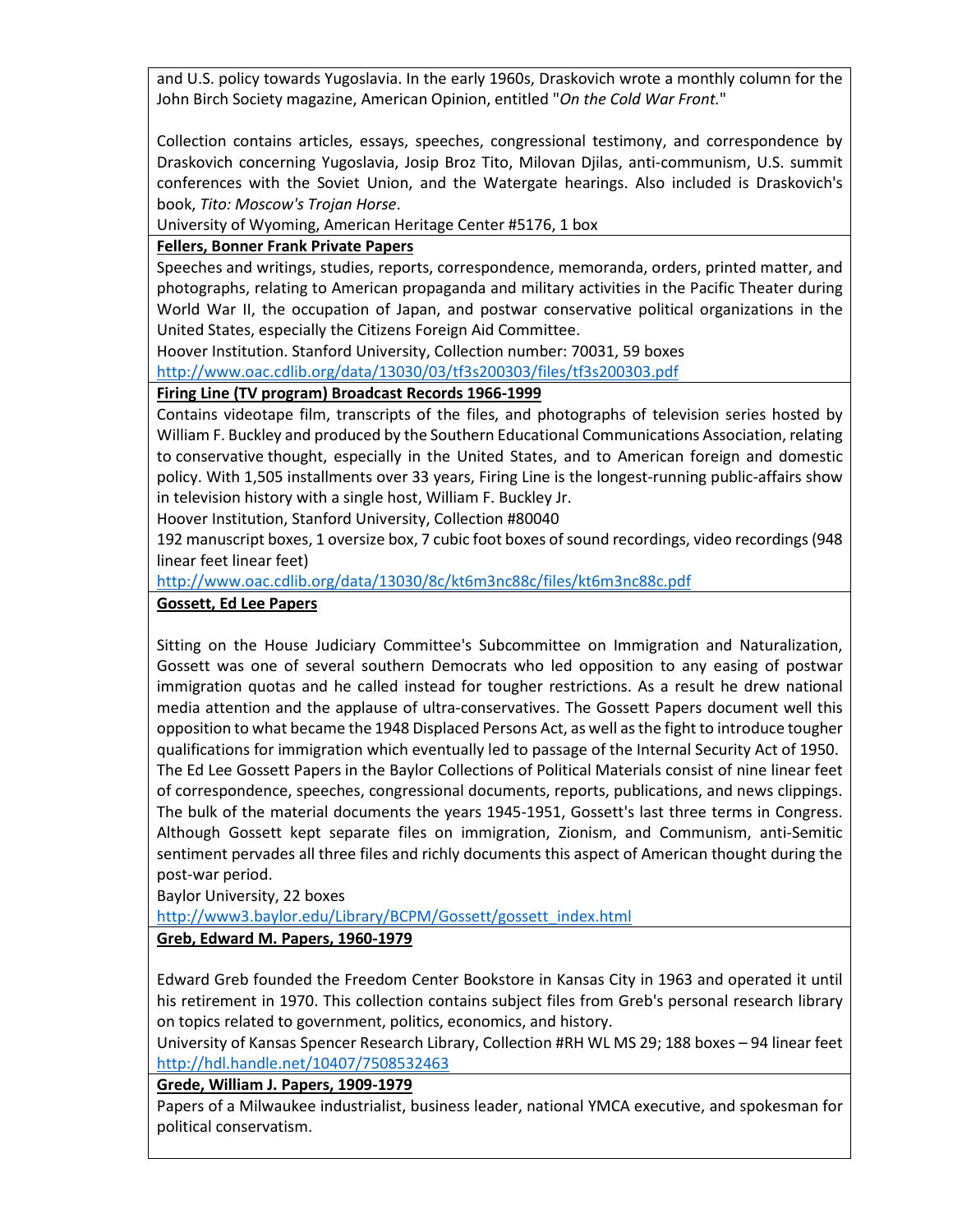and U.S. policy towards Yugoslavia. In the early 1960s, Draskovich wrote a monthly column for the John Birch Society magazine, American Opinion, entitled "*On the Cold War Front.*"

Collection contains articles, essays, speeches, congressional testimony, and correspondence by Draskovich concerning Yugoslavia, Josip Broz Tito, Milovan Djilas, anti-communism, U.S. summit conferences with the Soviet Union, and the Watergate hearings. Also included is Draskovich's book, *Tito: Moscow's Trojan Horse*.

University of Wyoming, American Heritage Center #5176, 1 box

**Fellers, Bonner Frank Private Papers**

Speeches and writings, studies, reports, correspondence, memoranda, orders, printed matter, and photographs, relating to American propaganda and military activities in the Pacific Theater during World War II, the occupation of Japan, and postwar conservative political organizations in the United States, especially the Citizens Foreign Aid Committee.

Hoover Institution. Stanford University, Collection number: 70031, 59 boxes

http://www.oac.cdlib.org/data/13030/03/tf3s200303/files/tf3s200303.pdf

**Firing Line (TV program) Broadcast Records 1966-1999**

Contains videotape film, transcripts of the files, and photographs of television series hosted by William F. Buckley and produced by the Southern Educational Communications Association, relating to conservative thought, especially in the United States, and to American foreign and domestic policy. With 1,505 installments over 33 years, Firing Line is the longest-running public-affairs show in television history with a single host, William F. Buckley Jr.

Hoover Institution, Stanford University, Collection #80040

192 manuscript boxes, 1 oversize box, 7 cubic foot boxes of sound recordings, video recordings (948 linear feet linear feet)

http://www.oac.cdlib.org/data/13030/8c/kt6m3nc88c/files/kt6m3nc88c.pdf

**Gossett, Ed Lee Papers**

Sitting on the House Judiciary Committee's Subcommittee on Immigration and Naturalization, Gossett was one of several southern Democrats who led opposition to any easing of postwar immigration quotas and he called instead for tougher restrictions. As a result he drew national media attention and the applause of ultra-conservatives. The Gossett Papers document well this opposition to what became the 1948 Displaced Persons Act, as well as the fight to introduce tougher qualifications for immigration which eventually led to passage of the Internal Security Act of 1950. The Ed Lee Gossett Papers in the Baylor Collections of Political Materials consist of nine linear feet of correspondence, speeches, congressional documents, reports, publications, and news clippings. The bulk of the material documents the years 1945-1951, Gossett's last three terms in Congress. Although Gossett kept separate files on immigration, Zionism, and Communism, anti-Semitic sentiment pervades all three files and richly documents this aspect of American thought during the post-war period.

Baylor University, 22 boxes

http://www3.baylor.edu/Library/BCPM/Gossett/gossett_index.html

**Greb, Edward M. Papers, 1960-1979**

Edward Greb founded the Freedom Center Bookstore in Kansas City in 1963 and operated it until his retirement in 1970. This collection contains subject files from Greb's personal research library on topics related to government, politics, economics, and history.

University of Kansas Spencer Research Library, Collection #RH WL MS 29; 188 boxes – 94 linear feet

http://hdl.handle.net/10407/7508532463

**Grede, William J. Papers, 1909-1979**

Papers of a Milwaukee industrialist, business leader, national YMCA executive, and spokesman for political conservatism.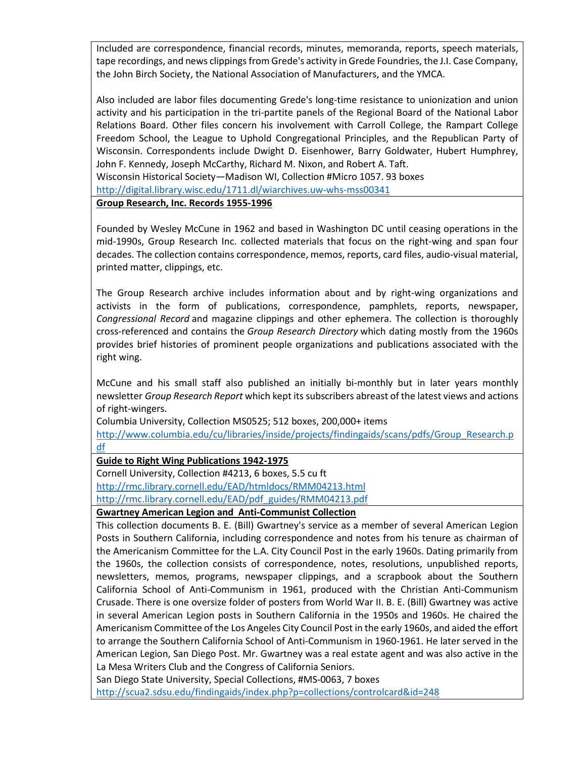Included are correspondence, financial records, minutes, memoranda, reports, speech materials, tape recordings, and news clippings from Grede's activity in Grede Foundries, the J.I. Case Company, the John Birch Society, the National Association of Manufacturers, and the YMCA.

Also included are labor files documenting Grede's long-time resistance to unionization and union activity and his participation in the tri-partite panels of the Regional Board of the National Labor Relations Board. Other files concern his involvement with Carroll College, the Rampart College Freedom School, the League to Uphold Congregational Principles, and the Republican Party of Wisconsin. Correspondents include Dwight D. Eisenhower, Barry Goldwater, Hubert Humphrey, John F. Kennedy, Joseph McCarthy, Richard M. Nixon, and Robert A. Taft.
Wisconsin Historical Society—Madison WI, Collection #Micro 1057. 93 boxes
http://digital.library.wisc.edu/1711.dl/wiarchives.uw-whs-mss00341

**Group Research, Inc. Records 1955-1996**

Founded by Wesley McCune in 1962 and based in Washington DC until ceasing operations in the mid-1990s, Group Research Inc. collected materials that focus on the right-wing and span four decades. The collection contains correspondence, memos, reports, card files, audio-visual material, printed matter, clippings, etc.

The Group Research archive includes information about and by right-wing organizations and activists in the form of publications, correspondence, pamphlets, reports, newspaper, *Congressional Record* and magazine clippings and other ephemera. The collection is thoroughly cross-referenced and contains the *Group Research Directory* which dating mostly from the 1960s provides brief histories of prominent people organizations and publications associated with the right wing.

McCune and his small staff also published an initially bi-monthly but in later years monthly newsletter *Group Research Report* which kept its subscribers abreast of the latest views and actions of right-wingers.
Columbia University, Collection MS0525; 512 boxes, 200,000+ items
http://www.columbia.edu/cu/libraries/inside/projects/findingaids/scans/pdfs/Group_Research.pdf

**Guide to Right Wing Publications 1942-1975**

Cornell University, Collection #4213, 6 boxes, 5.5 cu ft
http://rmc.library.cornell.edu/EAD/htmldocs/RMM04213.html
http://rmc.library.cornell.edu/EAD/pdf_guides/RMM04213.pdf

**Gwartney American Legion and Anti-Communist Collection**

This collection documents B. E. (Bill) Gwartney's service as a member of several American Legion Posts in Southern California, including correspondence and notes from his tenure as chairman of the Americanism Committee for the L.A. City Council Post in the early 1960s. Dating primarily from the 1960s, the collection consists of correspondence, notes, resolutions, unpublished reports, newsletters, memos, programs, newspaper clippings, and a scrapbook about the Southern California School of Anti-Communism in 1961, produced with the Christian Anti-Communism Crusade. There is one oversize folder of posters from World War II. B. E. (Bill) Gwartney was active in several American Legion posts in Southern California in the 1950s and 1960s. He chaired the Americanism Committee of the Los Angeles City Council Post in the early 1960s, and aided the effort to arrange the Southern California School of Anti-Communism in 1960-1961. He later served in the American Legion, San Diego Post. Mr. Gwartney was a real estate agent and was also active in the La Mesa Writers Club and the Congress of California Seniors.
San Diego State University, Special Collections, #MS-0063, 7 boxes
http://scua2.sdsu.edu/findingaids/index.php?p=collections/controlcard&id=248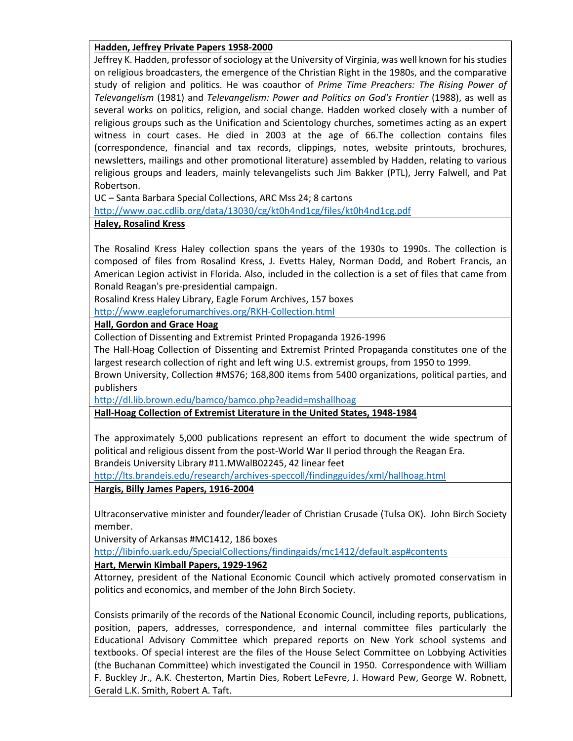**Hadden, Jeffrey Private Papers 1958-2000**

Jeffrey K. Hadden, professor of sociology at the University of Virginia, was well known for his studies on religious broadcasters, the emergence of the Christian Right in the 1980s, and the comparative study of religion and politics. He was coauthor of *Prime Time Preachers: The Rising Power of Televangelism* (1981) and *Televangelism: Power and Politics on God's Frontier* (1988), as well as several works on politics, religion, and social change. Hadden worked closely with a number of religious groups such as the Unification and Scientology churches, sometimes acting as an expert witness in court cases. He died in 2003 at the age of 66.The collection contains files (correspondence, financial and tax records, clippings, notes, website printouts, brochures, newsletters, mailings and other promotional literature) assembled by Hadden, relating to various religious groups and leaders, mainly televangelists such Jim Bakker (PTL), Jerry Falwell, and Pat Robertson.

UC – Santa Barbara Special Collections, ARC Mss 24; 8 cartons

http://www.oac.cdlib.org/data/13030/cg/kt0h4nd1cg/files/kt0h4nd1cg.pdf

**Haley, Rosalind Kress**

The Rosalind Kress Haley collection spans the years of the 1930s to 1990s. The collection is composed of files from Rosalind Kress, J. Evetts Haley, Norman Dodd, and Robert Francis, an American Legion activist in Florida. Also, included in the collection is a set of files that came from Ronald Reagan's pre-presidential campaign.

Rosalind Kress Haley Library, Eagle Forum Archives, 157 boxes

http://www.eagleforumarchives.org/RKH-Collection.html

**Hall, Gordon and Grace Hoag**

Collection of Dissenting and Extremist Printed Propaganda 1926-1996

The Hall-Hoag Collection of Dissenting and Extremist Printed Propaganda constitutes one of the largest research collection of right and left wing U.S. extremist groups, from 1950 to 1999.

Brown University, Collection #MS76; 168,800 items from 5400 organizations, political parties, and publishers

http://dl.lib.brown.edu/bamco/bamco.php?eadid=mshallhoag

**Hall-Hoag Collection of Extremist Literature in the United States, 1948-1984**

The approximately 5,000 publications represent an effort to document the wide spectrum of political and religious dissent from the post-World War II period through the Reagan Era.

Brandeis University Library #11.MWalB02245, 42 linear feet

http://lts.brandeis.edu/research/archives-speccoll/findingguides/xml/hallhoag.html

**Hargis, Billy James Papers, 1916-2004**

Ultraconservative minister and founder/leader of Christian Crusade (Tulsa OK). John Birch Society member.

University of Arkansas #MC1412, 186 boxes

http://libinfo.uark.edu/SpecialCollections/findingaids/mc1412/default.asp#contents

**Hart, Merwin Kimball Papers, 1929-1962**

Attorney, president of the National Economic Council which actively promoted conservatism in politics and economics, and member of the John Birch Society.

Consists primarily of the records of the National Economic Council, including reports, publications, position, papers, addresses, correspondence, and internal committee files particularly the Educational Advisory Committee which prepared reports on New York school systems and textbooks. Of special interest are the files of the House Select Committee on Lobbying Activities (the Buchanan Committee) which investigated the Council in 1950. Correspondence with William F. Buckley Jr., A.K. Chesterton, Martin Dies, Robert LeFevre, J. Howard Pew, George W. Robnett, Gerald L.K. Smith, Robert A. Taft.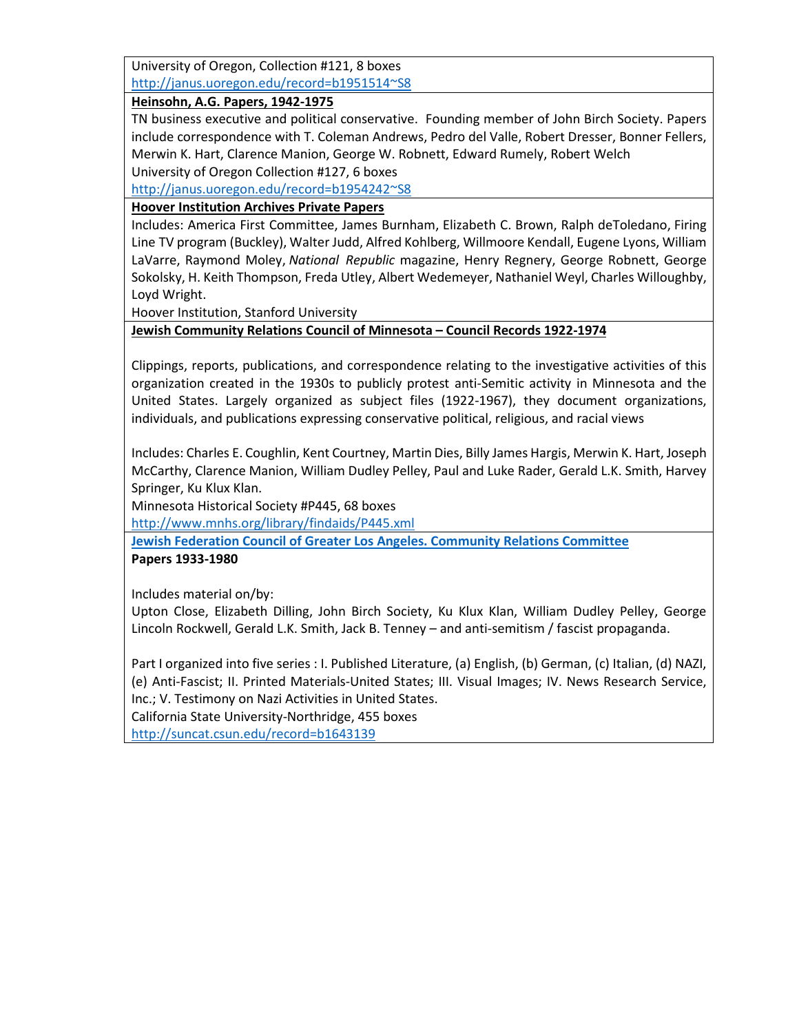University of Oregon, Collection #121, 8 boxes
http://janus.uoregon.edu/record=b1951514~S8

**Heinsohn, A.G. Papers, 1942-1975**

TN business executive and political conservative. Founding member of John Birch Society. Papers include correspondence with T. Coleman Andrews, Pedro del Valle, Robert Dresser, Bonner Fellers, Merwin K. Hart, Clarence Manion, George W. Robnett, Edward Rumely, Robert Welch
University of Oregon Collection #127, 6 boxes
http://janus.uoregon.edu/record=b1954242~S8

**Hoover Institution Archives Private Papers**

Includes: America First Committee, James Burnham, Elizabeth C. Brown, Ralph deToledano, Firing Line TV program (Buckley), Walter Judd, Alfred Kohlberg, Willmoore Kendall, Eugene Lyons, William LaVarre, Raymond Moley, *National Republic* magazine, Henry Regnery, George Robnett, George Sokolsky, H. Keith Thompson, Freda Utley, Albert Wedemeyer, Nathaniel Weyl, Charles Willoughby, Loyd Wright.
Hoover Institution, Stanford University

**Jewish Community Relations Council of Minnesota – Council Records 1922-1974**

Clippings, reports, publications, and correspondence relating to the investigative activities of this organization created in the 1930s to publicly protest anti-Semitic activity in Minnesota and the United States. Largely organized as subject files (1922-1967), they document organizations, individuals, and publications expressing conservative political, religious, and racial views

Includes: Charles E. Coughlin, Kent Courtney, Martin Dies, Billy James Hargis, Merwin K. Hart, Joseph McCarthy, Clarence Manion, William Dudley Pelley, Paul and Luke Rader, Gerald L.K. Smith, Harvey Springer, Ku Klux Klan.
Minnesota Historical Society #P445, 68 boxes
http://www.mnhs.org/library/findaids/P445.xml

**Jewish Federation Council of Greater Los Angeles. Community Relations Committee**
**Papers 1933-1980**

Includes material on/by:
Upton Close, Elizabeth Dilling, John Birch Society, Ku Klux Klan, William Dudley Pelley, George Lincoln Rockwell, Gerald L.K. Smith, Jack B. Tenney – and anti-semitism / fascist propaganda.

Part I organized into five series : I. Published Literature, (a) English, (b) German, (c) Italian, (d) NAZI, (e) Anti-Fascist; II. Printed Materials-United States; III. Visual Images; IV. News Research Service, Inc.; V. Testimony on Nazi Activities in United States.
California State University-Northridge, 455 boxes
http://suncat.csun.edu/record=b1643139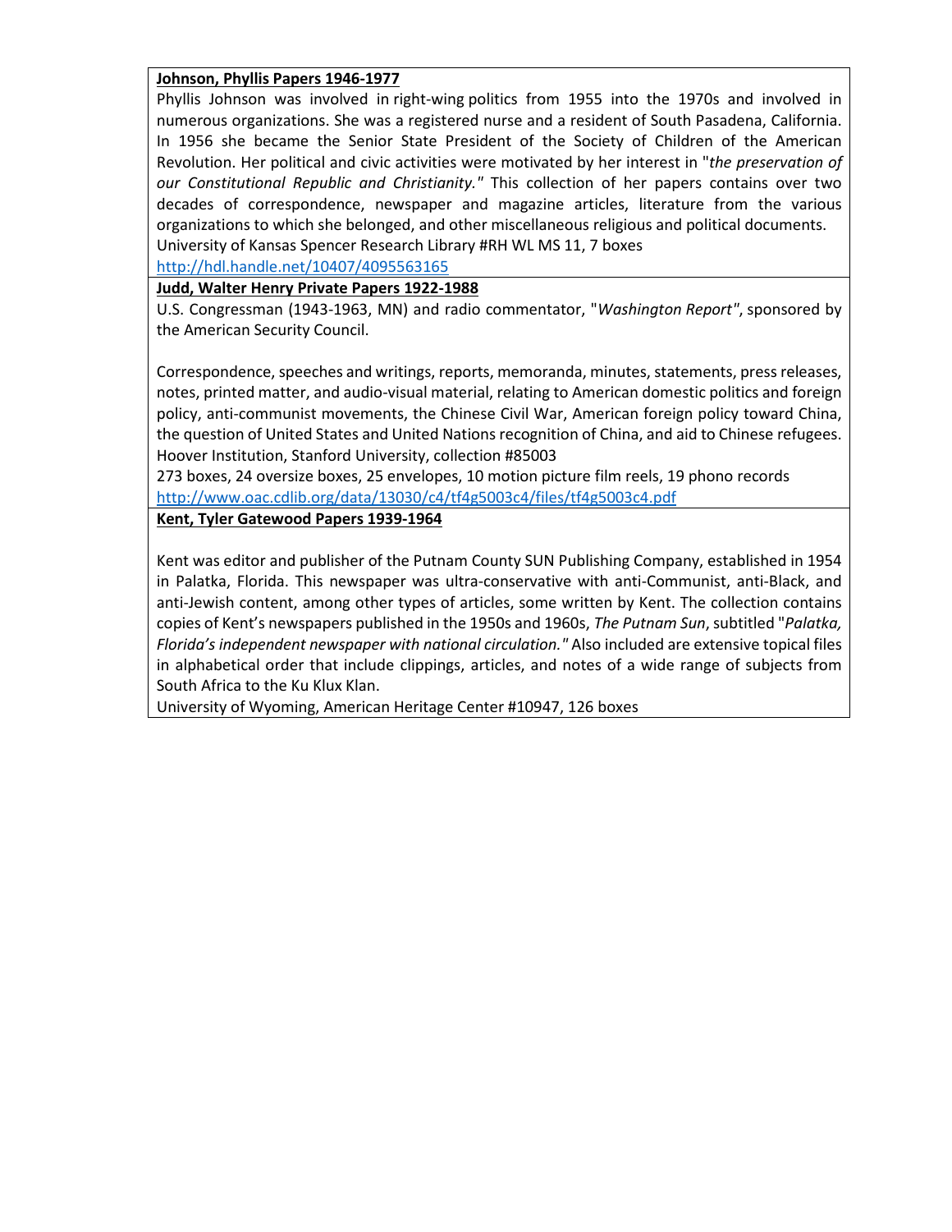**Johnson, Phyllis Papers 1946-1977**

Phyllis Johnson was involved in right-wing politics from 1955 into the 1970s and involved in numerous organizations. She was a registered nurse and a resident of South Pasadena, California. In 1956 she became the Senior State President of the Society of Children of the American Revolution. Her political and civic activities were motivated by her interest in "*the preservation of our Constitutional Republic and Christianity."* This collection of her papers contains over two decades of correspondence, newspaper and magazine articles, literature from the various organizations to which she belonged, and other miscellaneous religious and political documents.
University of Kansas Spencer Research Library #RH WL MS 11, 7 boxes
http://hdl.handle.net/10407/4095563165

**Judd, Walter Henry Private Papers 1922-1988**

U.S. Congressman (1943-1963, MN) and radio commentator, "*Washington Report"*, sponsored by the American Security Council.

Correspondence, speeches and writings, reports, memoranda, minutes, statements, press releases, notes, printed matter, and audio-visual material, relating to American domestic politics and foreign policy, anti-communist movements, the Chinese Civil War, American foreign policy toward China, the question of United States and United Nations recognition of China, and aid to Chinese refugees.
Hoover Institution, Stanford University, collection #85003
273 boxes, 24 oversize boxes, 25 envelopes, 10 motion picture film reels, 19 phono records
http://www.oac.cdlib.org/data/13030/c4/tf4g5003c4/files/tf4g5003c4.pdf

**Kent, Tyler Gatewood Papers 1939-1964**

Kent was editor and publisher of the Putnam County SUN Publishing Company, established in 1954 in Palatka, Florida. This newspaper was ultra-conservative with anti-Communist, anti-Black, and anti-Jewish content, among other types of articles, some written by Kent. The collection contains copies of Kent's newspapers published in the 1950s and 1960s, *The Putnam Sun*, subtitled "*Palatka, Florida's independent newspaper with national circulation."* Also included are extensive topical files in alphabetical order that include clippings, articles, and notes of a wide range of subjects from South Africa to the Ku Klux Klan.
University of Wyoming, American Heritage Center #10947, 126 boxes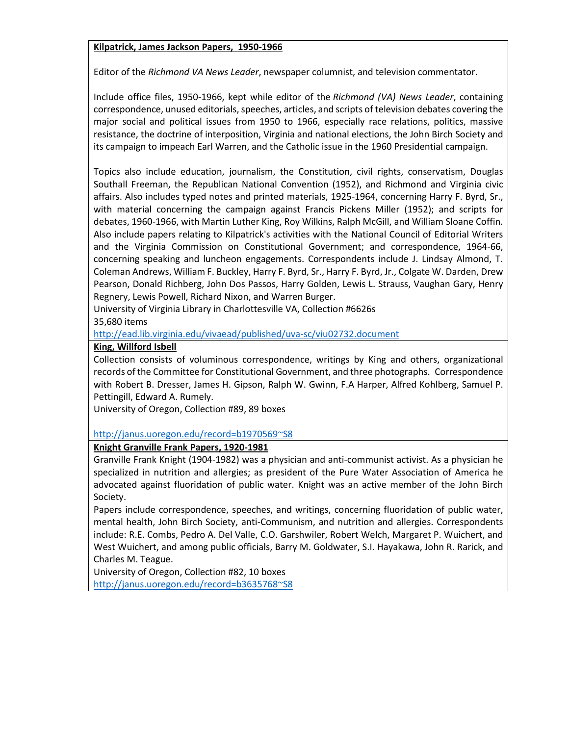**Kilpatrick, James Jackson Papers, 1950-1966**

Editor of the *Richmond VA News Leader*, newspaper columnist, and television commentator.

Include office files, 1950-1966, kept while editor of the *Richmond (VA) News Leader*, containing correspondence, unused editorials, speeches, articles, and scripts of television debates covering the major social and political issues from 1950 to 1966, especially race relations, politics, massive resistance, the doctrine of interposition, Virginia and national elections, the John Birch Society and its campaign to impeach Earl Warren, and the Catholic issue in the 1960 Presidential campaign.

Topics also include education, journalism, the Constitution, civil rights, conservatism, Douglas Southall Freeman, the Republican National Convention (1952), and Richmond and Virginia civic affairs. Also includes typed notes and printed materials, 1925-1964, concerning Harry F. Byrd, Sr., with material concerning the campaign against Francis Pickens Miller (1952); and scripts for debates, 1960-1966, with Martin Luther King, Roy Wilkins, Ralph McGill, and William Sloane Coffin. Also include papers relating to Kilpatrick's activities with the National Council of Editorial Writers and the Virginia Commission on Constitutional Government; and correspondence, 1964-66, concerning speaking and luncheon engagements. Correspondents include J. Lindsay Almond, T. Coleman Andrews, William F. Buckley, Harry F. Byrd, Sr., Harry F. Byrd, Jr., Colgate W. Darden, Drew Pearson, Donald Richberg, John Dos Passos, Harry Golden, Lewis L. Strauss, Vaughan Gary, Henry Regnery, Lewis Powell, Richard Nixon, and Warren Burger.
University of Virginia Library in Charlottesville VA, Collection #6626s
35,680 items
http://ead.lib.virginia.edu/vivaead/published/uva-sc/viu02732.document

**King, Willford Isbell**

Collection consists of voluminous correspondence, writings by King and others, organizational records of the Committee for Constitutional Government, and three photographs. Correspondence with Robert B. Dresser, James H. Gipson, Ralph W. Gwinn, F.A Harper, Alfred Kohlberg, Samuel P. Pettingill, Edward A. Rumely.
University of Oregon, Collection #89, 89 boxes

http://janus.uoregon.edu/record=b1970569~S8

**Knight Granville Frank Papers, 1920-1981**

Granville Frank Knight (1904-1982) was a physician and anti-communist activist. As a physician he specialized in nutrition and allergies; as president of the Pure Water Association of America he advocated against fluoridation of public water. Knight was an active member of the John Birch Society.
Papers include correspondence, speeches, and writings, concerning fluoridation of public water, mental health, John Birch Society, anti-Communism, and nutrition and allergies. Correspondents include: R.E. Combs, Pedro A. Del Valle, C.O. Garshwiler, Robert Welch, Margaret P. Wuichert, and West Wuichert, and among public officials, Barry M. Goldwater, S.I. Hayakawa, John R. Rarick, and Charles M. Teague.
University of Oregon, Collection #82, 10 boxes
http://janus.uoregon.edu/record=b3635768~S8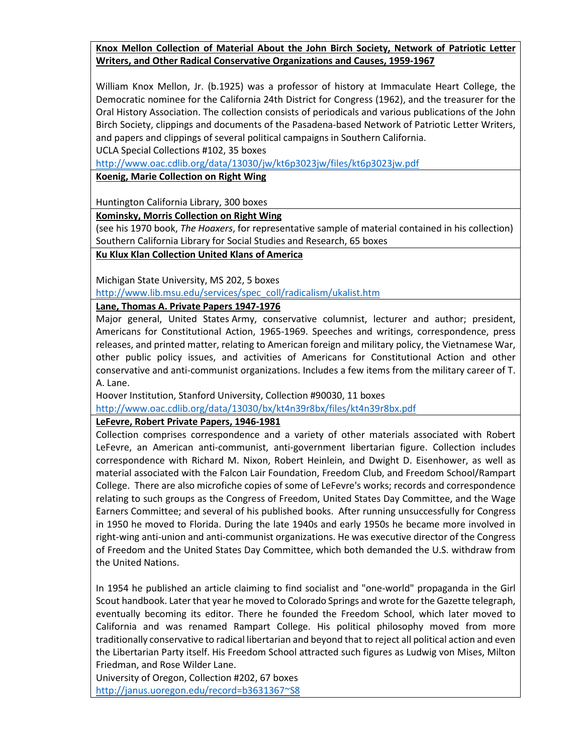**Knox Mellon Collection of Material About the John Birch Society, Network of Patriotic Letter Writers, and Other Radical Conservative Organizations and Causes, 1959-1967**

William Knox Mellon, Jr. (b.1925) was a professor of history at Immaculate Heart College, the Democratic nominee for the California 24th District for Congress (1962), and the treasurer for the Oral History Association. The collection consists of periodicals and various publications of the John Birch Society, clippings and documents of the Pasadena-based Network of Patriotic Letter Writers, and papers and clippings of several political campaigns in Southern California.
UCLA Special Collections #102, 35 boxes
http://www.oac.cdlib.org/data/13030/jw/kt6p3023jw/files/kt6p3023jw.pdf

**Koenig, Marie Collection on Right Wing**

Huntington California Library, 300 boxes

**Kominsky, Morris Collection on Right Wing**
(see his 1970 book, *The Hoaxers*, for representative sample of material contained in his collection)
Southern California Library for Social Studies and Research, 65 boxes

**Ku Klux Klan Collection United Klans of America**

Michigan State University, MS 202, 5 boxes
http://www.lib.msu.edu/services/spec_coll/radicalism/ukalist.htm

**Lane, Thomas A. Private Papers 1947-1976**
Major general, United States Army, conservative columnist, lecturer and author; president, Americans for Constitutional Action, 1965-1969. Speeches and writings, correspondence, press releases, and printed matter, relating to American foreign and military policy, the Vietnamese War, other public policy issues, and activities of Americans for Constitutional Action and other conservative and anti-communist organizations. Includes a few items from the military career of T. A. Lane.
Hoover Institution, Stanford University, Collection #90030, 11 boxes
http://www.oac.cdlib.org/data/13030/bx/kt4n39r8bx/files/kt4n39r8bx.pdf

**LeFevre, Robert Private Papers, 1946-1981**
Collection comprises correspondence and a variety of other materials associated with Robert LeFevre, an American anti-communist, anti-government libertarian figure. Collection includes correspondence with Richard M. Nixon, Robert Heinlein, and Dwight D. Eisenhower, as well as material associated with the Falcon Lair Foundation, Freedom Club, and Freedom School/Rampart College. There are also microfiche copies of some of LeFevre's works; records and correspondence relating to such groups as the Congress of Freedom, United States Day Committee, and the Wage Earners Committee; and several of his published books. After running unsuccessfully for Congress in 1950 he moved to Florida. During the late 1940s and early 1950s he became more involved in right-wing anti-union and anti-communist organizations. He was executive director of the Congress of Freedom and the United States Day Committee, which both demanded the U.S. withdraw from the United Nations.

In 1954 he published an article claiming to find socialist and "one-world" propaganda in the Girl Scout handbook. Later that year he moved to Colorado Springs and wrote for the Gazette telegraph, eventually becoming its editor. There he founded the Freedom School, which later moved to California and was renamed Rampart College. His political philosophy moved from more traditionally conservative to radical libertarian and beyond that to reject all political action and even the Libertarian Party itself. His Freedom School attracted such figures as Ludwig von Mises, Milton Friedman, and Rose Wilder Lane.
University of Oregon, Collection #202, 67 boxes
http://janus.uoregon.edu/record=b3631367~S8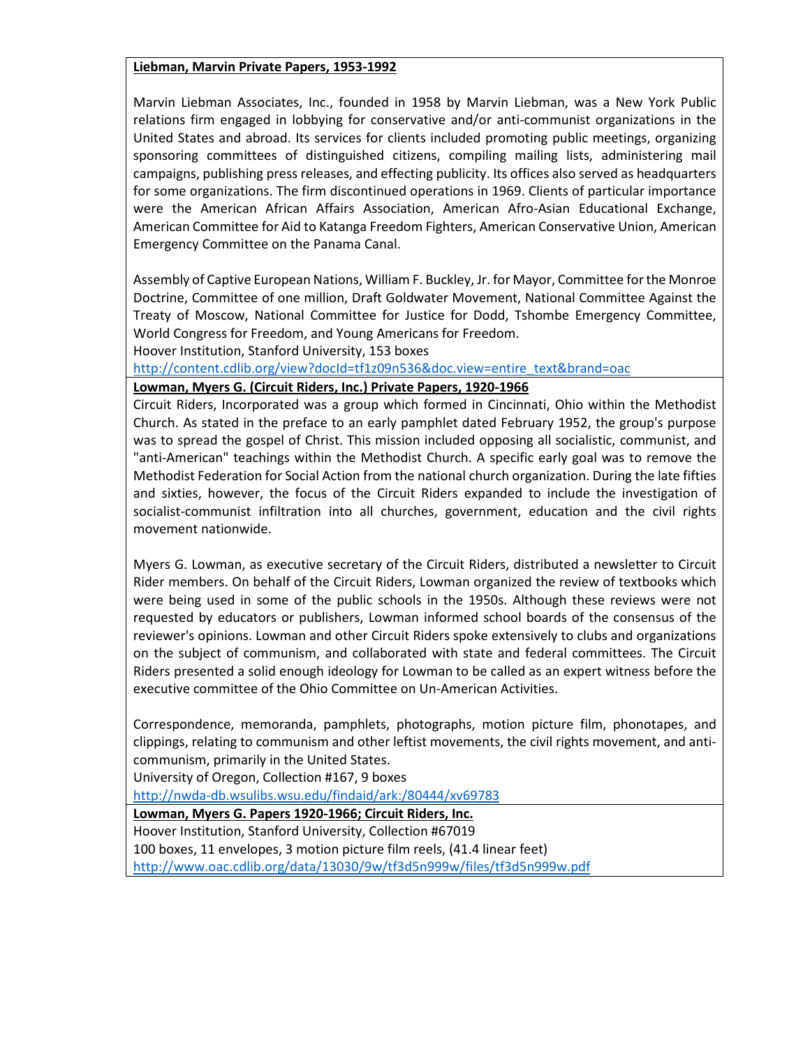**Liebman, Marvin Private Papers, 1953-1992**

Marvin Liebman Associates, Inc., founded in 1958 by Marvin Liebman, was a New York Public relations firm engaged in lobbying for conservative and/or anti-communist organizations in the United States and abroad. Its services for clients included promoting public meetings, organizing sponsoring committees of distinguished citizens, compiling mailing lists, administering mail campaigns, publishing press releases, and effecting publicity. Its offices also served as headquarters for some organizations. The firm discontinued operations in 1969. Clients of particular importance were the American African Affairs Association, American Afro-Asian Educational Exchange, American Committee for Aid to Katanga Freedom Fighters, American Conservative Union, American Emergency Committee on the Panama Canal.

Assembly of Captive European Nations, William F. Buckley, Jr. for Mayor, Committee for the Monroe Doctrine, Committee of one million, Draft Goldwater Movement, National Committee Against the Treaty of Moscow, National Committee for Justice for Dodd, Tshombe Emergency Committee, World Congress for Freedom, and Young Americans for Freedom.
Hoover Institution, Stanford University, 153 boxes
http://content.cdlib.org/view?docId=tf1z09n536&doc.view=entire_text&brand=oac

**Lowman, Myers G. (Circuit Riders, Inc.) Private Papers, 1920-1966**

Circuit Riders, Incorporated was a group which formed in Cincinnati, Ohio within the Methodist Church. As stated in the preface to an early pamphlet dated February 1952, the group's purpose was to spread the gospel of Christ. This mission included opposing all socialistic, communist, and "anti-American" teachings within the Methodist Church. A specific early goal was to remove the Methodist Federation for Social Action from the national church organization. During the late fifties and sixties, however, the focus of the Circuit Riders expanded to include the investigation of socialist-communist infiltration into all churches, government, education and the civil rights movement nationwide.

Myers G. Lowman, as executive secretary of the Circuit Riders, distributed a newsletter to Circuit Rider members. On behalf of the Circuit Riders, Lowman organized the review of textbooks which were being used in some of the public schools in the 1950s. Although these reviews were not requested by educators or publishers, Lowman informed school boards of the consensus of the reviewer's opinions. Lowman and other Circuit Riders spoke extensively to clubs and organizations on the subject of communism, and collaborated with state and federal committees. The Circuit Riders presented a solid enough ideology for Lowman to be called as an expert witness before the executive committee of the Ohio Committee on Un-American Activities.

Correspondence, memoranda, pamphlets, photographs, motion picture film, phonotapes, and clippings, relating to communism and other leftist movements, the civil rights movement, and anti-communism, primarily in the United States.
University of Oregon, Collection #167, 9 boxes
http://nwda-db.wsulibs.wsu.edu/findaid/ark:/80444/xv69783

**Lowman, Myers G. Papers 1920-1966; Circuit Riders, Inc.**

Hoover Institution, Stanford University, Collection #67019
100 boxes, 11 envelopes, 3 motion picture film reels, (41.4 linear feet)
http://www.oac.cdlib.org/data/13030/9w/tf3d5n999w/files/tf3d5n999w.pdf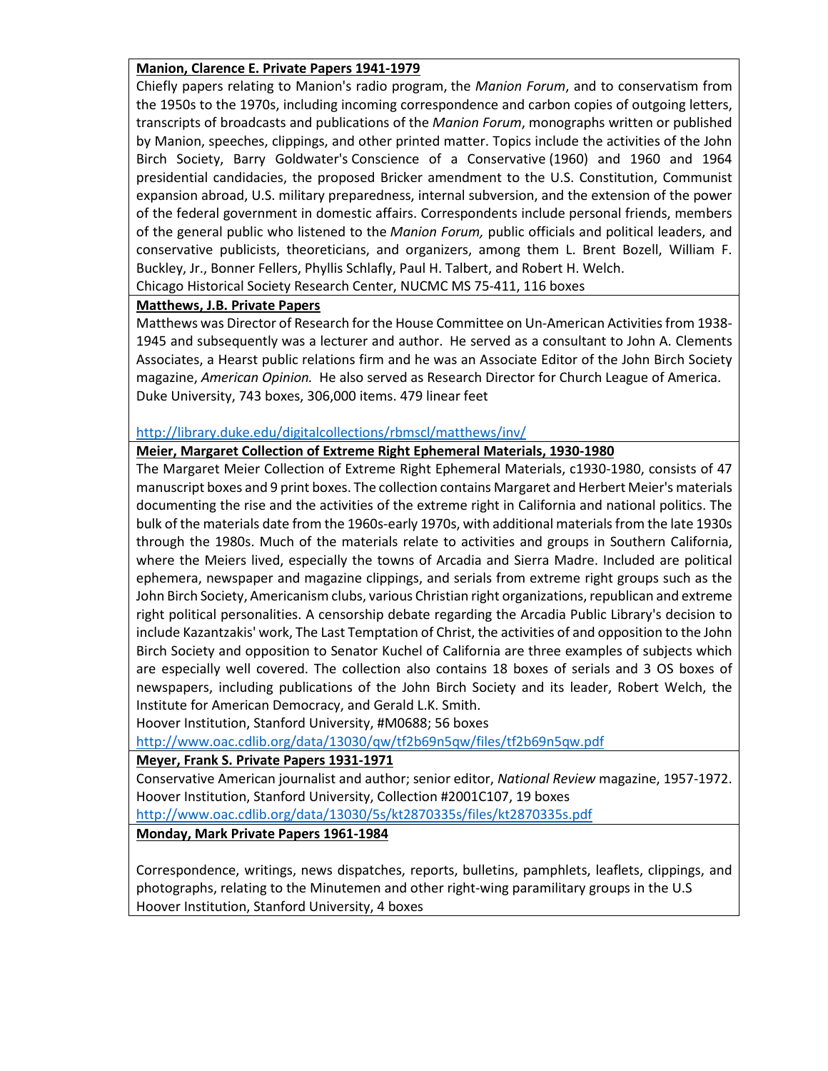**Manion, Clarence E. Private Papers 1941-1979**

Chiefly papers relating to Manion's radio program, the *Manion Forum*, and to conservatism from the 1950s to the 1970s, including incoming correspondence and carbon copies of outgoing letters, transcripts of broadcasts and publications of the *Manion Forum*, monographs written or published by Manion, speeches, clippings, and other printed matter. Topics include the activities of the John Birch Society, Barry Goldwater's Conscience of a Conservative (1960) and 1960 and 1964 presidential candidacies, the proposed Bricker amendment to the U.S. Constitution, Communist expansion abroad, U.S. military preparedness, internal subversion, and the extension of the power of the federal government in domestic affairs. Correspondents include personal friends, members of the general public who listened to the *Manion Forum,* public officials and political leaders, and conservative publicists, theoreticians, and organizers, among them L. Brent Bozell, William F. Buckley, Jr., Bonner Fellers, Phyllis Schlafly, Paul H. Talbert, and Robert H. Welch.

Chicago Historical Society Research Center, NUCMC MS 75-411, 116 boxes

**Matthews, J.B. Private Papers**

Matthews was Director of Research for the House Committee on Un-American Activities from 1938-1945 and subsequently was a lecturer and author. He served as a consultant to John A. Clements Associates, a Hearst public relations firm and he was an Associate Editor of the John Birch Society magazine, *American Opinion.* He also served as Research Director for Church League of America.

Duke University, 743 boxes, 306,000 items. 479 linear feet

http://library.duke.edu/digitalcollections/rbmscl/matthews/inv/

**Meier, Margaret Collection of Extreme Right Ephemeral Materials, 1930-1980**

The Margaret Meier Collection of Extreme Right Ephemeral Materials, c1930-1980, consists of 47 manuscript boxes and 9 print boxes. The collection contains Margaret and Herbert Meier's materials documenting the rise and the activities of the extreme right in California and national politics. The bulk of the materials date from the 1960s-early 1970s, with additional materials from the late 1930s through the 1980s. Much of the materials relate to activities and groups in Southern California, where the Meiers lived, especially the towns of Arcadia and Sierra Madre. Included are political ephemera, newspaper and magazine clippings, and serials from extreme right groups such as the John Birch Society, Americanism clubs, various Christian right organizations, republican and extreme right political personalities. A censorship debate regarding the Arcadia Public Library's decision to include Kazantzakis' work, The Last Temptation of Christ, the activities of and opposition to the John Birch Society and opposition to Senator Kuchel of California are three examples of subjects which are especially well covered. The collection also contains 18 boxes of serials and 3 OS boxes of newspapers, including publications of the John Birch Society and its leader, Robert Welch, the Institute for American Democracy, and Gerald L.K. Smith.

Hoover Institution, Stanford University, #M0688; 56 boxes

http://www.oac.cdlib.org/data/13030/qw/tf2b69n5qw/files/tf2b69n5qw.pdf

**Meyer, Frank S. Private Papers 1931-1971**

Conservative American journalist and author; senior editor, *National Review* magazine, 1957-1972.

Hoover Institution, Stanford University, Collection #2001C107, 19 boxes

http://www.oac.cdlib.org/data/13030/5s/kt2870335s/files/kt2870335s.pdf

**Monday, Mark Private Papers 1961-1984**

Correspondence, writings, news dispatches, reports, bulletins, pamphlets, leaflets, clippings, and photographs, relating to the Minutemen and other right-wing paramilitary groups in the U.S

Hoover Institution, Stanford University, 4 boxes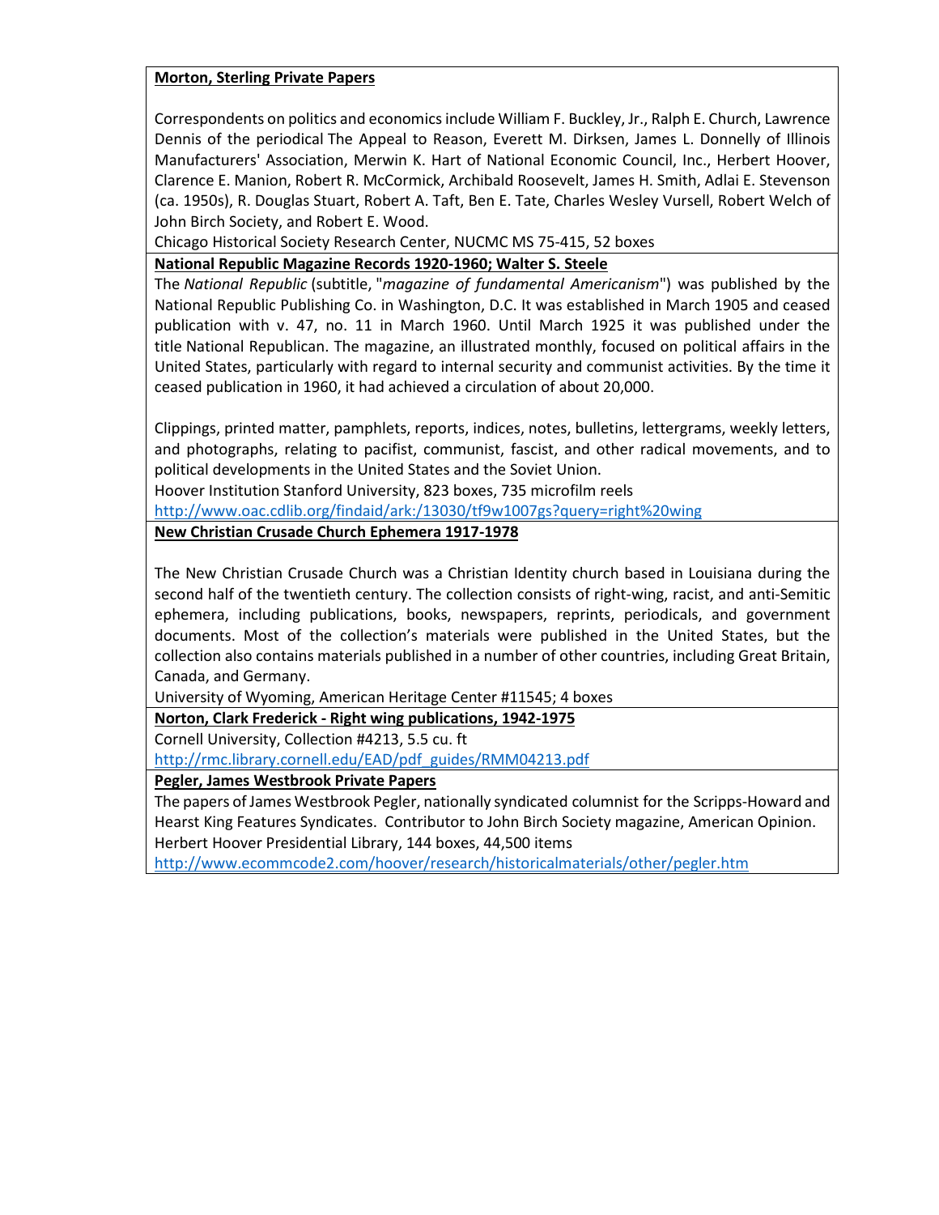**Morton, Sterling Private Papers**

Correspondents on politics and economics include William F. Buckley, Jr., Ralph E. Church, Lawrence Dennis of the periodical The Appeal to Reason, Everett M. Dirksen, James L. Donnelly of Illinois Manufacturers' Association, Merwin K. Hart of National Economic Council, Inc., Herbert Hoover, Clarence E. Manion, Robert R. McCormick, Archibald Roosevelt, James H. Smith, Adlai E. Stevenson (ca. 1950s), R. Douglas Stuart, Robert A. Taft, Ben E. Tate, Charles Wesley Vursell, Robert Welch of John Birch Society, and Robert E. Wood.

Chicago Historical Society Research Center, NUCMC MS 75-415, 52 boxes

**National Republic Magazine Records 1920-1960; Walter S. Steele**

The *National Republic* (subtitle, "*magazine of fundamental Americanism*") was published by the National Republic Publishing Co. in Washington, D.C. It was established in March 1905 and ceased publication with v. 47, no. 11 in March 1960. Until March 1925 it was published under the title National Republican. The magazine, an illustrated monthly, focused on political affairs in the United States, particularly with regard to internal security and communist activities. By the time it ceased publication in 1960, it had achieved a circulation of about 20,000.

Clippings, printed matter, pamphlets, reports, indices, notes, bulletins, lettergrams, weekly letters, and photographs, relating to pacifist, communist, fascist, and other radical movements, and to political developments in the United States and the Soviet Union.

Hoover Institution Stanford University, 823 boxes, 735 microfilm reels

http://www.oac.cdlib.org/findaid/ark:/13030/tf9w1007gs?query=right%20wing

**New Christian Crusade Church Ephemera 1917-1978**

The New Christian Crusade Church was a Christian Identity church based in Louisiana during the second half of the twentieth century. The collection consists of right-wing, racist, and anti-Semitic ephemera, including publications, books, newspapers, reprints, periodicals, and government documents. Most of the collection's materials were published in the United States, but the collection also contains materials published in a number of other countries, including Great Britain, Canada, and Germany.

University of Wyoming, American Heritage Center #11545; 4 boxes

**Norton, Clark Frederick - Right wing publications, 1942-1975**

Cornell University, Collection #4213, 5.5 cu. ft

http://rmc.library.cornell.edu/EAD/pdf_guides/RMM04213.pdf

**Pegler, James Westbrook Private Papers**

The papers of James Westbrook Pegler, nationally syndicated columnist for the Scripps-Howard and Hearst King Features Syndicates. Contributor to John Birch Society magazine, American Opinion.

Herbert Hoover Presidential Library, 144 boxes, 44,500 items

http://www.ecommcode2.com/hoover/research/historicalmaterials/other/pegler.htm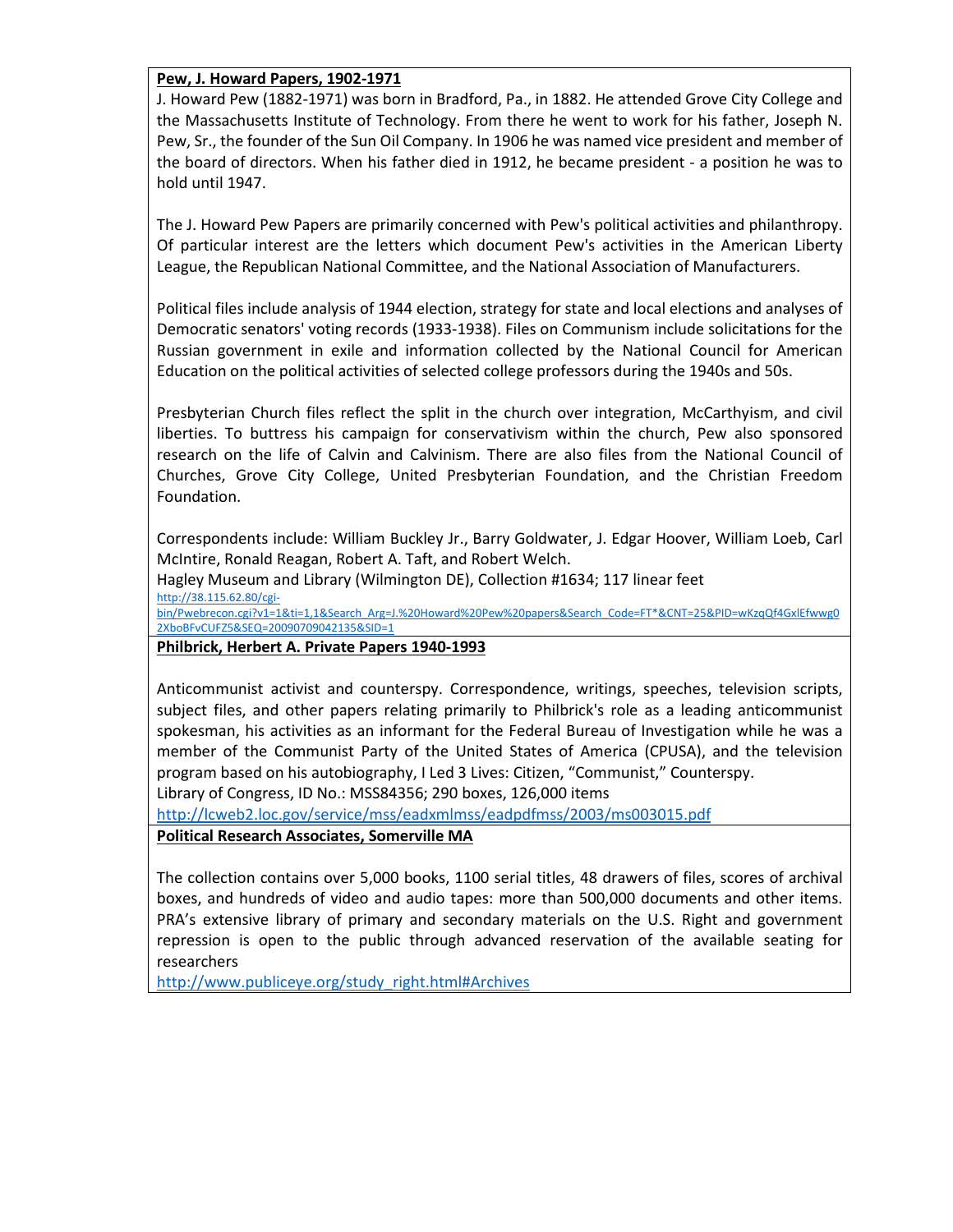**Pew, J. Howard Papers, 1902-1971**

J. Howard Pew (1882-1971) was born in Bradford, Pa., in 1882. He attended Grove City College and the Massachusetts Institute of Technology. From there he went to work for his father, Joseph N. Pew, Sr., the founder of the Sun Oil Company. In 1906 he was named vice president and member of the board of directors. When his father died in 1912, he became president - a position he was to hold until 1947.

The J. Howard Pew Papers are primarily concerned with Pew's political activities and philanthropy. Of particular interest are the letters which document Pew's activities in the American Liberty League, the Republican National Committee, and the National Association of Manufacturers.

Political files include analysis of 1944 election, strategy for state and local elections and analyses of Democratic senators' voting records (1933-1938). Files on Communism include solicitations for the Russian government in exile and information collected by the National Council for American Education on the political activities of selected college professors during the 1940s and 50s.

Presbyterian Church files reflect the split in the church over integration, McCarthyism, and civil liberties. To buttress his campaign for conservativism within the church, Pew also sponsored research on the life of Calvin and Calvinism. There are also files from the National Council of Churches, Grove City College, United Presbyterian Foundation, and the Christian Freedom Foundation.

Correspondents include: William Buckley Jr., Barry Goldwater, J. Edgar Hoover, William Loeb, Carl McIntire, Ronald Reagan, Robert A. Taft, and Robert Welch.

Hagley Museum and Library (Wilmington DE), Collection #1634; 117 linear feet

http://38.115.62.80/cgi-bin/Pwebrecon.cgi?v1=1&ti=1,1&Search_Arg=J.%20Howard%20Pew%20papers&Search_Code=FT*&CNT=25&PID=wKzqQf4GxlEfwwg02XboBFvCUFZ5&SEQ=20090709042135&SID=1

**Philbrick, Herbert A. Private Papers 1940-1993**

Anticommunist activist and counterspy. Correspondence, writings, speeches, television scripts, subject files, and other papers relating primarily to Philbrick's role as a leading anticommunist spokesman, his activities as an informant for the Federal Bureau of Investigation while he was a member of the Communist Party of the United States of America (CPUSA), and the television program based on his autobiography, I Led 3 Lives: Citizen, "Communist," Counterspy.

Library of Congress, ID No.: MSS84356; 290 boxes, 126,000 items

http://lcweb2.loc.gov/service/mss/eadxmlmss/eadpdfmss/2003/ms003015.pdf

**Political Research Associates, Somerville MA**

The collection contains over 5,000 books, 1100 serial titles, 48 drawers of files, scores of archival boxes, and hundreds of video and audio tapes: more than 500,000 documents and other items. PRA's extensive library of primary and secondary materials on the U.S. Right and government repression is open to the public through advanced reservation of the available seating for researchers

http://www.publiceye.org/study_right.html#Archives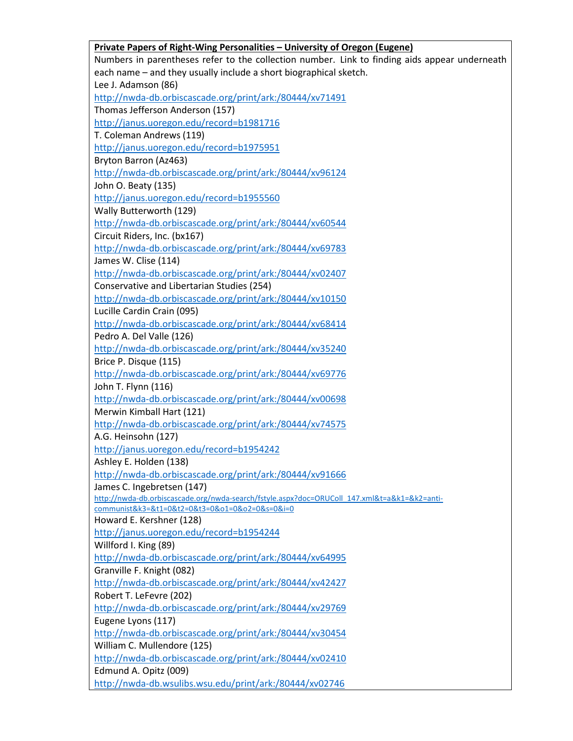**Private Papers of Right-Wing Personalities – University of Oregon (Eugene)**

Numbers in parentheses refer to the collection number. Link to finding aids appear underneath each name – and they usually include a short biographical sketch.

Lee J. Adamson (86)
http://nwda-db.orbiscascade.org/print/ark:/80444/xv71491

Thomas Jefferson Anderson (157)
http://janus.uoregon.edu/record=b1981716

T. Coleman Andrews (119)
http://janus.uoregon.edu/record=b1975951

Bryton Barron (Az463)
http://nwda-db.orbiscascade.org/print/ark:/80444/xv96124

John O. Beaty (135)
http://janus.uoregon.edu/record=b1955560

Wally Butterworth (129)
http://nwda-db.orbiscascade.org/print/ark:/80444/xv60544

Circuit Riders, Inc. (bx167)
http://nwda-db.orbiscascade.org/print/ark:/80444/xv69783

James W. Clise (114)
http://nwda-db.orbiscascade.org/print/ark:/80444/xv02407

Conservative and Libertarian Studies (254)
http://nwda-db.orbiscascade.org/print/ark:/80444/xv10150

Lucille Cardin Crain (095)
http://nwda-db.orbiscascade.org/print/ark:/80444/xv68414

Pedro A. Del Valle (126)
http://nwda-db.orbiscascade.org/print/ark:/80444/xv35240

Brice P. Disque (115)
http://nwda-db.orbiscascade.org/print/ark:/80444/xv69776

John T. Flynn (116)
http://nwda-db.orbiscascade.org/print/ark:/80444/xv00698

Merwin Kimball Hart (121)
http://nwda-db.orbiscascade.org/print/ark:/80444/xv74575

A.G. Heinsohn (127)
http://janus.uoregon.edu/record=b1954242

Ashley E. Holden (138)
http://nwda-db.orbiscascade.org/print/ark:/80444/xv91666

James C. Ingebretsen (147)
http://nwda-db.orbiscascade.org/nwda-search/fstyle.aspx?doc=ORUColl_147.xml&t=a&k1=&k2=anti-communist&k3=&t1=0&t2=0&t3=0&o1=0&o2=0&s=0&i=0

Howard E. Kershner (128)
http://janus.uoregon.edu/record=b1954244

Willford I. King (89)
http://nwda-db.orbiscascade.org/print/ark:/80444/xv64995

Granville F. Knight (082)
http://nwda-db.orbiscascade.org/print/ark:/80444/xv42427

Robert T. LeFevre (202)
http://nwda-db.orbiscascade.org/print/ark:/80444/xv29769

Eugene Lyons (117)
http://nwda-db.orbiscascade.org/print/ark:/80444/xv30454

William C. Mullendore (125)
http://nwda-db.orbiscascade.org/print/ark:/80444/xv02410

Edmund A. Opitz (009)
http://nwda-db.wsulibs.wsu.edu/print/ark:/80444/xv02746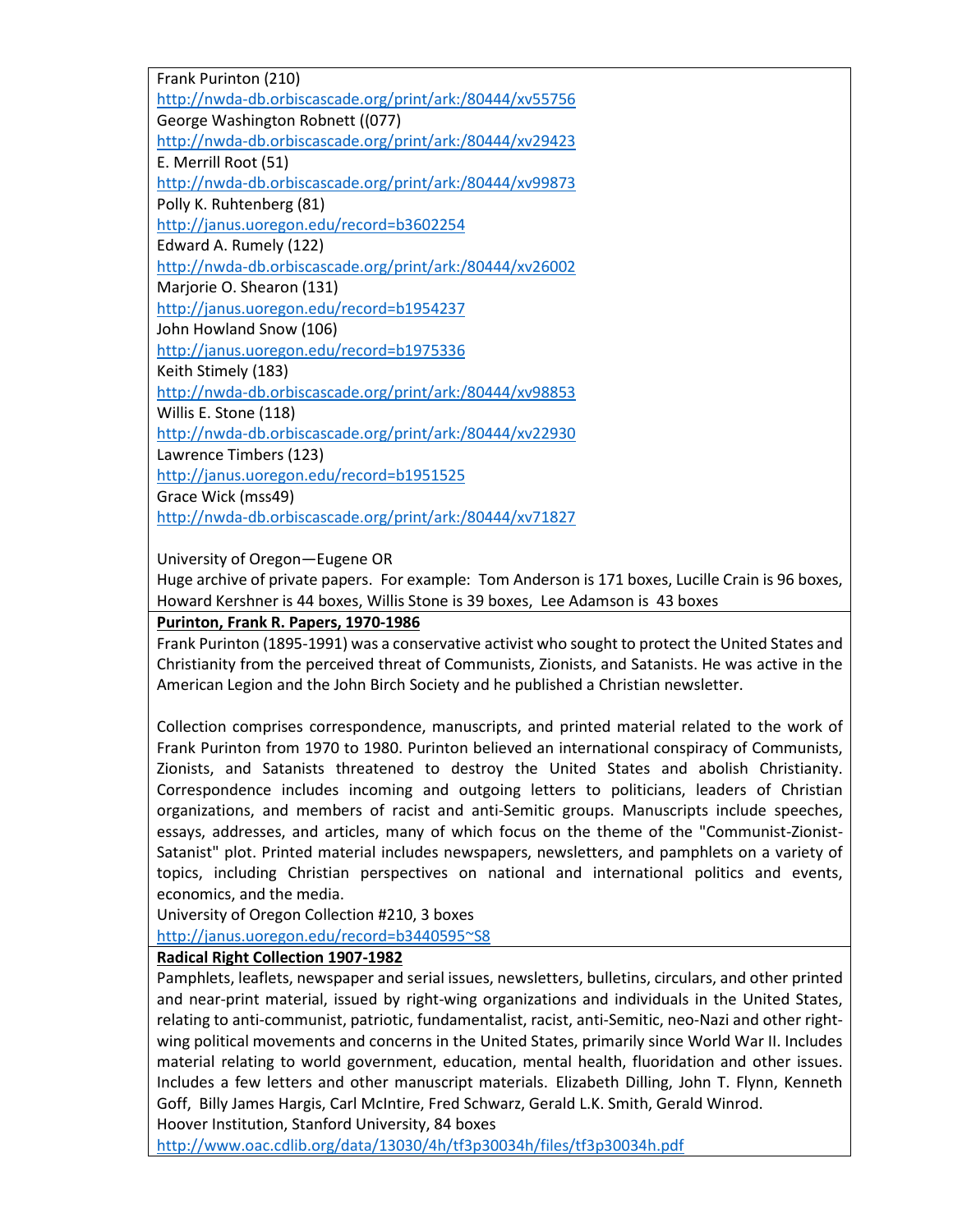Frank Purinton (210)
http://nwda-db.orbiscascade.org/print/ark:/80444/xv55756
George Washington Robnett ((077)
http://nwda-db.orbiscascade.org/print/ark:/80444/xv29423
E. Merrill Root (51)
http://nwda-db.orbiscascade.org/print/ark:/80444/xv99873
Polly K. Ruhtenberg (81)
http://janus.uoregon.edu/record=b3602254
Edward A. Rumely (122)
http://nwda-db.orbiscascade.org/print/ark:/80444/xv26002
Marjorie O. Shearon (131)
http://janus.uoregon.edu/record=b1954237
John Howland Snow (106)
http://janus.uoregon.edu/record=b1975336
Keith Stimely (183)
http://nwda-db.orbiscascade.org/print/ark:/80444/xv98853
Willis E. Stone (118)
http://nwda-db.orbiscascade.org/print/ark:/80444/xv22930
Lawrence Timbers (123)
http://janus.uoregon.edu/record=b1951525
Grace Wick (mss49)
http://nwda-db.orbiscascade.org/print/ark:/80444/xv71827

University of Oregon—Eugene OR
Huge archive of private papers. For example: Tom Anderson is 171 boxes, Lucille Crain is 96 boxes, Howard Kershner is 44 boxes, Willis Stone is 39 boxes, Lee Adamson is 43 boxes

**Purinton, Frank R. Papers, 1970-1986**

Frank Purinton (1895-1991) was a conservative activist who sought to protect the United States and Christianity from the perceived threat of Communists, Zionists, and Satanists. He was active in the American Legion and the John Birch Society and he published a Christian newsletter.

Collection comprises correspondence, manuscripts, and printed material related to the work of Frank Purinton from 1970 to 1980. Purinton believed an international conspiracy of Communists, Zionists, and Satanists threatened to destroy the United States and abolish Christianity. Correspondence includes incoming and outgoing letters to politicians, leaders of Christian organizations, and members of racist and anti-Semitic groups. Manuscripts include speeches, essays, addresses, and articles, many of which focus on the theme of the "Communist-Zionist-Satanist" plot. Printed material includes newspapers, newsletters, and pamphlets on a variety of topics, including Christian perspectives on national and international politics and events, economics, and the media.
University of Oregon Collection #210, 3 boxes
http://janus.uoregon.edu/record=b3440595~S8

**Radical Right Collection 1907-1982**

Pamphlets, leaflets, newspaper and serial issues, newsletters, bulletins, circulars, and other printed and near-print material, issued by right-wing organizations and individuals in the United States, relating to anti-communist, patriotic, fundamentalist, racist, anti-Semitic, neo-Nazi and other right-wing political movements and concerns in the United States, primarily since World War II. Includes material relating to world government, education, mental health, fluoridation and other issues. Includes a few letters and other manuscript materials. Elizabeth Dilling, John T. Flynn, Kenneth Goff, Billy James Hargis, Carl McIntire, Fred Schwarz, Gerald L.K. Smith, Gerald Winrod.
Hoover Institution, Stanford University, 84 boxes
http://www.oac.cdlib.org/data/13030/4h/tf3p30034h/files/tf3p30034h.pdf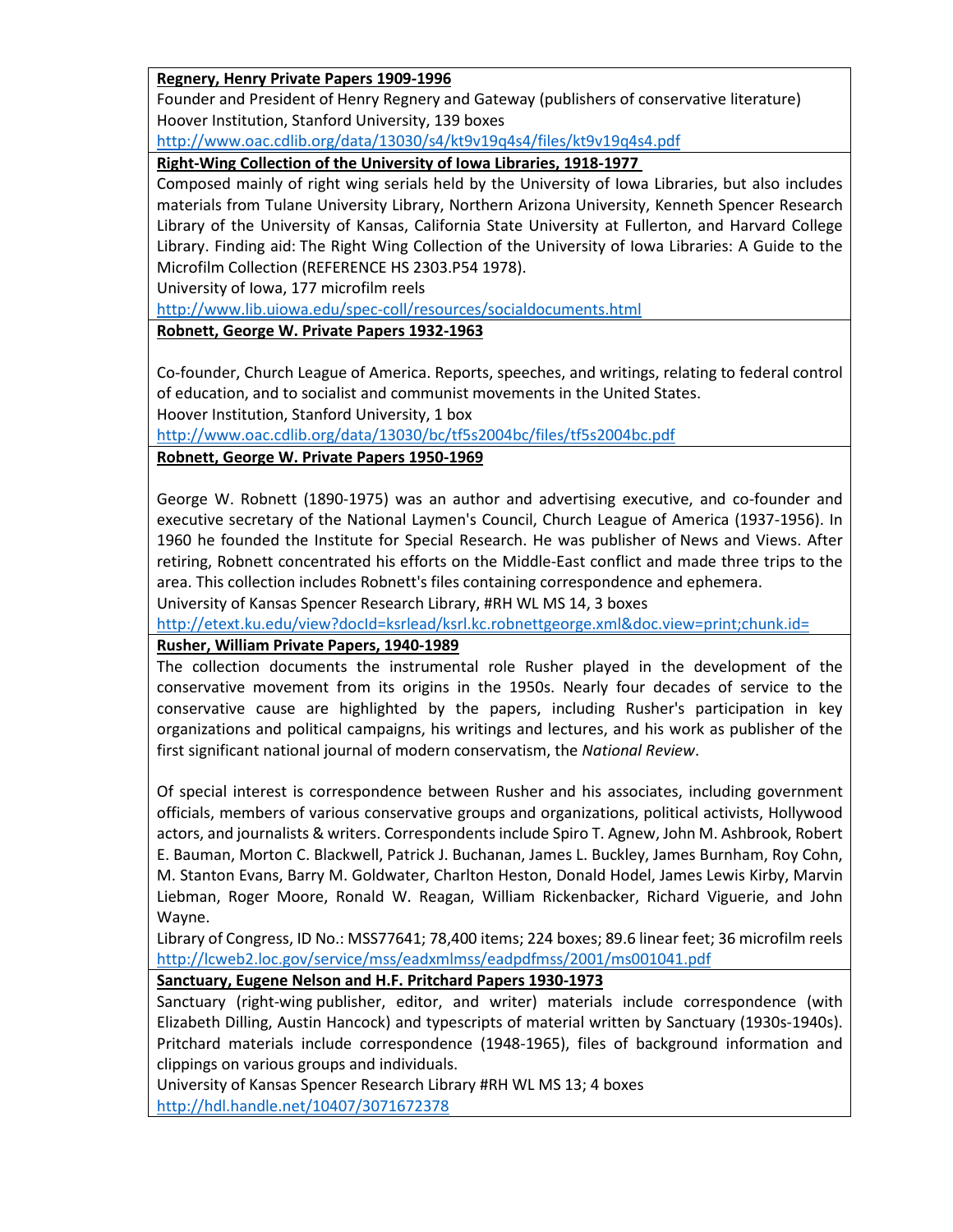**Regnery, Henry Private Papers 1909-1996**

Founder and President of Henry Regnery and Gateway (publishers of conservative literature)

Hoover Institution, Stanford University, 139 boxes

http://www.oac.cdlib.org/data/13030/s4/kt9v19q4s4/files/kt9v19q4s4.pdf

---

**Right-Wing Collection of the University of Iowa Libraries, 1918-1977**

Composed mainly of right wing serials held by the University of Iowa Libraries, but also includes materials from Tulane University Library, Northern Arizona University, Kenneth Spencer Research Library of the University of Kansas, California State University at Fullerton, and Harvard College Library. Finding aid: The Right Wing Collection of the University of Iowa Libraries: A Guide to the Microfilm Collection (REFERENCE HS 2303.P54 1978).

University of Iowa, 177 microfilm reels

http://www.lib.uiowa.edu/spec-coll/resources/socialdocuments.html

---

**Robnett, George W. Private Papers 1932-1963**

Co-founder, Church League of America. Reports, speeches, and writings, relating to federal control of education, and to socialist and communist movements in the United States.

Hoover Institution, Stanford University, 1 box

http://www.oac.cdlib.org/data/13030/bc/tf5s2004bc/files/tf5s2004bc.pdf

---

**Robnett, George W. Private Papers 1950-1969**

George W. Robnett (1890-1975) was an author and advertising executive, and co-founder and executive secretary of the National Laymen's Council, Church League of America (1937-1956). In 1960 he founded the Institute for Special Research. He was publisher of News and Views. After retiring, Robnett concentrated his efforts on the Middle-East conflict and made three trips to the area. This collection includes Robnett's files containing correspondence and ephemera.

University of Kansas Spencer Research Library, #RH WL MS 14, 3 boxes

http://etext.ku.edu/view?docId=ksrlead/ksrl.kc.robnettgeorge.xml&doc.view=print;chunk.id=

---

**Rusher, William Private Papers, 1940-1989**

The collection documents the instrumental role Rusher played in the development of the conservative movement from its origins in the 1950s. Nearly four decades of service to the conservative cause are highlighted by the papers, including Rusher's participation in key organizations and political campaigns, his writings and lectures, and his work as publisher of the first significant national journal of modern conservatism, the *National Review*.

Of special interest is correspondence between Rusher and his associates, including government officials, members of various conservative groups and organizations, political activists, Hollywood actors, and journalists & writers. Correspondents include Spiro T. Agnew, John M. Ashbrook, Robert E. Bauman, Morton C. Blackwell, Patrick J. Buchanan, James L. Buckley, James Burnham, Roy Cohn, M. Stanton Evans, Barry M. Goldwater, Charlton Heston, Donald Hodel, James Lewis Kirby, Marvin Liebman, Roger Moore, Ronald W. Reagan, William Rickenbacker, Richard Viguerie, and John Wayne.

Library of Congress, ID No.: MSS77641; 78,400 items; 224 boxes; 89.6 linear feet; 36 microfilm reels

http://lcweb2.loc.gov/service/mss/eadxmlmss/eadpdfmss/2001/ms001041.pdf

---

**Sanctuary, Eugene Nelson and H.F. Pritchard Papers 1930-1973**

Sanctuary (right-wing publisher, editor, and writer) materials include correspondence (with Elizabeth Dilling, Austin Hancock) and typescripts of material written by Sanctuary (1930s-1940s). Pritchard materials include correspondence (1948-1965), files of background information and clippings on various groups and individuals.

University of Kansas Spencer Research Library #RH WL MS 13; 4 boxes

http://hdl.handle.net/10407/3071672378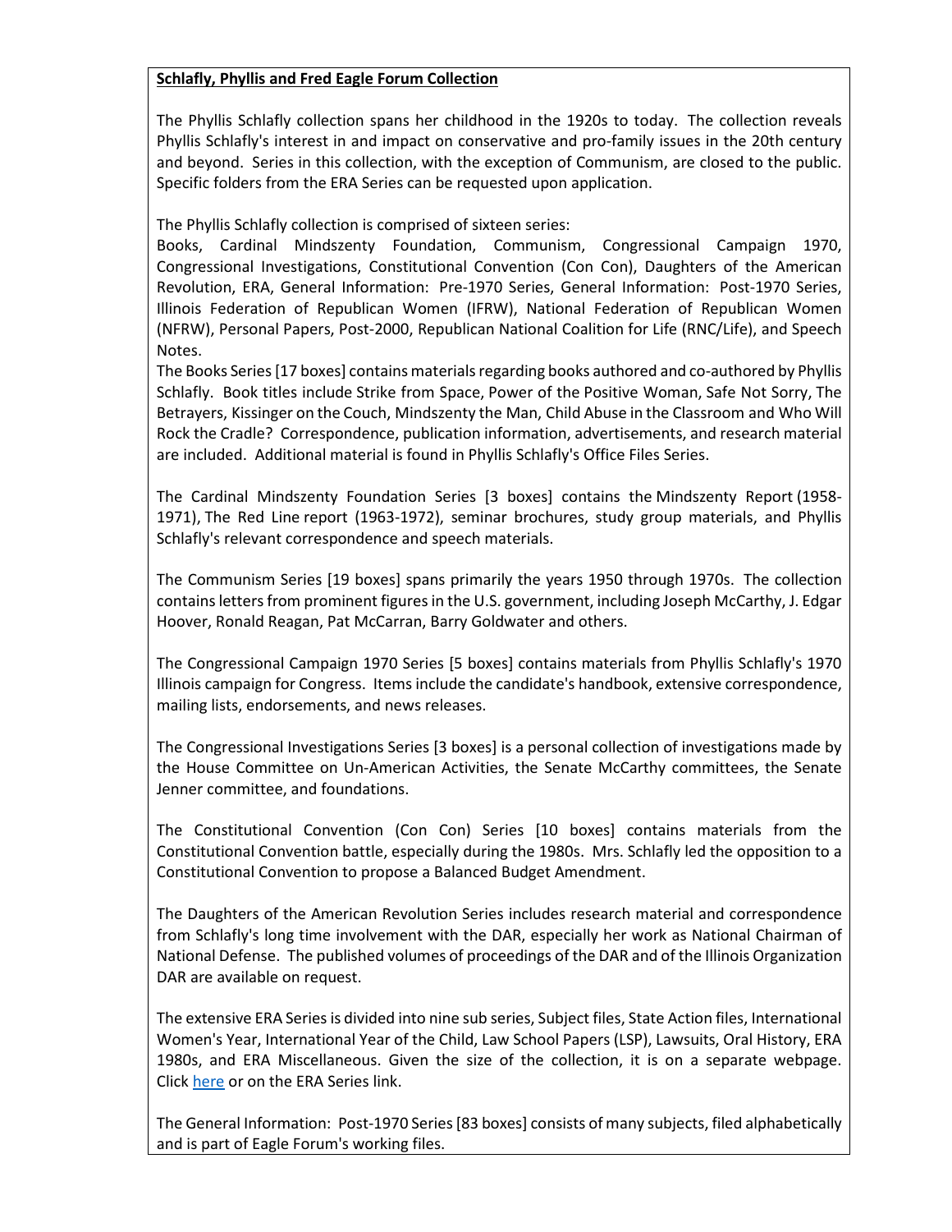**Schlafly, Phyllis and Fred Eagle Forum Collection**

The Phyllis Schlafly collection spans her childhood in the 1920s to today. The collection reveals Phyllis Schlafly's interest in and impact on conservative and pro-family issues in the 20th century and beyond. Series in this collection, with the exception of Communism, are closed to the public. Specific folders from the ERA Series can be requested upon application.

The Phyllis Schlafly collection is comprised of sixteen series:
Books, Cardinal Mindszenty Foundation, Communism, Congressional Campaign 1970, Congressional Investigations, Constitutional Convention (Con Con), Daughters of the American Revolution, ERA, General Information: Pre-1970 Series, General Information: Post-1970 Series, Illinois Federation of Republican Women (IFRW), National Federation of Republican Women (NFRW), Personal Papers, Post-2000, Republican National Coalition for Life (RNC/Life), and Speech Notes.
The Books Series [17 boxes] contains materials regarding books authored and co-authored by Phyllis Schlafly. Book titles include Strike from Space, Power of the Positive Woman, Safe Not Sorry, The Betrayers, Kissinger on the Couch, Mindszenty the Man, Child Abuse in the Classroom and Who Will Rock the Cradle? Correspondence, publication information, advertisements, and research material are included. Additional material is found in Phyllis Schlafly's Office Files Series.

The Cardinal Mindszenty Foundation Series [3 boxes] contains the Mindszenty Report (1958-1971), The Red Line report (1963-1972), seminar brochures, study group materials, and Phyllis Schlafly's relevant correspondence and speech materials.

The Communism Series [19 boxes] spans primarily the years 1950 through 1970s. The collection contains letters from prominent figures in the U.S. government, including Joseph McCarthy, J. Edgar Hoover, Ronald Reagan, Pat McCarran, Barry Goldwater and others.

The Congressional Campaign 1970 Series [5 boxes] contains materials from Phyllis Schlafly's 1970 Illinois campaign for Congress. Items include the candidate's handbook, extensive correspondence, mailing lists, endorsements, and news releases.

The Congressional Investigations Series [3 boxes] is a personal collection of investigations made by the House Committee on Un-American Activities, the Senate McCarthy committees, the Senate Jenner committee, and foundations.

The Constitutional Convention (Con Con) Series [10 boxes] contains materials from the Constitutional Convention battle, especially during the 1980s. Mrs. Schlafly led the opposition to a Constitutional Convention to propose a Balanced Budget Amendment.

The Daughters of the American Revolution Series includes research material and correspondence from Schlafly's long time involvement with the DAR, especially her work as National Chairman of National Defense. The published volumes of proceedings of the DAR and of the Illinois Organization DAR are available on request.

The extensive ERA Series is divided into nine sub series, Subject files, State Action files, International Women's Year, International Year of the Child, Law School Papers (LSP), Lawsuits, Oral History, ERA 1980s, and ERA Miscellaneous. Given the size of the collection, it is on a separate webpage. Click here or on the ERA Series link.

The General Information: Post-1970 Series [83 boxes] consists of many subjects, filed alphabetically and is part of Eagle Forum's working files.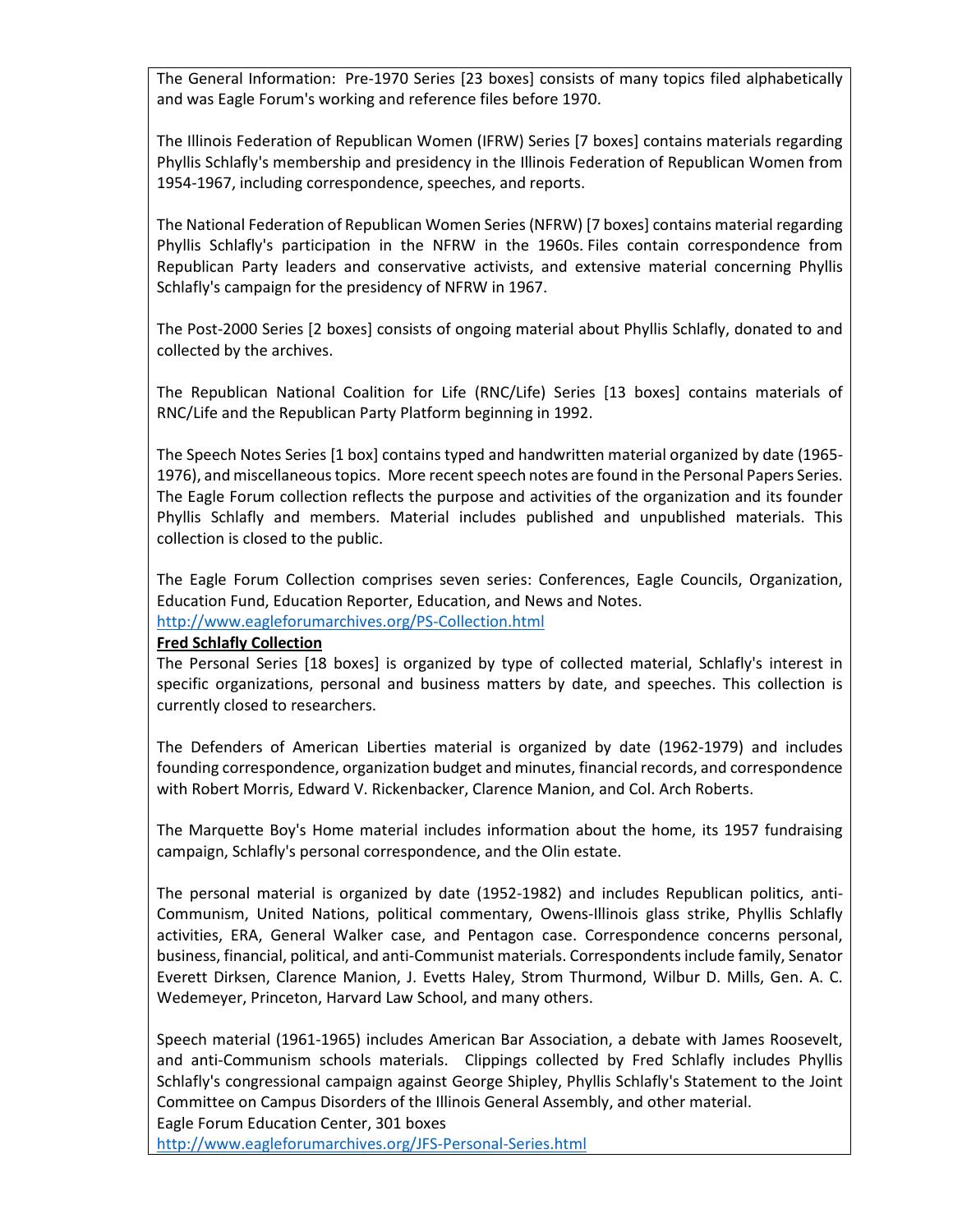The General Information: Pre-1970 Series [23 boxes] consists of many topics filed alphabetically and was Eagle Forum's working and reference files before 1970.

The Illinois Federation of Republican Women (IFRW) Series [7 boxes] contains materials regarding Phyllis Schlafly's membership and presidency in the Illinois Federation of Republican Women from 1954-1967, including correspondence, speeches, and reports.

The National Federation of Republican Women Series (NFRW) [7 boxes] contains material regarding Phyllis Schlafly's participation in the NFRW in the 1960s. Files contain correspondence from Republican Party leaders and conservative activists, and extensive material concerning Phyllis Schlafly's campaign for the presidency of NFRW in 1967.

The Post-2000 Series [2 boxes] consists of ongoing material about Phyllis Schlafly, donated to and collected by the archives.

The Republican National Coalition for Life (RNC/Life) Series [13 boxes] contains materials of RNC/Life and the Republican Party Platform beginning in 1992.

The Speech Notes Series [1 box] contains typed and handwritten material organized by date (1965-1976), and miscellaneous topics. More recent speech notes are found in the Personal Papers Series. The Eagle Forum collection reflects the purpose and activities of the organization and its founder Phyllis Schlafly and members. Material includes published and unpublished materials. This collection is closed to the public.

The Eagle Forum Collection comprises seven series: Conferences, Eagle Councils, Organization, Education Fund, Education Reporter, Education, and News and Notes.
http://www.eagleforumarchives.org/PS-Collection.html

**Fred Schlafly Collection**

The Personal Series [18 boxes] is organized by type of collected material, Schlafly's interest in specific organizations, personal and business matters by date, and speeches. This collection is currently closed to researchers.

The Defenders of American Liberties material is organized by date (1962-1979) and includes founding correspondence, organization budget and minutes, financial records, and correspondence with Robert Morris, Edward V. Rickenbacker, Clarence Manion, and Col. Arch Roberts.

The Marquette Boy's Home material includes information about the home, its 1957 fundraising campaign, Schlafly's personal correspondence, and the Olin estate.

The personal material is organized by date (1952-1982) and includes Republican politics, anti-Communism, United Nations, political commentary, Owens-Illinois glass strike, Phyllis Schlafly activities, ERA, General Walker case, and Pentagon case. Correspondence concerns personal, business, financial, political, and anti-Communist materials. Correspondents include family, Senator Everett Dirksen, Clarence Manion, J. Evetts Haley, Strom Thurmond, Wilbur D. Mills, Gen. A. C. Wedemeyer, Princeton, Harvard Law School, and many others.

Speech material (1961-1965) includes American Bar Association, a debate with James Roosevelt, and anti-Communism schools materials. Clippings collected by Fred Schlafly includes Phyllis Schlafly's congressional campaign against George Shipley, Phyllis Schlafly's Statement to the Joint Committee on Campus Disorders of the Illinois General Assembly, and other material.
Eagle Forum Education Center, 301 boxes
http://www.eagleforumarchives.org/JFS-Personal-Series.html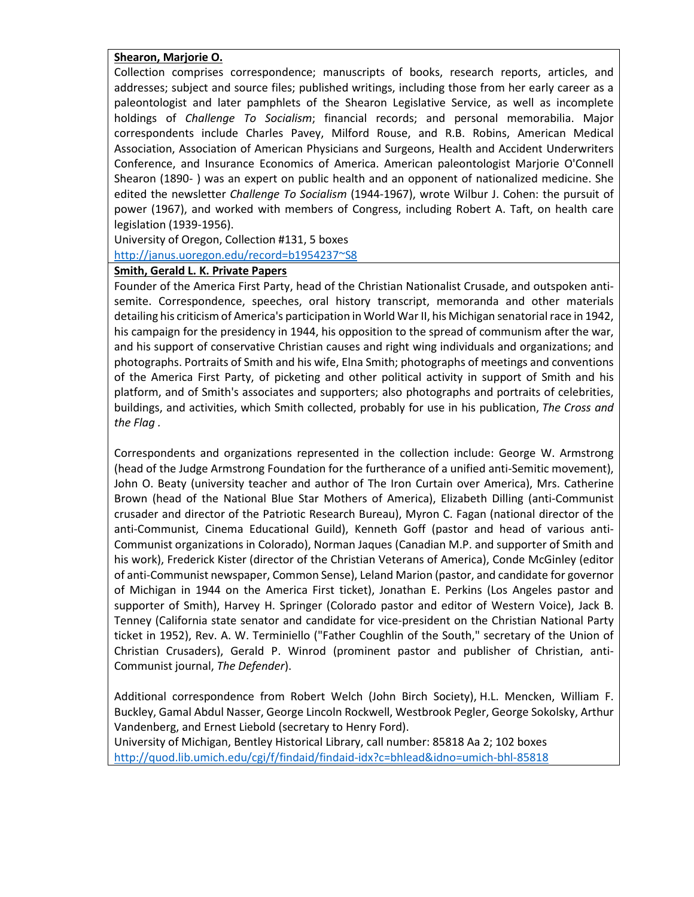**Shearon, Marjorie O.**

Collection comprises correspondence; manuscripts of books, research reports, articles, and addresses; subject and source files; published writings, including those from her early career as a paleontologist and later pamphlets of the Shearon Legislative Service, as well as incomplete holdings of *Challenge To Socialism*; financial records; and personal memorabilia. Major correspondents include Charles Pavey, Milford Rouse, and R.B. Robins, American Medical Association, Association of American Physicians and Surgeons, Health and Accident Underwriters Conference, and Insurance Economics of America. American paleontologist Marjorie O'Connell Shearon (1890- ) was an expert on public health and an opponent of nationalized medicine. She edited the newsletter *Challenge To Socialism* (1944-1967), wrote Wilbur J. Cohen: the pursuit of power (1967), and worked with members of Congress, including Robert A. Taft, on health care legislation (1939-1956).

University of Oregon, Collection #131, 5 boxes

http://janus.uoregon.edu/record=b1954237~S8

**Smith, Gerald L. K. Private Papers**

Founder of the America First Party, head of the Christian Nationalist Crusade, and outspoken anti-semite. Correspondence, speeches, oral history transcript, memoranda and other materials detailing his criticism of America's participation in World War II, his Michigan senatorial race in 1942, his campaign for the presidency in 1944, his opposition to the spread of communism after the war, and his support of conservative Christian causes and right wing individuals and organizations; and photographs. Portraits of Smith and his wife, Elna Smith; photographs of meetings and conventions of the America First Party, of picketing and other political activity in support of Smith and his platform, and of Smith's associates and supporters; also photographs and portraits of celebrities, buildings, and activities, which Smith collected, probably for use in his publication, *The Cross and the Flag* .

Correspondents and organizations represented in the collection include: George W. Armstrong (head of the Judge Armstrong Foundation for the furtherance of a unified anti-Semitic movement), John O. Beaty (university teacher and author of The Iron Curtain over America), Mrs. Catherine Brown (head of the National Blue Star Mothers of America), Elizabeth Dilling (anti-Communist crusader and director of the Patriotic Research Bureau), Myron C. Fagan (national director of the anti-Communist, Cinema Educational Guild), Kenneth Goff (pastor and head of various anti-Communist organizations in Colorado), Norman Jaques (Canadian M.P. and supporter of Smith and his work), Frederick Kister (director of the Christian Veterans of America), Conde McGinley (editor of anti-Communist newspaper, Common Sense), Leland Marion (pastor, and candidate for governor of Michigan in 1944 on the America First ticket), Jonathan E. Perkins (Los Angeles pastor and supporter of Smith), Harvey H. Springer (Colorado pastor and editor of Western Voice), Jack B. Tenney (California state senator and candidate for vice-president on the Christian National Party ticket in 1952), Rev. A. W. Terminiello ("Father Coughlin of the South," secretary of the Union of Christian Crusaders), Gerald P. Winrod (prominent pastor and publisher of Christian, anti-Communist journal, *The Defender*).

Additional correspondence from Robert Welch (John Birch Society), H.L. Mencken, William F. Buckley, Gamal Abdul Nasser, George Lincoln Rockwell, Westbrook Pegler, George Sokolsky, Arthur Vandenberg, and Ernest Liebold (secretary to Henry Ford).

University of Michigan, Bentley Historical Library, call number: 85818 Aa 2; 102 boxes

http://quod.lib.umich.edu/cgi/f/findaid/findaid-idx?c=bhlead&idno=umich-bhl-85818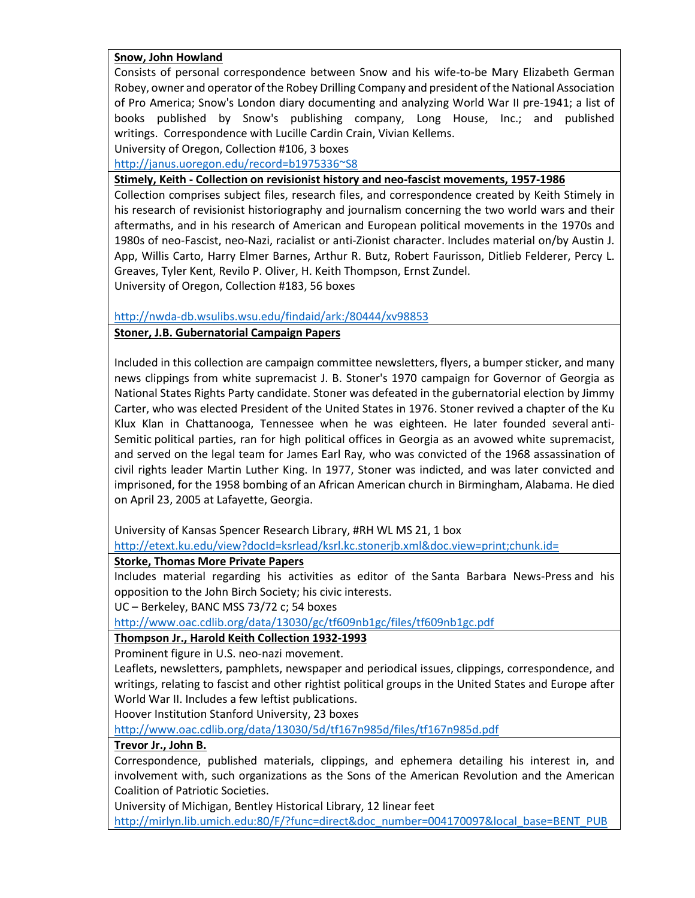**Snow, John Howland**

Consists of personal correspondence between Snow and his wife-to-be Mary Elizabeth German Robey, owner and operator of the Robey Drilling Company and president of the National Association of Pro America; Snow's London diary documenting and analyzing World War II pre-1941; a list of books published by Snow's publishing company, Long House, Inc.; and published writings. Correspondence with Lucille Cardin Crain, Vivian Kellems.

University of Oregon, Collection #106, 3 boxes

http://janus.uoregon.edu/record=b1975336~S8

**Stimely, Keith - Collection on revisionist history and neo-fascist movements, 1957-1986**

Collection comprises subject files, research files, and correspondence created by Keith Stimely in his research of revisionist historiography and journalism concerning the two world wars and their aftermaths, and in his research of American and European political movements in the 1970s and 1980s of neo-Fascist, neo-Nazi, racialist or anti-Zionist character. Includes material on/by Austin J. App, Willis Carto, Harry Elmer Barnes, Arthur R. Butz, Robert Faurisson, Ditlieb Felderer, Percy L. Greaves, Tyler Kent, Revilo P. Oliver, H. Keith Thompson, Ernst Zundel.

University of Oregon, Collection #183, 56 boxes

http://nwda-db.wsulibs.wsu.edu/findaid/ark:/80444/xv98853

**Stoner, J.B. Gubernatorial Campaign Papers**

Included in this collection are campaign committee newsletters, flyers, a bumper sticker, and many news clippings from white supremacist J. B. Stoner's 1970 campaign for Governor of Georgia as National States Rights Party candidate. Stoner was defeated in the gubernatorial election by Jimmy Carter, who was elected President of the United States in 1976. Stoner revived a chapter of the Ku Klux Klan in Chattanooga, Tennessee when he was eighteen. He later founded several anti-Semitic political parties, ran for high political offices in Georgia as an avowed white supremacist, and served on the legal team for James Earl Ray, who was convicted of the 1968 assassination of civil rights leader Martin Luther King. In 1977, Stoner was indicted, and was later convicted and imprisoned, for the 1958 bombing of an African American church in Birmingham, Alabama. He died on April 23, 2005 at Lafayette, Georgia.

University of Kansas Spencer Research Library, #RH WL MS 21, 1 box

http://etext.ku.edu/view?docId=ksrlead/ksrl.kc.stonerjb.xml&doc.view=print;chunk.id=

**Storke, Thomas More Private Papers**

Includes material regarding his activities as editor of the Santa Barbara News-Press and his opposition to the John Birch Society; his civic interests.

UC – Berkeley, BANC MSS 73/72 c; 54 boxes

http://www.oac.cdlib.org/data/13030/gc/tf609nb1gc/files/tf609nb1gc.pdf

**Thompson Jr., Harold Keith Collection 1932-1993**

Prominent figure in U.S. neo-nazi movement.

Leaflets, newsletters, pamphlets, newspaper and periodical issues, clippings, correspondence, and writings, relating to fascist and other rightist political groups in the United States and Europe after World War II. Includes a few leftist publications.

Hoover Institution Stanford University, 23 boxes

http://www.oac.cdlib.org/data/13030/5d/tf167n985d/files/tf167n985d.pdf

**Trevor Jr., John B.**

Correspondence, published materials, clippings, and ephemera detailing his interest in, and involvement with, such organizations as the Sons of the American Revolution and the American Coalition of Patriotic Societies.

University of Michigan, Bentley Historical Library, 12 linear feet

http://mirlyn.lib.umich.edu:80/F/?func=direct&doc_number=004170097&local_base=BENT_PUB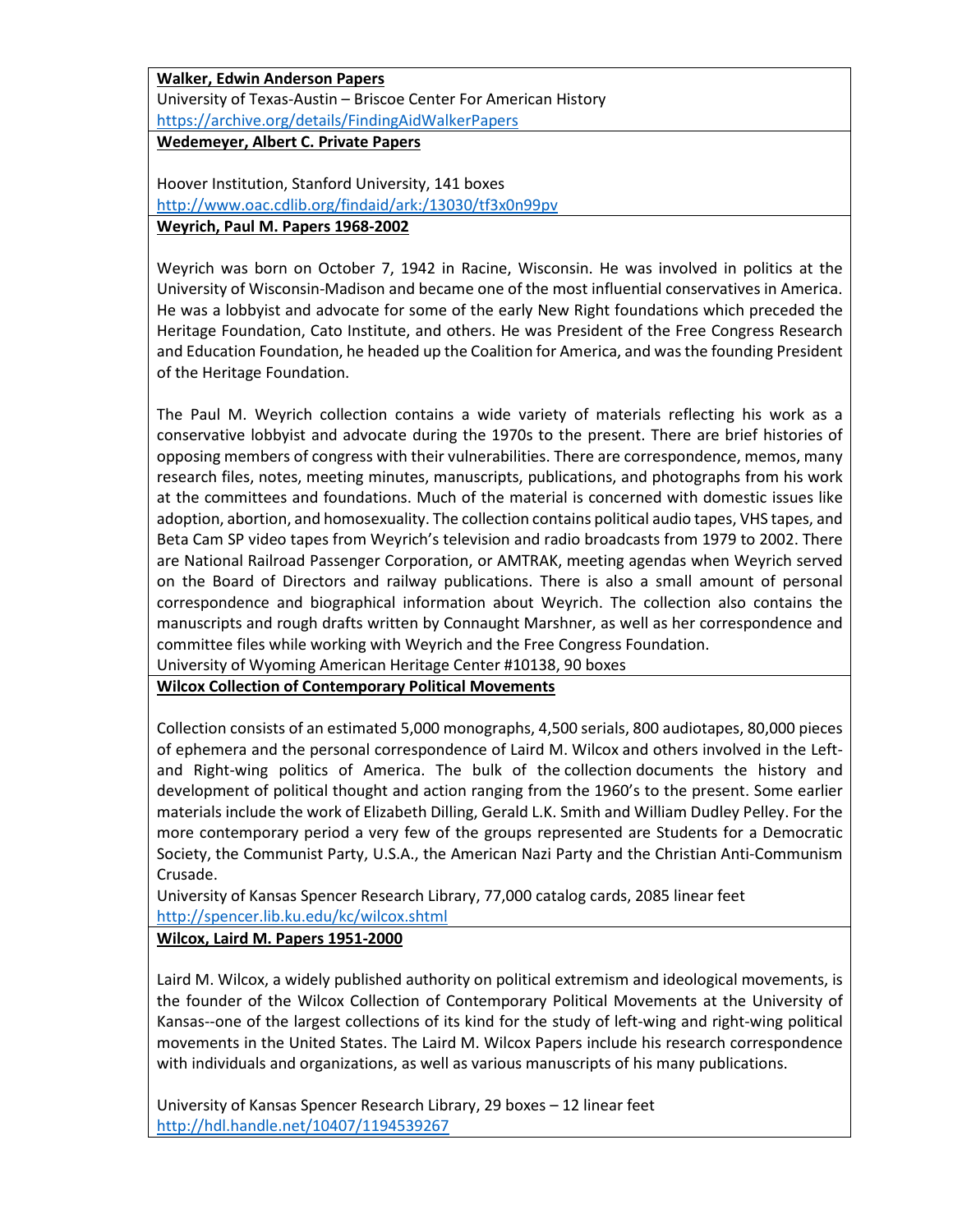**Walker, Edwin Anderson Papers**

University of Texas-Austin – Briscoe Center For American History

https://archive.org/details/FindingAidWalkerPapers

**Wedemeyer, Albert C. Private Papers**

Hoover Institution, Stanford University, 141 boxes

http://www.oac.cdlib.org/findaid/ark:/13030/tf3x0n99pv

**Weyrich, Paul M. Papers 1968-2002**

Weyrich was born on October 7, 1942 in Racine, Wisconsin. He was involved in politics at the University of Wisconsin-Madison and became one of the most influential conservatives in America. He was a lobbyist and advocate for some of the early New Right foundations which preceded the Heritage Foundation, Cato Institute, and others. He was President of the Free Congress Research and Education Foundation, he headed up the Coalition for America, and was the founding President of the Heritage Foundation.

The Paul M. Weyrich collection contains a wide variety of materials reflecting his work as a conservative lobbyist and advocate during the 1970s to the present. There are brief histories of opposing members of congress with their vulnerabilities. There are correspondence, memos, many research files, notes, meeting minutes, manuscripts, publications, and photographs from his work at the committees and foundations. Much of the material is concerned with domestic issues like adoption, abortion, and homosexuality. The collection contains political audio tapes, VHS tapes, and Beta Cam SP video tapes from Weyrich's television and radio broadcasts from 1979 to 2002. There are National Railroad Passenger Corporation, or AMTRAK, meeting agendas when Weyrich served on the Board of Directors and railway publications. There is also a small amount of personal correspondence and biographical information about Weyrich. The collection also contains the manuscripts and rough drafts written by Connaught Marshner, as well as her correspondence and committee files while working with Weyrich and the Free Congress Foundation.

University of Wyoming American Heritage Center #10138, 90 boxes

**Wilcox Collection of Contemporary Political Movements**

Collection consists of an estimated 5,000 monographs, 4,500 serials, 800 audiotapes, 80,000 pieces of ephemera and the personal correspondence of Laird M. Wilcox and others involved in the Left- and Right-wing politics of America. The bulk of the collection documents the history and development of political thought and action ranging from the 1960's to the present. Some earlier materials include the work of Elizabeth Dilling, Gerald L.K. Smith and William Dudley Pelley. For the more contemporary period a very few of the groups represented are Students for a Democratic Society, the Communist Party, U.S.A., the American Nazi Party and the Christian Anti-Communism Crusade.

University of Kansas Spencer Research Library, 77,000 catalog cards, 2085 linear feet

http://spencer.lib.ku.edu/kc/wilcox.shtml

**Wilcox, Laird M. Papers 1951-2000**

Laird M. Wilcox, a widely published authority on political extremism and ideological movements, is the founder of the Wilcox Collection of Contemporary Political Movements at the University of Kansas--one of the largest collections of its kind for the study of left-wing and right-wing political movements in the United States. The Laird M. Wilcox Papers include his research correspondence with individuals and organizations, as well as various manuscripts of his many publications.

University of Kansas Spencer Research Library, 29 boxes – 12 linear feet

http://hdl.handle.net/10407/1194539267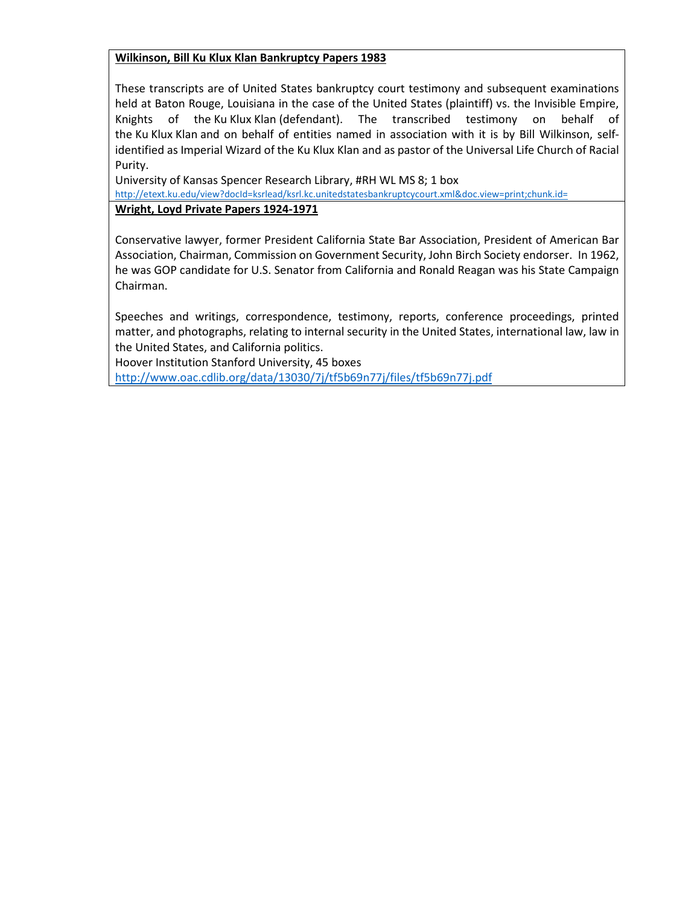**Wilkinson, Bill Ku Klux Klan Bankruptcy Papers 1983**

These transcripts are of United States bankruptcy court testimony and subsequent examinations held at Baton Rouge, Louisiana in the case of the United States (plaintiff) vs. the Invisible Empire, Knights of the Ku Klux Klan (defendant). The transcribed testimony on behalf of the Ku Klux Klan and on behalf of entities named in association with it is by Bill Wilkinson, self-identified as Imperial Wizard of the Ku Klux Klan and as pastor of the Universal Life Church of Racial Purity.

University of Kansas Spencer Research Library, #RH WL MS 8; 1 box

http://etext.ku.edu/view?docId=ksrlead/ksrl.kc.unitedstatesbankruptcycourt.xml&doc.view=print;chunk.id=

**Wright, Loyd Private Papers 1924-1971**

Conservative lawyer, former President California State Bar Association, President of American Bar Association, Chairman, Commission on Government Security, John Birch Society endorser. In 1962, he was GOP candidate for U.S. Senator from California and Ronald Reagan was his State Campaign Chairman.

Speeches and writings, correspondence, testimony, reports, conference proceedings, printed matter, and photographs, relating to internal security in the United States, international law, law in the United States, and California politics.

Hoover Institution Stanford University, 45 boxes

http://www.oac.cdlib.org/data/13030/7j/tf5b69n77j/files/tf5b69n77j.pdf